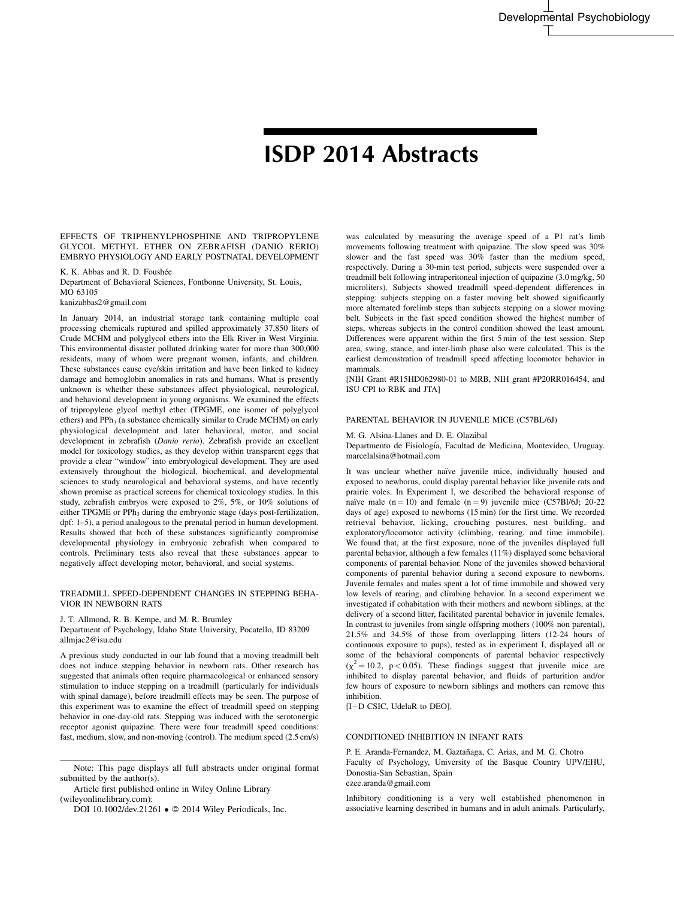# ISDP 2014 Abstracts

## EFFECTS OF TRIPHENYLPHOSPHINE AND TRIPROPYLENE GLYCOL METHYL ETHER ON ZEBRAFISH (DANIO RERIO) EMBRYO PHYSIOLOGY AND EARLY POSTNATAL DEVELOPMENT

K. K. Abbas and R. D. Foushée
Department of Behavioral Sciences, Fontbonne University, St. Louis, MO 63105
kanizabbas2@gmail.com

In January 2014, an industrial storage tank containing multiple coal processing chemicals ruptured and spilled approximately 37,850 liters of Crude MCHM and polyglycol ethers into the Elk River in West Virginia. This environmental disaster polluted drinking water for more than 300,000 residents, many of whom were pregnant women, infants, and children. These substances cause eye/skin irritation and have been linked to kidney damage and hemoglobin anomalies in rats and humans. What is presently unknown is whether these substances affect physiological, neurological, and behavioral development in young organisms. We examined the effects of tripropylene glycol methyl ether (TPGME, one isomer of polyglycol ethers) and $PPh_3$ (a substance chemically similar to Crude MCHM) on early physiological development and later behavioral, motor, and social development in zebrafish (*Danio rerio*). Zebrafish provide an excellent model for toxicology studies, as they develop within transparent eggs that provide a clear "window" into embryological development. They are used extensively throughout the biological, biochemical, and developmental sciences to study neurological and behavioral systems, and have recently shown promise as practical screens for chemical toxicology studies. In this study, zebrafish embryos were exposed to 2%, 5%, or 10% solutions of either TPGME or $PPh_3$ during the embryonic stage (days post-fertilization, dpf: 1–5), a period analogous to the prenatal period in human development. Results showed that both of these substances significantly compromise developmental physiology in embryonic zebrafish when compared to controls. Preliminary tests also reveal that these substances appear to negatively affect developing motor, behavioral, and social systems.

## TREADMILL SPEED-DEPENDENT CHANGES IN STEPPING BEHAVIOR IN NEWBORN RATS

J. T. Allmond, R. B. Kempe, and M. R. Brumley
Department of Psychology, Idaho State University, Pocatello, ID 83209
allmjac2@isu.edu

A previous study conducted in our lab found that a moving treadmill belt does not induce stepping behavior in newborn rats. Other research has suggested that animals often require pharmacological or enhanced sensory stimulation to induce stepping on a treadmill (particularly for individuals with spinal damage), before treadmill effects may be seen. The purpose of this experiment was to examine the effect of treadmill speed on stepping behavior in one-day-old rats. Stepping was induced with the serotonergic receptor agonist quipazine. There were four treadmill speed conditions: fast, medium, slow, and non-moving (control). The medium speed (2.5 cm/s) was calculated by measuring the average speed of a P1 rat's limb movements following treatment with quipazine. The slow speed was 30% slower and the fast speed was 30% faster than the medium speed, respectively. During a 30-min test period, subjects were suspended over a treadmill belt following intraperitoneal injection of quipazine (3.0 mg/kg, 50 microliters). Subjects showed treadmill speed-dependent differences in stepping: subjects stepping on a faster moving belt showed significantly more alternated forelimb steps than subjects stepping on a slower moving belt. Subjects in the fast speed condition showed the highest number of steps, whereas subjects in the control condition showed the least amount. Differences were apparent within the first 5 min of the test session. Step area, swing, stance, and inter-limb phase also were calculated. This is the earliest demonstration of treadmill speed affecting locomotor behavior in mammals.

[NIH Grant #R15HD062980-01 to MRB, NIH grant #P20RR016454, and ISU CPI to RBK and JTA]

## PARENTAL BEHAVIOR IN JUVENILE MICE (C57BL/6J)

M. G. Alsina-Llanes and D. E. Olazábal
Departmento de Fisiología, Facultad de Medicina, Montevideo, Uruguay.
marcelalsina@hotmail.com

It was unclear whether naïve juvenile mice, individually housed and exposed to newborns, could display parental behavior like juvenile rats and prairie voles. In Experiment I, we described the behavioral response of naïve male ($n = 10$) and female ($n = 9$) juvenile mice (C57Bl/6J; 20-22 days of age) exposed to newborns (15 min) for the first time. We recorded retrieval behavior, licking, crouching postures, nest building, and exploratory/locomotor activity (climbing, rearing, and time immobile). We found that, at the first exposure, none of the juveniles displayed full parental behavior, although a few females (11%) displayed some behavioral components of parental behavior. None of the juveniles showed behavioral components of parental behavior during a second exposure to newborns. Juvenile females and males spent a lot of time immobile and showed very low levels of rearing, and climbing behavior. In a second experiment we investigated if cohabitation with their mothers and newborn siblings, at the delivery of a second litter, facilitated parental behavior in juvenile females. In contrast to juveniles from single offspring mothers (100% non parental), 21.5% and 34.5% of those from overlapping litters (12-24 hours of continuous exposure to pups), tested as in experiment I, displayed all or some of the behavioral components of parental behavior respectively ($\chi^2 = 10.2$, $p < 0.05$). These findings suggest that juvenile mice are inhibited to display parental behavior, and fluids of parturition and/or few hours of exposure to newborn siblings and mothers can remove this inhibition.

[I+D CSIC, UdelaR to DEO].

## CONDITIONED INHIBITION IN INFANT RATS

P. E. Aranda-Fernandez, M. Gaztañaga, C. Arias, and M. G. Chotro
Faculty of Psychology, University of the Basque Country UPV/EHU, Donostia-San Sebastian, Spain
ezee.aranda@gmail.com

Inhibitory conditioning is a very well established phenomenon in associative learning described in humans and in adult animals. Particularly,

Note: This page displays all full abstracts under original format submitted by the author(s).

Article first published online in Wiley Online Library (wileyonlinelibrary.com):

DOI 10.1002/dev.21261 • © 2014 Wiley Periodicals, Inc.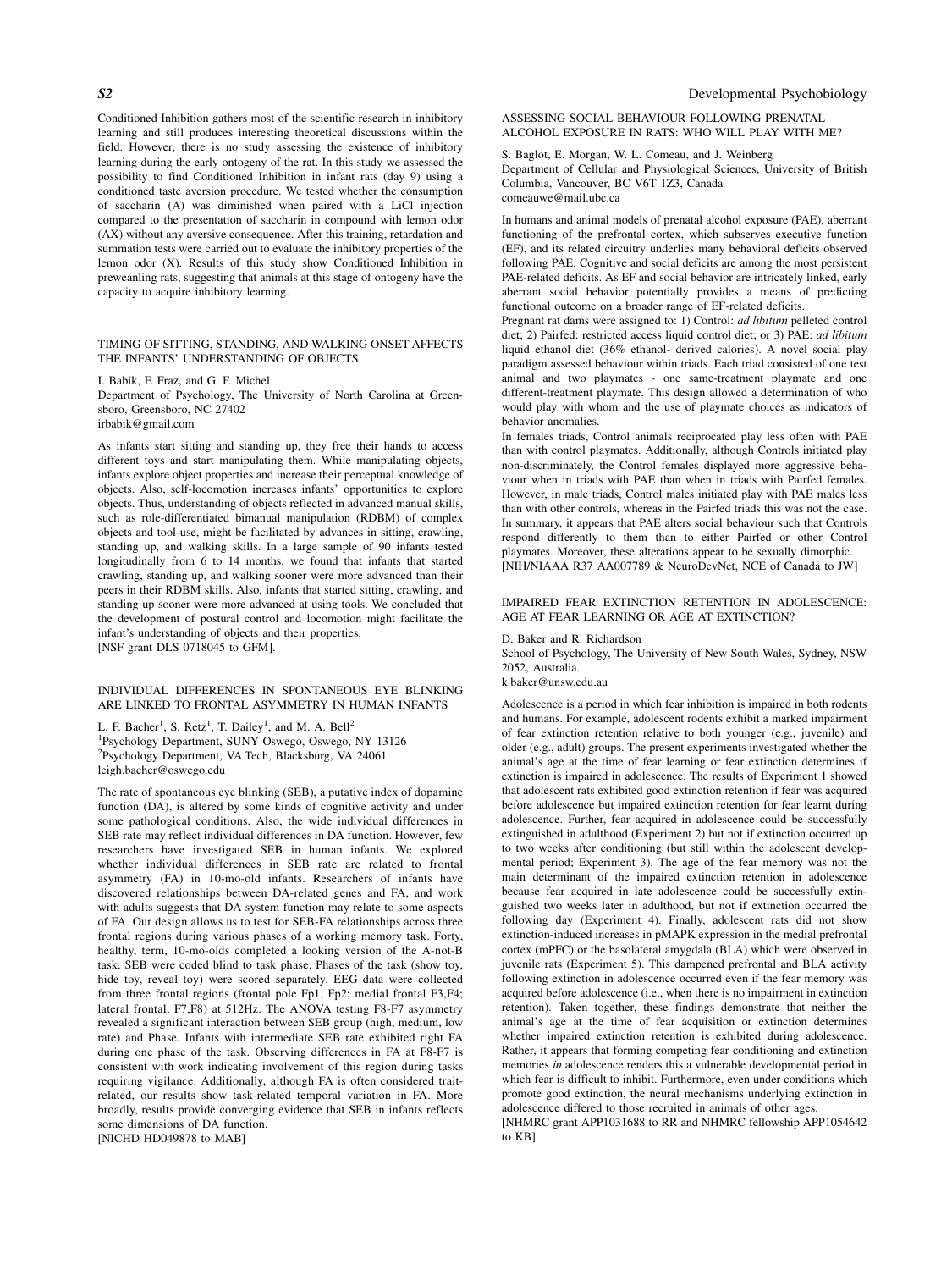Conditioned Inhibition gathers most of the scientific research in inhibitory learning and still produces interesting theoretical discussions within the field. However, there is no study assessing the existence of inhibitory learning during the early ontogeny of the rat. In this study we assessed the possibility to find Conditioned Inhibition in infant rats (day 9) using a conditioned taste aversion procedure. We tested whether the consumption of saccharin (A) was diminished when paired with a LiCl injection compared to the presentation of saccharin in compound with lemon odor (AX) without any aversive consequence. After this training, retardation and summation tests were carried out to evaluate the inhibitory properties of the lemon odor (X). Results of this study show Conditioned Inhibition in preweanling rats, suggesting that animals at this stage of ontogeny have the capacity to acquire inhibitory learning.

### TIMING OF SITTING, STANDING, AND WALKING ONSET AFFECTS THE INFANTS' UNDERSTANDING OF OBJECTS

I. Babik, F. Fraz, and G. F. Michel
Department of Psychology, The University of North Carolina at Greensboro, Greensboro, NC 27402
irbabik@gmail.com

As infants start sitting and standing up, they free their hands to access different toys and start manipulating them. While manipulating objects, infants explore object properties and increase their perceptual knowledge of objects. Also, self-locomotion increases infants' opportunities to explore objects. Thus, understanding of objects reflected in advanced manual skills, such as role-differentiated bimanual manipulation (RDBM) of complex objects and tool-use, might be facilitated by advances in sitting, crawling, standing up, and walking skills. In a large sample of 90 infants tested longitudinally from 6 to 14 months, we found that infants that started crawling, standing up, and walking sooner were more advanced than their peers in their RDBM skills. Also, infants that started sitting, crawling, and standing up sooner were more advanced at using tools. We concluded that the development of postural control and locomotion might facilitate the infant's understanding of objects and their properties.
[NSF grant DLS 0718045 to GFM].

### INDIVIDUAL DIFFERENCES IN SPONTANEOUS EYE BLINKING ARE LINKED TO FRONTAL ASYMMETRY IN HUMAN INFANTS

L. F. Bacher[1], S. Retz[1], T. Dailey[1], and M. A. Bell[2]
[1]Psychology Department, SUNY Oswego, Oswego, NY 13126
[2]Psychology Department, VA Tech, Blacksburg, VA 24061
leigh.bacher@oswego.edu

The rate of spontaneous eye blinking (SEB), a putative index of dopamine function (DA), is altered by some kinds of cognitive activity and under some pathological conditions. Also, the wide individual differences in SEB rate may reflect individual differences in DA function. However, few researchers have investigated SEB in human infants. We explored whether individual differences in SEB rate are related to frontal asymmetry (FA) in 10-mo-old infants. Researchers of infants have discovered relationships between DA-related genes and FA, and work with adults suggests that DA system function may relate to some aspects of FA. Our design allows us to test for SEB-FA relationships across three frontal regions during various phases of a working memory task. Forty, healthy, term, 10-mo-olds completed a looking version of the A-not-B task. SEB were coded blind to task phase. Phases of the task (show toy, hide toy, reveal toy) were scored separately. EEG data were collected from three frontal regions (frontal pole Fp1, Fp2; medial frontal F3,F4; lateral frontal, F7,F8) at 512Hz. The ANOVA testing F8-F7 asymmetry revealed a significant interaction between SEB group (high, medium, low rate) and Phase. Infants with intermediate SEB rate exhibited right FA during one phase of the task. Observing differences in FA at F8-F7 is consistent with work indicating involvement of this region during tasks requiring vigilance. Additionally, although FA is often considered trait-related, our results show task-related temporal variation in FA. More broadly, results provide converging evidence that SEB in infants reflects some dimensions of DA function.
[NICHD HD049878 to MAB]

### ASSESSING SOCIAL BEHAVIOUR FOLLOWING PRENATAL ALCOHOL EXPOSURE IN RATS: WHO WILL PLAY WITH ME?

S. Baglot, E. Morgan, W. L. Comeau, and J. Weinberg
Department of Cellular and Physiological Sciences, University of British Columbia, Vancouver, BC V6T 1Z3, Canada
comeauwe@mail.ubc.ca

In humans and animal models of prenatal alcohol exposure (PAE), aberrant functioning of the prefrontal cortex, which subserves executive function (EF), and its related circuitry underlies many behavioral deficits observed following PAE. Cognitive and social deficits are among the most persistent PAE-related deficits. As EF and social behavior are intricately linked, early aberrant social behavior potentially provides a means of predicting functional outcome on a broader range of EF-related deficits.

Pregnant rat dams were assigned to: 1) Control: *ad libitum* pelleted control diet; 2) Pairfed: restricted access liquid control diet; or 3) PAE: *ad libitum* liquid ethanol diet (36% ethanol- derived calories). A novel social play paradigm assessed behaviour within triads. Each triad consisted of one test animal and two playmates - one same-treatment playmate and one different-treatment playmate. This design allowed a determination of who would play with whom and the use of playmate choices as indicators of behavior anomalies.

In females triads, Control animals reciprocated play less often with PAE than with control playmates. Additionally, although Controls initiated play non-discriminately, the Control females displayed more aggressive behaviour when in triads with PAE than when in triads with Pairfed females. However, in male triads, Control males initiated play with PAE males less than with other controls, whereas in the Pairfed triads this was not the case. In summary, it appears that PAE alters social behaviour such that Controls respond differently to them than to either Pairfed or other Control playmates. Moreover, these alterations appear to be sexually dimorphic.
[NIH/NIAAA R37 AA007789 & NeuroDevNet, NCE of Canada to JW]

### IMPAIRED FEAR EXTINCTION RETENTION IN ADOLESCENCE: AGE AT FEAR LEARNING OR AGE AT EXTINCTION?

D. Baker and R. Richardson
School of Psychology, The University of New South Wales, Sydney, NSW 2052, Australia.
k.baker@unsw.edu.au

Adolescence is a period in which fear inhibition is impaired in both rodents and humans. For example, adolescent rodents exhibit a marked impairment of fear extinction retention relative to both younger (e.g., juvenile) and older (e.g., adult) groups. The present experiments investigated whether the animal's age at the time of fear learning or fear extinction determines if extinction is impaired in adolescence. The results of Experiment 1 showed that adolescent rats exhibited good extinction retention if fear was acquired before adolescence but impaired extinction retention for fear learnt during adolescence. Further, fear acquired in adolescence could be successfully extinguished in adulthood (Experiment 2) but not if extinction occurred up to two weeks after conditioning (but still within the adolescent developmental period; Experiment 3). The age of the fear memory was not the main determinant of the impaired extinction retention in adolescence because fear acquired in late adolescence could be successfully extinguished two weeks later in adulthood, but not if extinction occurred the following day (Experiment 4). Finally, adolescent rats did not show extinction-induced increases in pMAPK expression in the medial prefrontal cortex (mPFC) or the basolateral amygdala (BLA) which were observed in juvenile rats (Experiment 5). This dampened prefrontal and BLA activity following extinction in adolescence occurred even if the fear memory was acquired before adolescence (i.e., when there is no impairment in extinction retention). Taken together, these findings demonstrate that neither the animal's age at the time of fear acquisition or extinction determines whether impaired extinction retention is exhibited during adolescence. Rather, it appears that forming competing fear conditioning and extinction memories *in* adolescence renders this a vulnerable developmental period in which fear is difficult to inhibit. Furthermore, even under conditions which promote good extinction, the neural mechanisms underlying extinction in adolescence differed to those recruited in animals of other ages.
[NHMRC grant APP1031688 to RR and NHMRC fellowship APP1054642 to KB]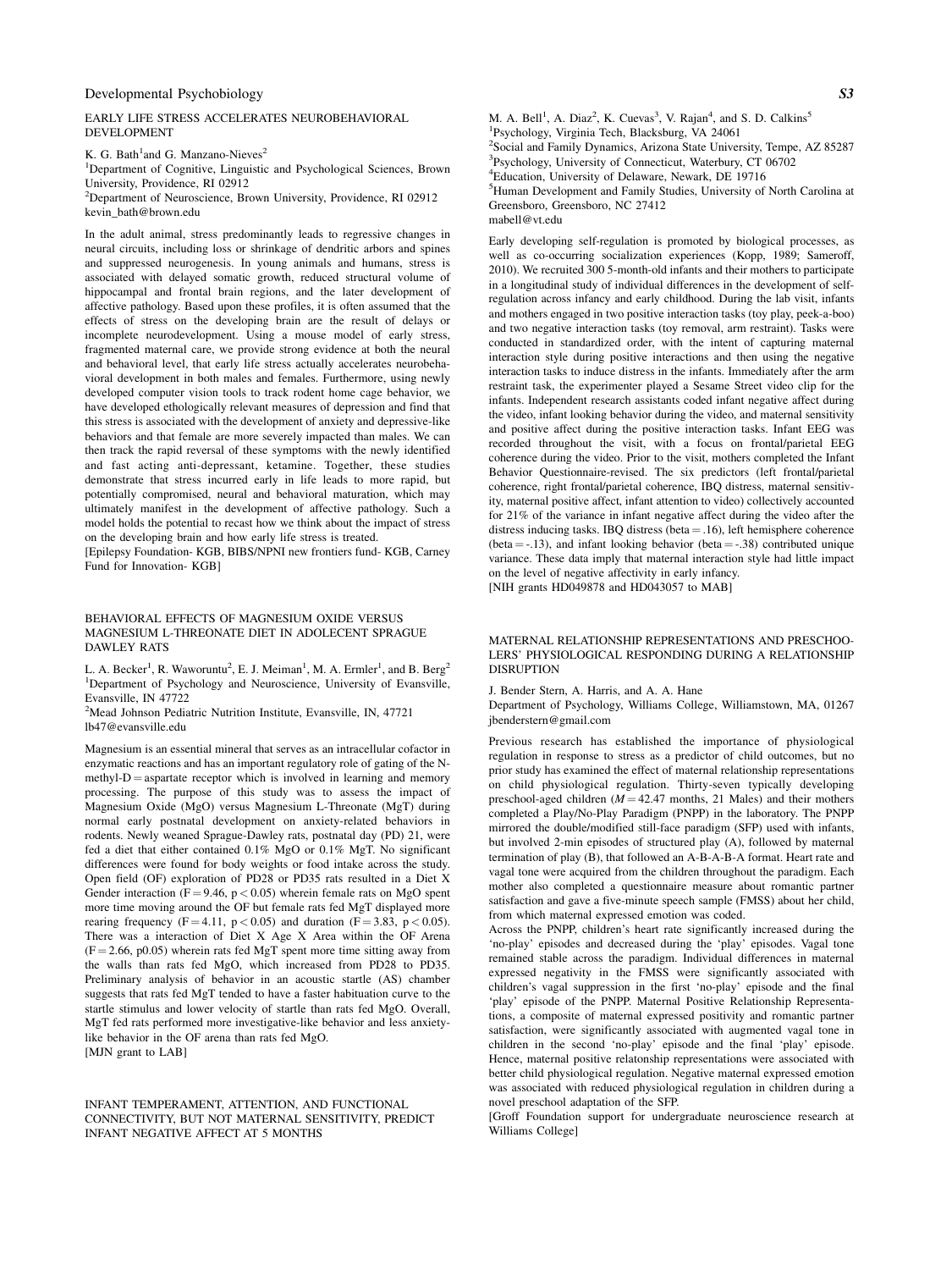## EARLY LIFE STRESS ACCELERATES NEUROBEHAVIORAL DEVELOPMENT

K. G. Bath[1]and G. Manzano-Nieves[2]

[1]Department of Cognitive, Linguistic and Psychological Sciences, Brown University, Providence, RI 02912

[2]Department of Neuroscience, Brown University, Providence, RI 02912

kevin_bath@brown.edu

In the adult animal, stress predominantly leads to regressive changes in neural circuits, including loss or shrinkage of dendritic arbors and spines and suppressed neurogenesis. In young animals and humans, stress is associated with delayed somatic growth, reduced structural volume of hippocampal and frontal brain regions, and the later development of affective pathology. Based upon these profiles, it is often assumed that the effects of stress on the developing brain are the result of delays or incomplete neurodevelopment. Using a mouse model of early stress, fragmented maternal care, we provide strong evidence at both the neural and behavioral level, that early life stress actually accelerates neurobehavioral development in both males and females. Furthermore, using newly developed computer vision tools to track rodent home cage behavior, we have developed ethologically relevant measures of depression and find that this stress is associated with the development of anxiety and depressive-like behaviors and that female are more severely impacted than males. We can then track the rapid reversal of these symptoms with the newly identified and fast acting anti-depressant, ketamine. Together, these studies demonstrate that stress incurred early in life leads to more rapid, but potentially compromised, neural and behavioral maturation, which may ultimately manifest in the development of affective pathology. Such a model holds the potential to recast how we think about the impact of stress on the developing brain and how early life stress is treated.

[Epilepsy Foundation- KGB, BIBS/NPNI new frontiers fund- KGB, Carney Fund for Innovation- KGB]

## BEHAVIORAL EFFECTS OF MAGNESIUM OXIDE VERSUS MAGNESIUM L-THREONATE DIET IN ADOLECENT SPRAGUE DAWLEY RATS

L. A. Becker[1], R. Waworuntu[2], E. J. Meiman[1], M. A. Ermler[1], and B. Berg[2]

[1]Department of Psychology and Neuroscience, University of Evansville, Evansville, IN 47722

[2]Mead Johnson Pediatric Nutrition Institute, Evansville, IN, 47721

lb47@evansville.edu

Magnesium is an essential mineral that serves as an intracellular cofactor in enzymatic reactions and has an important regulatory role of gating of the N-methyl-D = aspartate receptor which is involved in learning and memory processing. The purpose of this study was to assess the impact of Magnesium Oxide (MgO) versus Magnesium L-Threonate (MgT) during normal early postnatal development on anxiety-related behaviors in rodents. Newly weaned Sprague-Dawley rats, postnatal day (PD) 21, were fed a diet that either contained 0.1% MgO or 0.1% MgT. No significant differences were found for body weights or food intake across the study. Open field (OF) exploration of PD28 or PD35 rats resulted in a Diet X Gender interaction ($F = 9.46$, $p < 0.05$) wherein female rats on MgO spent more time moving around the OF but female rats fed MgT displayed more rearing frequency ($F = 4.11$, $p < 0.05$) and duration ($F = 3.83$, $p < 0.05$). There was a interaction of Diet X Age X Area within the OF Arena ($F = 2.66$, p0.05) wherein rats fed MgT spent more time sitting away from the walls than rats fed MgO, which increased from PD28 to PD35. Preliminary analysis of behavior in an acoustic startle (AS) chamber suggests that rats fed MgT tended to have a faster habituation curve to the startle stimulus and lower velocity of startle than rats fed MgO. Overall, MgT fed rats performed more investigative-like behavior and less anxiety-like behavior in the OF arena than rats fed MgO.

[MJN grant to LAB]

## INFANT TEMPERAMENT, ATTENTION, AND FUNCTIONAL CONNECTIVITY, BUT NOT MATERNAL SENSITIVITY, PREDICT INFANT NEGATIVE AFFECT AT 5 MONTHS

M. A. Bell[1], A. Diaz[2], K. Cuevas[3], V. Rajan[4], and S. D. Calkins[5]

[1]Psychology, Virginia Tech, Blacksburg, VA 24061

[2]Social and Family Dynamics, Arizona State University, Tempe, AZ 85287

[3]Psychology, University of Connecticut, Waterbury, CT 06702

[4]Education, University of Delaware, Newark, DE 19716

[5]Human Development and Family Studies, University of North Carolina at Greensboro, Greensboro, NC 27412

mabell@vt.edu

Early developing self-regulation is promoted by biological processes, as well as co-occurring socialization experiences (Kopp, 1989; Sameroff, 2010). We recruited 300 5-month-old infants and their mothers to participate in a longitudinal study of individual differences in the development of self-regulation across infancy and early childhood. During the lab visit, infants and mothers engaged in two positive interaction tasks (toy play, peek-a-boo) and two negative interaction tasks (toy removal, arm restraint). Tasks were conducted in standardized order, with the intent of capturing maternal interaction style during positive interactions and then using the negative interaction tasks to induce distress in the infants. Immediately after the arm restraint task, the experimenter played a Sesame Street video clip for the infants. Independent research assistants coded infant negative affect during the video, infant looking behavior during the video, and maternal sensitivity and positive affect during the positive interaction tasks. Infant EEG was recorded throughout the visit, with a focus on frontal/parietal EEG coherence during the video. Prior to the visit, mothers completed the Infant Behavior Questionnaire-revised. The six predictors (left frontal/parietal coherence, right frontal/parietal coherence, IBQ distress, maternal sensitivity, maternal positive affect, infant attention to video) collectively accounted for 21% of the variance in infant negative affect during the video after the distress inducing tasks. IBQ distress (beta = .16), left hemisphere coherence (beta = -.13), and infant looking behavior (beta = -.38) contributed unique variance. These data imply that maternal interaction style had little impact on the level of negative affectivity in early infancy.

[NIH grants HD049878 and HD043057 to MAB]

## MATERNAL RELATIONSHIP REPRESENTATIONS AND PRESCHOOLERS' PHYSIOLOGICAL RESPONDING DURING A RELATIONSHIP DISRUPTION

J. Bender Stern, A. Harris, and A. A. Hane

Department of Psychology, Williams College, Williamstown, MA, 01267

jbenderstern@gmail.com

Previous research has established the importance of physiological regulation in response to stress as a predictor of child outcomes, but no prior study has examined the effect of maternal relationship representations on child physiological regulation. Thirty-seven typically developing preschool-aged children (*M* = 42.47 months, 21 Males) and their mothers completed a Play/No-Play Paradigm (PNPP) in the laboratory. The PNPP mirrored the double/modified still-face paradigm (SFP) used with infants, but involved 2-min episodes of structured play (A), followed by maternal termination of play (B), that followed an A-B-A-B-A format. Heart rate and vagal tone were acquired from the children throughout the paradigm. Each mother also completed a questionnaire measure about romantic partner satisfaction and gave a five-minute speech sample (FMSS) about her child, from which maternal expressed emotion was coded.

Across the PNPP, children's heart rate significantly increased during the 'no-play' episodes and decreased during the 'play' episodes. Vagal tone remained stable across the paradigm. Individual differences in maternal expressed negativity in the FMSS were significantly associated with children's vagal suppression in the first 'no-play' episode and the final 'play' episode of the PNPP. Maternal Positive Relationship Representations, a composite of maternal expressed positivity and romantic partner satisfaction, were significantly associated with augmented vagal tone in children in the second 'no-play' episode and the final 'play' episode. Hence, maternal positive relatonship representations were associated with better child physiological regulation. Negative maternal expressed emotion was associated with reduced physiological regulation in children during a novel preschool adaptation of the SFP.

[Groff Foundation support for undergraduate neuroscience research at Williams College]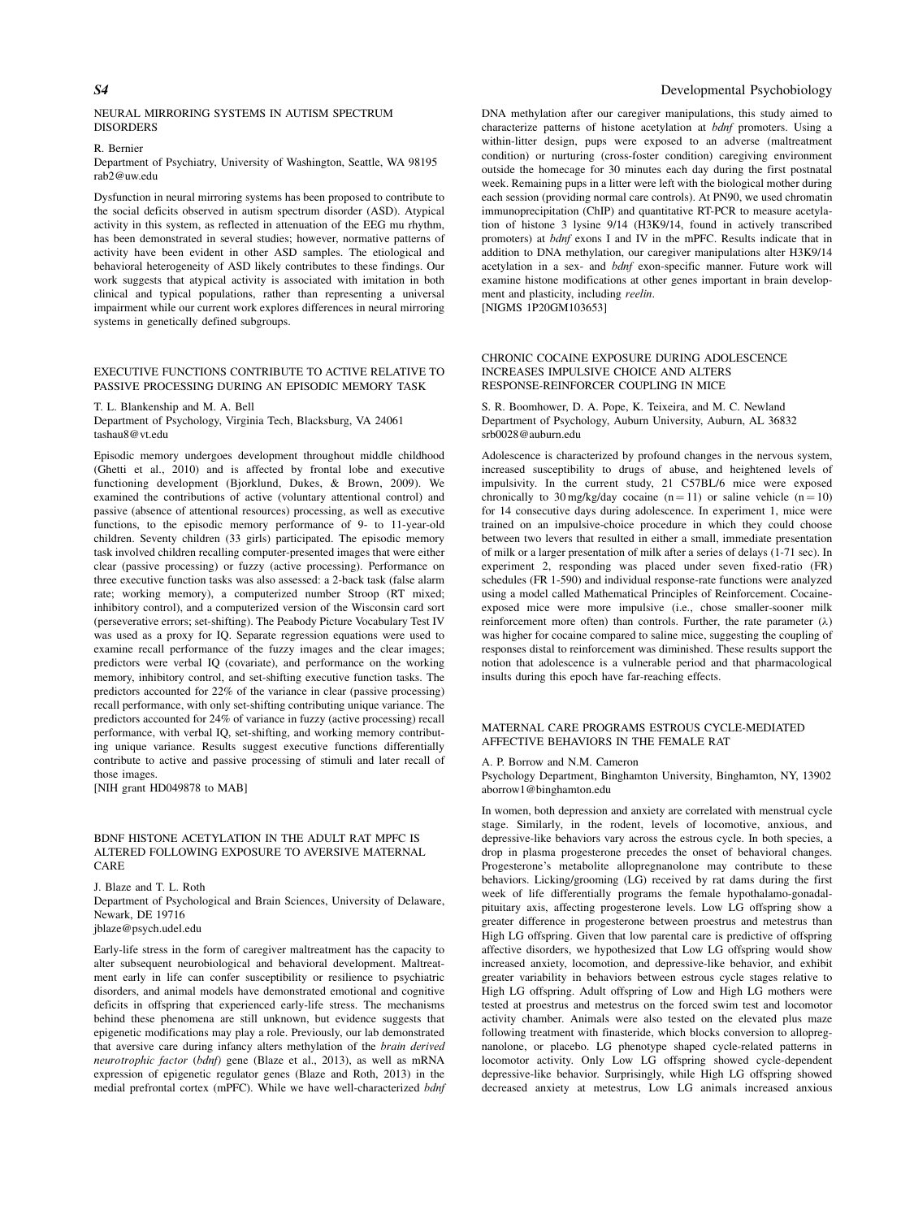## NEURAL MIRRORING SYSTEMS IN AUTISM SPECTRUM DISORDERS

R. Bernier

Department of Psychiatry, University of Washington, Seattle, WA 98195
rab2@uw.edu

Dysfunction in neural mirroring systems has been proposed to contribute to the social deficits observed in autism spectrum disorder (ASD). Atypical activity in this system, as reflected in attenuation of the EEG mu rhythm, has been demonstrated in several studies; however, normative patterns of activity have been evident in other ASD samples. The etiological and behavioral heterogeneity of ASD likely contributes to these findings. Our work suggests that atypical activity is associated with imitation in both clinical and typical populations, rather than representing a universal impairment while our current work explores differences in neural mirroring systems in genetically defined subgroups.

## EXECUTIVE FUNCTIONS CONTRIBUTE TO ACTIVE RELATIVE TO PASSIVE PROCESSING DURING AN EPISODIC MEMORY TASK

T. L. Blankenship and M. A. Bell

Department of Psychology, Virginia Tech, Blacksburg, VA 24061
tashau8@vt.edu

Episodic memory undergoes development throughout middle childhood (Ghetti et al., 2010) and is affected by frontal lobe and executive functioning development (Bjorklund, Dukes, & Brown, 2009). We examined the contributions of active (voluntary attentional control) and passive (absence of attentional resources) processing, as well as executive functions, to the episodic memory performance of 9- to 11-year-old children. Seventy children (33 girls) participated. The episodic memory task involved children recalling computer-presented images that were either clear (passive processing) or fuzzy (active processing). Performance on three executive function tasks was also assessed: a 2-back task (false alarm rate; working memory), a computerized number Stroop (RT mixed; inhibitory control), and a computerized version of the Wisconsin card sort (perseverative errors; set-shifting). The Peabody Picture Vocabulary Test IV was used as a proxy for IQ. Separate regression equations were used to examine recall performance of the fuzzy images and the clear images; predictors were verbal IQ (covariate), and performance on the working memory, inhibitory control, and set-shifting executive function tasks. The predictors accounted for 22% of the variance in clear (passive processing) recall performance, with only set-shifting contributing unique variance. The predictors accounted for 24% of variance in fuzzy (active processing) recall performance, with verbal IQ, set-shifting, and working memory contributing unique variance. Results suggest executive functions differentially contribute to active and passive processing of stimuli and later recall of those images.
[NIH grant HD049878 to MAB]

## BDNF HISTONE ACETYLATION IN THE ADULT RAT MPFC IS ALTERED FOLLOWING EXPOSURE TO AVERSIVE MATERNAL CARE

J. Blaze and T. L. Roth

Department of Psychological and Brain Sciences, University of Delaware, Newark, DE 19716
jblaze@psych.udel.edu

Early-life stress in the form of caregiver maltreatment has the capacity to alter subsequent neurobiological and behavioral development. Maltreatment early in life can confer susceptibility or resilience to psychiatric disorders, and animal models have demonstrated emotional and cognitive deficits in offspring that experienced early-life stress. The mechanisms behind these phenomena are still unknown, but evidence suggests that epigenetic modifications may play a role. Previously, our lab demonstrated that aversive care during infancy alters methylation of the *brain derived neurotrophic factor* (*bdnf*) gene (Blaze et al., 2013), as well as mRNA expression of epigenetic regulator genes (Blaze and Roth, 2013) in the medial prefrontal cortex (mPFC). While we have well-characterized *bdnf* DNA methylation after our caregiver manipulations, this study aimed to characterize patterns of histone acetylation at *bdnf* promoters. Using a within-litter design, pups were exposed to an adverse (maltreatment condition) or nurturing (cross-foster condition) caregiving environment outside the homecage for 30 minutes each day during the first postnatal week. Remaining pups in a litter were left with the biological mother during each session (providing normal care controls). At PN90, we used chromatin immunoprecipitation (ChIP) and quantitative RT-PCR to measure acetylation of histone 3 lysine 9/14 (H3K9/14, found in actively transcribed promoters) at *bdnf* exons I and IV in the mPFC. Results indicate that in addition to DNA methylation, our caregiver manipulations alter H3K9/14 acetylation in a sex- and *bdnf* exon-specific manner. Future work will examine histone modifications at other genes important in brain development and plasticity, including *reelin*.
[NIGMS 1P20GM103653]

## CHRONIC COCAINE EXPOSURE DURING ADOLESCENCE INCREASES IMPULSIVE CHOICE AND ALTERS RESPONSE-REINFORCER COUPLING IN MICE

S. R. Boomhower, D. A. Pope, K. Teixeira, and M. C. Newland
Department of Psychology, Auburn University, Auburn, AL 36832
srb0028@auburn.edu

Adolescence is characterized by profound changes in the nervous system, increased susceptibility to drugs of abuse, and heightened levels of impulsivity. In the current study, 21 C57BL/6 mice were exposed chronically to 30 mg/kg/day cocaine ($n = 11$) or saline vehicle ($n = 10$) for 14 consecutive days during adolescence. In experiment 1, mice were trained on an impulsive-choice procedure in which they could choose between two levers that resulted in either a small, immediate presentation of milk or a larger presentation of milk after a series of delays (1-71 sec). In experiment 2, responding was placed under seven fixed-ratio (FR) schedules (FR 1-590) and individual response-rate functions were analyzed using a model called Mathematical Principles of Reinforcement. Cocaine-exposed mice were more impulsive (i.e., chose smaller-sooner milk reinforcement more often) than controls. Further, the rate parameter ($\lambda$) was higher for cocaine compared to saline mice, suggesting the coupling of responses distal to reinforcement was diminished. These results support the notion that adolescence is a vulnerable period and that pharmacological insults during this epoch have far-reaching effects.

## MATERNAL CARE PROGRAMS ESTROUS CYCLE-MEDIATED AFFECTIVE BEHAVIORS IN THE FEMALE RAT

A. P. Borrow and N.M. Cameron

Psychology Department, Binghamton University, Binghamton, NY, 13902
aborrow1@binghamton.edu

In women, both depression and anxiety are correlated with menstrual cycle stage. Similarly, in the rodent, levels of locomotive, anxious, and depressive-like behaviors vary across the estrous cycle. In both species, a drop in plasma progesterone precedes the onset of behavioral changes. Progesterone's metabolite allopregnanolone may contribute to these behaviors. Licking/grooming (LG) received by rat dams during the first week of life differentially programs the female hypothalamo-gonadal-pituitary axis, affecting progesterone levels. Low LG offspring show a greater difference in progesterone between proestrus and metestrus than High LG offspring. Given that low parental care is predictive of offspring affective disorders, we hypothesized that Low LG offspring would show increased anxiety, locomotion, and depressive-like behavior, and exhibit greater variability in behaviors between estrous cycle stages relative to High LG offspring. Adult offspring of Low and High LG mothers were tested at proestrus and metestrus on the forced swim test and locomotor activity chamber. Animals were also tested on the elevated plus maze following treatment with finasteride, which blocks conversion to allopregnanolone, or placebo. LG phenotype shaped cycle-related patterns in locomotor activity. Only Low LG offspring showed cycle-dependent depressive-like behavior. Surprisingly, while High LG offspring showed decreased anxiety at metestrus, Low LG animals increased anxious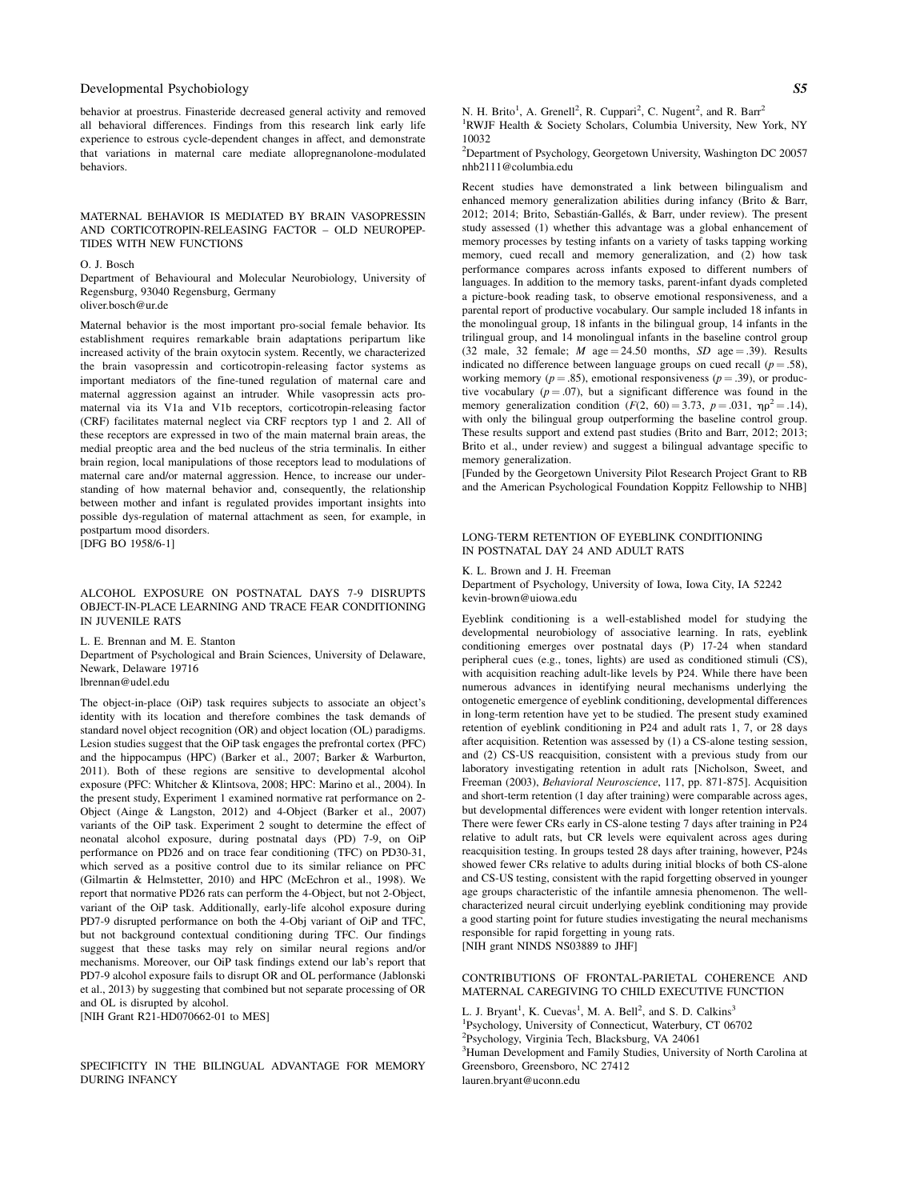behavior at proestrus. Finasteride decreased general activity and removed all behavioral differences. Findings from this research link early life experience to estrous cycle-dependent changes in affect, and demonstrate that variations in maternal care mediate allopregnanolone-modulated behaviors.

## MATERNAL BEHAVIOR IS MEDIATED BY BRAIN VASOPRESSIN AND CORTICOTROPIN-RELEASING FACTOR – OLD NEUROPEPTIDES WITH NEW FUNCTIONS

O. J. Bosch

Department of Behavioural and Molecular Neurobiology, University of Regensburg, 93040 Regensburg, Germany
oliver.bosch@ur.de

Maternal behavior is the most important pro-social female behavior. Its establishment requires remarkable brain adaptations peripartum like increased activity of the brain oxytocin system. Recently, we characterized the brain vasopressin and corticotropin-releasing factor systems as important mediators of the fine-tuned regulation of maternal care and maternal aggression against an intruder. While vasopressin acts pro-maternal via its V1a and V1b receptors, corticotropin-releasing factor (CRF) facilitates maternal neglect via CRF recptors typ 1 and 2. All of these receptors are expressed in two of the main maternal brain areas, the medial preoptic area and the bed nucleus of the stria terminalis. In either brain region, local manipulations of those receptors lead to modulations of maternal care and/or maternal aggression. Hence, to increase our understanding of how maternal behavior and, consequently, the relationship between mother and infant is regulated provides important insights into possible dys-regulation of maternal attachment as seen, for example, in postpartum mood disorders.
[DFG BO 1958/6-1]

## ALCOHOL EXPOSURE ON POSTNATAL DAYS 7-9 DISRUPTS OBJECT-IN-PLACE LEARNING AND TRACE FEAR CONDITIONING IN JUVENILE RATS

L. E. Brennan and M. E. Stanton

Department of Psychological and Brain Sciences, University of Delaware, Newark, Delaware 19716
lbrennan@udel.edu

The object-in-place (OiP) task requires subjects to associate an object's identity with its location and therefore combines the task demands of standard novel object recognition (OR) and object location (OL) paradigms. Lesion studies suggest that the OiP task engages the prefrontal cortex (PFC) and the hippocampus (HPC) (Barker et al., 2007; Barker & Warburton, 2011). Both of these regions are sensitive to developmental alcohol exposure (PFC: Whitcher & Klintsova, 2008; HPC: Marino et al., 2004). In the present study, Experiment 1 examined normative rat performance on 2-Object (Ainge & Langston, 2012) and 4-Object (Barker et al., 2007) variants of the OiP task. Experiment 2 sought to determine the effect of neonatal alcohol exposure, during postnatal days (PD) 7-9, on OiP performance on PD26 and on trace fear conditioning (TFC) on PD30-31, which served as a positive control due to its similar reliance on PFC (Gilmartin & Helmstetter, 2010) and HPC (McEchron et al., 1998). We report that normative PD26 rats can perform the 4-Object, but not 2-Object, variant of the OiP task. Additionally, early-life alcohol exposure during PD7-9 disrupted performance on both the 4-Obj variant of OiP and TFC, but not background contextual conditioning during TFC. Our findings suggest that these tasks may rely on similar neural regions and/or mechanisms. Moreover, our OiP task findings extend our lab's report that PD7-9 alcohol exposure fails to disrupt OR and OL performance (Jablonski et al., 2013) by suggesting that combined but not separate processing of OR and OL is disrupted by alcohol.
[NIH Grant R21-HD070662-01 to MES]

## SPECIFICITY IN THE BILINGUAL ADVANTAGE FOR MEMORY DURING INFANCY

N. H. Brito[1], A. Grenell[2], R. Cuppari[2], C. Nugent[2], and R. Barr[2]

[1]RWJF Health & Society Scholars, Columbia University, New York, NY 10032
[2]Department of Psychology, Georgetown University, Washington DC 20057
nhb2111@columbia.edu

Recent studies have demonstrated a link between bilingualism and enhanced memory generalization abilities during infancy (Brito & Barr, 2012; 2014; Brito, Sebastián-Gallés, & Barr, under review). The present study assessed (1) whether this advantage was a global enhancement of memory processes by testing infants on a variety of tasks tapping working memory, cued recall and memory generalization, and (2) how task performance compares across infants exposed to different numbers of languages. In addition to the memory tasks, parent-infant dyads completed a picture-book reading task, to observe emotional responsiveness, and a parental report of productive vocabulary. Our sample included 18 infants in the monolingual group, 18 infants in the bilingual group, 14 infants in the trilingual group, and 14 monolingual infants in the baseline control group (32 male, 32 female; *M* age = 24.50 months, *SD* age = .39). Results indicated no difference between language groups on cued recall ($p = .58$), working memory ($p = .85$), emotional responsiveness ($p = .39$), or productive vocabulary ($p = .07$), but a significant difference was found in the memory generalization condition ($F(2, 60) = 3.73$, $p = .031$, $\eta_p^2 = .14$), with only the bilingual group outperforming the baseline control group. These results support and extend past studies (Brito and Barr, 2012; 2013; Brito et al., under review) and suggest a bilingual advantage specific to memory generalization.
[Funded by the Georgetown University Pilot Research Project Grant to RB and the American Psychological Foundation Koppitz Fellowship to NHB]

## LONG-TERM RETENTION OF EYEBLINK CONDITIONING IN POSTNATAL DAY 24 AND ADULT RATS

K. L. Brown and J. H. Freeman

Department of Psychology, University of Iowa, Iowa City, IA 52242
kevin-brown@uiowa.edu

Eyeblink conditioning is a well-established model for studying the developmental neurobiology of associative learning. In rats, eyeblink conditioning emerges over postnatal days (P) 17-24 when standard peripheral cues (e.g., tones, lights) are used as conditioned stimuli (CS), with acquisition reaching adult-like levels by P24. While there have been numerous advances in identifying neural mechanisms underlying the ontogenetic emergence of eyeblink conditioning, developmental differences in long-term retention have yet to be studied. The present study examined retention of eyeblink conditioning in P24 and adult rats 1, 7, or 28 days after acquisition. Retention was assessed by (1) a CS-alone testing session, and (2) CS-US reacquisition, consistent with a previous study from our laboratory investigating retention in adult rats [Nicholson, Sweet, and Freeman (2003), *Behavioral Neuroscience*, 117, pp. 871-875]. Acquisition and short-term retention (1 day after training) were comparable across ages, but developmental differences were evident with longer retention intervals. There were fewer CRs early in CS-alone testing 7 days after training in P24 relative to adult rats, but CR levels were equivalent across ages during reacquisition testing. In groups tested 28 days after training, however, P24s showed fewer CRs relative to adults during initial blocks of both CS-alone and CS-US testing, consistent with the rapid forgetting observed in younger age groups characteristic of the infantile amnesia phenomenon. The well-characterized neural circuit underlying eyeblink conditioning may provide a good starting point for future studies investigating the neural mechanisms responsible for rapid forgetting in young rats.
[NIH grant NINDS NS03889 to JHF]

## CONTRIBUTIONS OF FRONTAL-PARIETAL COHERENCE AND MATERNAL CAREGIVING TO CHILD EXECUTIVE FUNCTION

L. J. Bryant[1], K. Cuevas[1], M. A. Bell[2], and S. D. Calkins[3]

[1]Psychology, University of Connecticut, Waterbury, CT 06702
[2]Psychology, Virginia Tech, Blacksburg, VA 24061
[3]Human Development and Family Studies, University of North Carolina at Greensboro, Greensboro, NC 27412
lauren.bryant@uconn.edu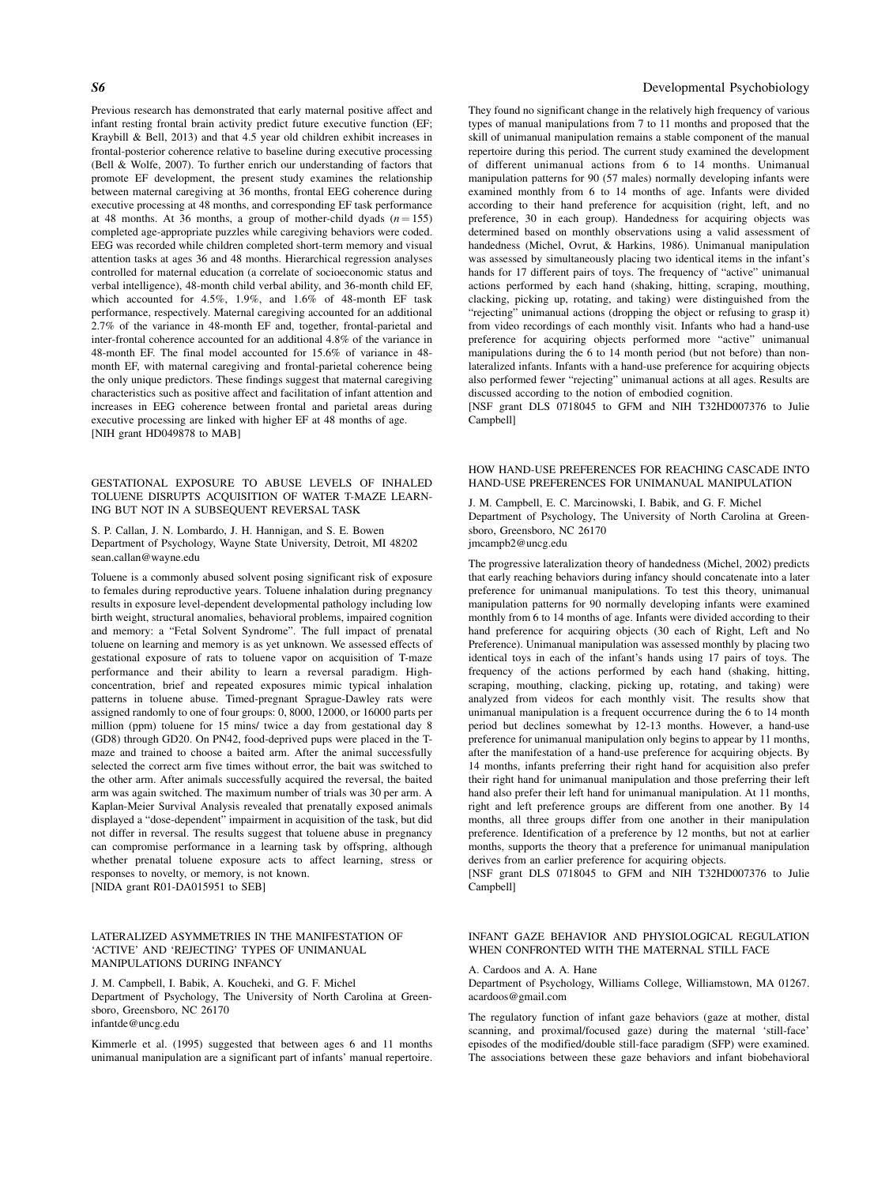Previous research has demonstrated that early maternal positive affect and infant resting frontal brain activity predict future executive function (EF; Kraybill & Bell, 2013) and that 4.5 year old children exhibit increases in frontal-posterior coherence relative to baseline during executive processing (Bell & Wolfe, 2007). To further enrich our understanding of factors that promote EF development, the present study examines the relationship between maternal caregiving at 36 months, frontal EEG coherence during executive processing at 48 months, and corresponding EF task performance at 48 months. At 36 months, a group of mother-child dyads ($n = 155$) completed age-appropriate puzzles while caregiving behaviors were coded. EEG was recorded while children completed short-term memory and visual attention tasks at ages 36 and 48 months. Hierarchical regression analyses controlled for maternal education (a correlate of socioeconomic status and verbal intelligence), 48-month child verbal ability, and 36-month child EF, which accounted for 4.5%, 1.9%, and 1.6% of 48-month EF task performance, respectively. Maternal caregiving accounted for an additional 2.7% of the variance in 48-month EF and, together, frontal-parietal and inter-frontal coherence accounted for an additional 4.8% of the variance in 48-month EF. The final model accounted for 15.6% of variance in 48-month EF, with maternal caregiving and frontal-parietal coherence being the only unique predictors. These findings suggest that maternal caregiving characteristics such as positive affect and facilitation of infant attention and increases in EEG coherence between frontal and parietal areas during executive processing are linked with higher EF at 48 months of age.
[NIH grant HD049878 to MAB]

## GESTATIONAL EXPOSURE TO ABUSE LEVELS OF INHALED TOLUENE DISRUPTS ACQUISITION OF WATER T-MAZE LEARNING BUT NOT IN A SUBSEQUENT REVERSAL TASK

S. P. Callan, J. N. Lombardo, J. H. Hannigan, and S. E. Bowen
Department of Psychology, Wayne State University, Detroit, MI 48202
sean.callan@wayne.edu

Toluene is a commonly abused solvent posing significant risk of exposure to females during reproductive years. Toluene inhalation during pregnancy results in exposure level-dependent developmental pathology including low birth weight, structural anomalies, behavioral problems, impaired cognition and memory: a "Fetal Solvent Syndrome". The full impact of prenatal toluene on learning and memory is as yet unknown. We assessed effects of gestational exposure of rats to toluene vapor on acquisition of T-maze performance and their ability to learn a reversal paradigm. High-concentration, brief and repeated exposures mimic typical inhalation patterns in toluene abuse. Timed-pregnant Sprague-Dawley rats were assigned randomly to one of four groups: 0, 8000, 12000, or 16000 parts per million (ppm) toluene for 15 mins/ twice a day from gestational day 8 (GD8) through GD20. On PN42, food-deprived pups were placed in the T-maze and trained to choose a baited arm. After the animal successfully selected the correct arm five times without error, the bait was switched to the other arm. After animals successfully acquired the reversal, the baited arm was again switched. The maximum number of trials was 30 per arm. A Kaplan-Meier Survival Analysis revealed that prenatally exposed animals displayed a "dose-dependent" impairment in acquisition of the task, but did not differ in reversal. The results suggest that toluene abuse in pregnancy can compromise performance in a learning task by offspring, although whether prenatal toluene exposure acts to affect learning, stress or responses to novelty, or memory, is not known.
[NIDA grant R01-DA015951 to SEB]

## LATERALIZED ASYMMETRIES IN THE MANIFESTATION OF 'ACTIVE' AND 'REJECTING' TYPES OF UNIMANUAL MANIPULATIONS DURING INFANCY

J. M. Campbell, I. Babik, A. Koucheki, and G. F. Michel
Department of Psychology, The University of North Carolina at Greensboro, Greensboro, NC 26170
infantde@uncg.edu

Kimmerle et al. (1995) suggested that between ages 6 and 11 months unimanual manipulation are a significant part of infants' manual repertoire. They found no significant change in the relatively high frequency of various types of manual manipulations from 7 to 11 months and proposed that the skill of unimanual manipulation remains a stable component of the manual repertoire during this period. The current study examined the development of different unimanual actions from 6 to 14 months. Unimanual manipulation patterns for 90 (57 males) normally developing infants were examined monthly from 6 to 14 months of age. Infants were divided according to their hand preference for acquisition (right, left, and no preference, 30 in each group). Handedness for acquiring objects was determined based on monthly observations using a valid assessment of handedness (Michel, Ovrut, & Harkins, 1986). Unimanual manipulation was assessed by simultaneously placing two identical items in the infant's hands for 17 different pairs of toys. The frequency of "active" unimanual actions performed by each hand (shaking, hitting, scraping, mouthing, clacking, picking up, rotating, and taking) were distinguished from the "rejecting" unimanual actions (dropping the object or refusing to grasp it) from video recordings of each monthly visit. Infants who had a hand-use preference for acquiring objects performed more "active" unimanual manipulations during the 6 to 14 month period (but not before) than non-lateralized infants. Infants with a hand-use preference for acquiring objects also performed fewer "rejecting" unimanual actions at all ages. Results are discussed according to the notion of embodied cognition.
[NSF grant DLS 0718045 to GFM and NIH T32HD007376 to Julie Campbell]

## HOW HAND-USE PREFERENCES FOR REACHING CASCADE INTO HAND-USE PREFERENCES FOR UNIMANUAL MANIPULATION

J. M. Campbell, E. C. Marcinowski, I. Babik, and G. F. Michel
Department of Psychology, The University of North Carolina at Greensboro, Greensboro, NC 26170
jmcampb2@uncg.edu

The progressive lateralization theory of handedness (Michel, 2002) predicts that early reaching behaviors during infancy should concatenate into a later preference for unimanual manipulations. To test this theory, unimanual manipulation patterns for 90 normally developing infants were examined monthly from 6 to 14 months of age. Infants were divided according to their hand preference for acquiring objects (30 each of Right, Left and No Preference). Unimanual manipulation was assessed monthly by placing two identical toys in each of the infant's hands using 17 pairs of toys. The frequency of the actions performed by each hand (shaking, hitting, scraping, mouthing, clacking, picking up, rotating, and taking) were analyzed from videos for each monthly visit. The results show that unimanual manipulation is a frequent occurrence during the 6 to 14 month period but declines somewhat by 12-13 months. However, a hand-use preference for unimanual manipulation only begins to appear by 11 months, after the manifestation of a hand-use preference for acquiring objects. By 14 months, infants preferring their right hand for acquisition also prefer their right hand for unimanual manipulation and those preferring their left hand also prefer their left hand for unimanual manipulation. At 11 months, right and left preference groups are different from one another. By 14 months, all three groups differ from one another in their manipulation preference. Identification of a preference by 12 months, but not at earlier months, supports the theory that a preference for unimanual manipulation derives from an earlier preference for acquiring objects.
[NSF grant DLS 0718045 to GFM and NIH T32HD007376 to Julie Campbell]

## INFANT GAZE BEHAVIOR AND PHYSIOLOGICAL REGULATION WHEN CONFRONTED WITH THE MATERNAL STILL FACE

A. Cardoos and A. A. Hane
Department of Psychology, Williams College, Williamstown, MA 01267.
acardoos@gmail.com

The regulatory function of infant gaze behaviors (gaze at mother, distal scanning, and proximal/focused gaze) during the maternal 'still-face' episodes of the modified/double still-face paradigm (SFP) were examined. The associations between these gaze behaviors and infant biobehavioral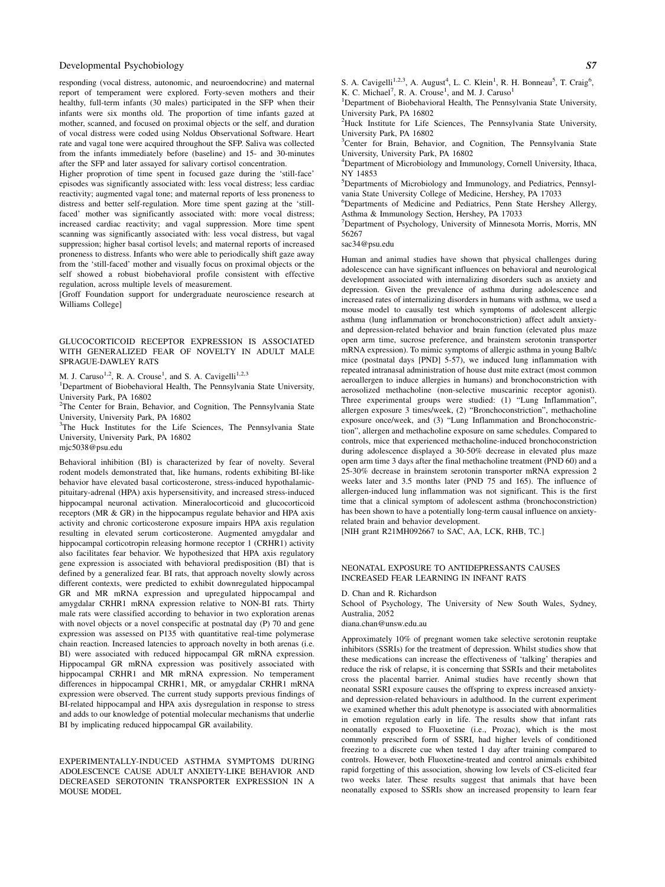responding (vocal distress, autonomic, and neuroendocrine) and maternal report of temperament were explored. Forty-seven mothers and their healthy, full-term infants (30 males) participated in the SFP when their infants were six months old. The proportion of time infants gazed at mother, scanned, and focused on proximal objects or the self, and duration of vocal distress were coded using Noldus Observational Software. Heart rate and vagal tone were acquired throughout the SFP. Saliva was collected from the infants immediately before (baseline) and 15- and 30-minutes after the SFP and later assayed for salivary cortisol concentration.

Higher proprotion of time spent in focused gaze during the 'still-face' episodes was significantly associated with: less vocal distress; less cardiac reactivity; augmented vagal tone; and maternal reports of less proneness to distress and better self-regulation. More time spent gazing at the 'still-faced' mother was significantly associated with: more vocal distress; increased cardiac reactivity; and vagal suppression. More time spent scanning was significantly associated with: less vocal distress, but vagal suppression; higher basal cortisol levels; and maternal reports of increased proneness to distress. Infants who were able to periodically shift gaze away from the 'still-faced' mother and visually focus on proximal objects or the self showed a robust biobehavioral profile consistent with effective regulation, across multiple levels of measurement.

[Groff Foundation support for undergraduate neuroscience research at Williams College]

## GLUCOCORTICOID RECEPTOR EXPRESSION IS ASSOCIATED WITH GENERALIZED FEAR OF NOVELTY IN ADULT MALE SPRAGUE-DAWLEY RATS

M. J. Caruso[1,2], R. A. Crouse[1], and S. A. Cavigelli[1,2,3]

[1]Department of Biobehavioral Health, The Pennsylvania State University, University Park, PA 16802

[2]The Center for Brain, Behavior, and Cognition, The Pennsylvania State University, University Park, PA 16802

[3]The Huck Institutes for the Life Sciences, The Pennsylvania State University, University Park, PA 16802

mjc5038@psu.edu

Behavioral inhibition (BI) is characterized by fear of novelty. Several rodent models demonstrated that, like humans, rodents exhibiting BI-like behavior have elevated basal corticosterone, stress-induced hypothalamic-pituitary-adrenal (HPA) axis hypersensitivity, and increased stress-induced hippocampal neuronal activation. Mineralocorticoid and glucocorticoid receptors (MR & GR) in the hippocampus regulate behavior and HPA axis activity and chronic corticosterone exposure impairs HPA axis regulation resulting in elevated serum corticosterone. Augmented amygdalar and hippocampal corticotropin releasing hormone receptor 1 (CRHR1) activity also facilitates fear behavior. We hypothesized that HPA axis regulatory gene expression is associated with behavioral predisposition (BI) that is defined by a generalized fear. BI rats, that approach novelty slowly across different contexts, were predicted to exhibit downregulated hippocampal GR and MR mRNA expression and upregulated hippocampal and amygdalar CRHR1 mRNA expression relative to NON-BI rats. Thirty male rats were classified according to behavior in two exploration arenas with novel objects or a novel conspecific at postnatal day (P) 70 and gene expression was assessed on P135 with quantitative real-time polymerase chain reaction. Increased latencies to approach novelty in both arenas (i.e. BI) were associated with reduced hippocampal GR mRNA expression. Hippocampal GR mRNA expression was positively associated with hippocampal CRHR1 and MR mRNA expression. No temperament differences in hippocampal CRHR1, MR, or amygdalar CRHR1 mRNA expression were observed. The current study supports previous findings of BI-related hippocampal and HPA axis dysregulation in response to stress and adds to our knowledge of potential molecular mechanisms that underlie BI by implicating reduced hippocampal GR availability.

## EXPERIMENTALLY-INDUCED ASTHMA SYMPTOMS DURING ADOLESCENCE CAUSE ADULT ANXIETY-LIKE BEHAVIOR AND DECREASED SEROTONIN TRANSPORTER EXPRESSION IN A MOUSE MODEL

S. A. Cavigelli[1,2,3], A. August[4], L. C. Klein[1], R. H. Bonneau[5], T. Craig[6], K. C. Michael[7], R. A. Crouse[1], and M. J. Caruso[1]

[1]Department of Biobehavioral Health, The Pennsylvania State University, University Park, PA 16802

[2]Huck Institute for Life Sciences, The Pennsylvania State University, University Park, PA 16802

[3]Center for Brain, Behavior, and Cognition, The Pennsylvania State University, University Park, PA 16802

[4]Department of Microbiology and Immunology, Cornell University, Ithaca, NY 14853

[5]Departments of Microbiology and Immunology, and Pediatrics, Pennsylvania State University College of Medicine, Hershey, PA 17033

[6]Departments of Medicine and Pediatrics, Penn State Hershey Allergy, Asthma & Immunology Section, Hershey, PA 17033

[7]Department of Psychology, University of Minnesota Morris, Morris, MN 56267

sac34@psu.edu

Human and animal studies have shown that physical challenges during adolescence can have significant influences on behavioral and neurological development associated with internalizing disorders such as anxiety and depression. Given the prevalence of asthma during adolescence and increased rates of internalizing disorders in humans with asthma, we used a mouse model to causally test which symptoms of adolescent allergic asthma (lung inflammation or bronchoconstriction) affect adult anxiety- and depression-related behavior and brain function (elevated plus maze open arm time, sucrose preference, and brainstem serotonin transporter mRNA expression). To mimic symptoms of allergic asthma in young Balb/c mice (postnatal days [PND] 5-57), we induced lung inflammation with repeated intranasal administration of house dust mite extract (most common aeroallergen to induce allergies in humans) and bronchoconstriction with aerosolized methacholine (non-selective muscarinic receptor agonist). Three experimental groups were studied: (1) "Lung Inflammation", allergen exposure 3 times/week, (2) "Bronchoconstriction", methacholine exposure once/week, and (3) "Lung Inflammation and Bronchoconstriction", allergen and methacholine exposure on same schedules. Compared to controls, mice that experienced methacholine-induced bronchoconstriction during adolescence displayed a 30-50% decrease in elevated plus maze open arm time 3 days after the final methacholine treatment (PND 60) and a 25-30% decrease in brainstem serotonin transporter mRNA expression 2 weeks later and 3.5 months later (PND 75 and 165). The influence of allergen-induced lung inflammation was not significant. This is the first time that a clinical symptom of adolescent asthma (bronchoconstriction) has been shown to have a potentially long-term causal influence on anxiety-related brain and behavior development.

[NIH grant R21MH092667 to SAC, AA, LCK, RHB, TC.]

## NEONATAL EXPOSURE TO ANTIDEPRESSANTS CAUSES INCREASED FEAR LEARNING IN INFANT RATS

D. Chan and R. Richardson

School of Psychology, The University of New South Wales, Sydney, Australia, 2052

diana.chan@unsw.edu.au

Approximately 10% of pregnant women take selective serotonin reuptake inhibitors (SSRIs) for the treatment of depression. Whilst studies show that these medications can increase the effectiveness of 'talking' therapies and reduce the risk of relapse, it is concerning that SSRIs and their metabolites cross the placental barrier. Animal studies have recently shown that neonatal SSRI exposure causes the offspring to express increased anxiety- and depression-related behaviours in adulthood. In the current experiment we examined whether this adult phenotype is associated with abnormalities in emotion regulation early in life. The results show that infant rats neonatally exposed to Fluoxetine (i.e., Prozac), which is the most commonly prescribed form of SSRI, had higher levels of conditioned freezing to a discrete cue when tested 1 day after training compared to controls. However, both Fluoxetine-treated and control animals exhibited rapid forgetting of this association, showing low levels of CS-elicited fear two weeks later. These results suggest that animals that have been neonatally exposed to SSRIs show an increased propensity to learn fear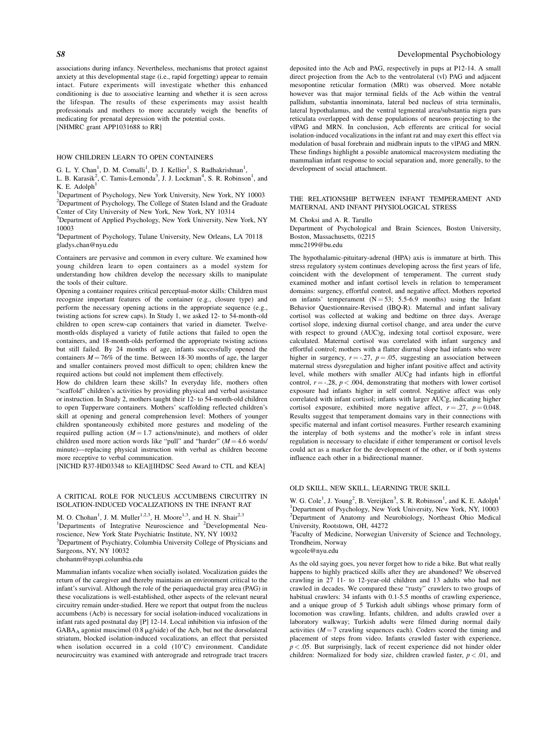associations during infancy. Nevertheless, mechanisms that protect against anxiety at this developmental stage (i.e., rapid forgetting) appear to remain intact. Future experiments will investigate whether this enhanced conditioning is due to associative learning and whether it is seen across the lifespan. The results of these experiments may assist health professionals and mothers to more accurately weigh the benefits of medicating for prenatal depression with the potential costs.
[NHMRC grant APP1031688 to RR]

## HOW CHILDREN LEARN TO OPEN CONTAINERS

G. L. Y. Chan[1], D. M. Comalli[1], D. J. Kellier[1], S. Radhakrishnan[1], L. B. Karasik[2], C. Tamis-Lemonda[3], J. J. Lockman[4], S. R. Robinson[1], and K. E. Adolph[1]

[1]Department of Psychology, New York University, New York, NY 10003
[2]Department of Psychology, The College of Staten Island and the Graduate Center of City University of New York, New York, NY 10314
[3]Department of Applied Psychology, New York University, New York, NY 10003
[4]Department of Psychology, Tulane University, New Orleans, LA 70118
gladys.chan@nyu.edu

Containers are pervasive and common in every culture. We examined how young children learn to open containers as a model system for understanding how children develop the necessary skills to manipulate the tools of their culture.

Opening a container requires critical perceptual-motor skills: Children must recognize important features of the container (e.g., closure type) and perform the necessary opening actions in the appropriate sequence (e.g., twisting actions for screw caps). In Study 1, we asked 12- to 54-month-old children to open screw-cap containers that varied in diameter. Twelve-month-olds displayed a variety of futile actions that failed to open the containers, and 18-month-olds performed the appropriate twisting actions but still failed. By 24 months of age, infants successfully opened the containers $M = 76\%$ of the time. Between 18-30 months of age, the larger and smaller containers proved most difficult to open; children knew the required actions but could not implement them effectively.

How do children learn these skills? In everyday life, mothers often "scaffold" children's activities by providing physical and verbal assistance or instruction. In Study 2, mothers taught their 12- to 54-month-old children to open Tupperware containers. Mothers' scaffolding reflected children's skill at opening and general comprehension level: Mothers of younger children spontaneously exhibited more gestures and modeling of the required pulling action ($M = 1.7$ actions/minute), and mothers of older children used more action words like "pull" and "harder" ($M = 4.6$ words/minute)—replacing physical instruction with verbal as children become more receptive to verbal communication.
[NICHD R37-HD03348 to KEA][IHDSC Seed Award to CTL and KEA]

## A CRITICAL ROLE FOR NUCLEUS ACCUMBENS CIRCUITRY IN ISOLATION-INDUCED VOCALIZATIONS IN THE INFANT RAT

M. O. Chohan[1], J. M. Muller[1,2,3], H. Moore[1,3], and H. N. Shair[2,3]

[1]Departments of Integrative Neuroscience and [2]Developmental Neuroscience, New York State Psychiatric Institute, NY, NY 10032
[3]Department of Psychiatry, Columbia University College of Physicians and Surgeons, NY, NY 10032
chohanm@nyspi.columbia.edu

Mammalian infants vocalize when socially isolated. Vocalization guides the return of the caregiver and thereby maintains an environment critical to the infant's survival. Although the role of the periaqueductal gray area (PAG) in these vocalizations is well-established, other aspects of the relevant neural circuitry remain under-studied. Here we report that output from the nucleus accumbens (Acb) is necessary for social isolation-induced vocalizations in infant rats aged postnatal day [P] 12-14. Local inhibition via infusion of the $GABA_A$ agonist muscimol (0.8 μg/side) of the Acb, but not the dorsolateral striatum, blocked isolation-induced vocalizations, an effect that persisted when isolation occurred in a cold (10°C) environment. Candidate neurocircuitry was examined with anterograde and retrograde tract tracers deposited into the Acb and PAG, respectively in pups at P12-14. A small direct projection from the Acb to the ventrolateral (vl) PAG and adjacent mesopontine reticular formation (MRt) was observed. More notable however was that major terminal fields of the Acb within the ventral pallidum, substantia innominata, lateral bed nucleus of stria terminalis, lateral hypothalamus, and the ventral tegmental area/substantia nigra pars reticulata overlapped with dense populations of neurons projecting to the vlPAG and MRN. In conclusion, Acb efferents are critical for social isolation-induced vocalizations in the infant rat and may exert this effect via modulation of basal forebrain and midbrain inputs to the vlPAG and MRN. These findings highlight a possible anatomical macrosystem mediating the mammalian infant response to social separation and, more generally, to the development of social attachment.

## THE RELATIONSHIP BETWEEN INFANT TEMPERAMENT AND MATERNAL AND INFANT PHYSIOLOGICAL STRESS

M. Choksi and A. R. Tarullo

Department of Psychological and Brain Sciences, Boston University, Boston, Massachusetts, 02215
mmc2199@bu.edu

The hypothalamic-pituitary-adrenal (HPA) axis is immature at birth. This stress regulatory system continues developing across the first years of life, coincident with the development of temperament. The current study examined mother and infant cortisol levels in relation to temperament domains: surgency, effortful control, and negative affect. Mothers reported on infants' temperament ($N = 53$; 5.5-6.9 months) using the Infant Behavior Questionnaire-Revised (IBQ-R). Maternal and infant salivary cortisol was collected at waking and bedtime on three days. Average cortisol slope, indexing diurnal cortisol change, and area under the curve with respect to ground (AUC)g, indexing total cortisol exposure, were calculated. Maternal cortisol was correlated with infant surgency and effortful control; mothers with a flatter diurnal slope had infants who were higher in surgency, $r = -.27$, $p = .05$, suggesting an association between maternal stress dysregulation and higher infant positive affect and activity level, while mothers with smaller AUCg had infants high in effortful control, $r = -.28$, $p < .004$, demonstrating that mothers with lower cortisol exposure had infants higher in self control. Negative affect was only correlated with infant cortisol; infants with larger AUCg, indicating higher cortisol exposure, exhibited more negative affect, $r = .27$, $p = 0.048$. Results suggest that temperament domains vary in their connections with specific maternal and infant cortisol measures. Further research examining the interplay of both systems and the mother's role in infant stress regulation is necessary to elucidate if either temperament or cortisol levels could act as a marker for the development of the other, or if both systems influence each other in a bidirectional manner.

## OLD SKILL, NEW SKILL, LEARNING TRUE SKILL

W. G. Cole[1], J. Young[2], B. Vereijken[3], S. R. Robinson[1], and K. E. Adolph[1]

[1]Department of Psychology, New York University, New York, NY, 10003
[2]Department of Anatomy and Neurobiology, Northeast Ohio Medical University, Rootstown, OH, 44272
[3]Faculty of Medicine, Norwegian University of Science and Technology, Trondheim, Norway
wgcole@nyu.edu

As the old saying goes, you never forget how to ride a bike. But what really happens to highly practiced skills after they are abandoned? We observed crawling in 27 11- to 12-year-old children and 13 adults who had not crawled in decades. We compared these "rusty" crawlers to two groups of habitual crawlers: 34 infants with 0.1-5.5 months of crawling experience, and a unique group of 5 Turkish adult siblings whose primary form of locomotion was crawling. Infants, children, and adults crawled over a laboratory walkway; Turkish adults were filmed during normal daily activities ($M = 7$ crawling sequences each). Coders scored the timing and placement of steps from video. Infants crawled faster with experience, $p < .05$. But surprisingly, lack of recent experience did not hinder older children: Normalized for body size, children crawled faster, $p < .01$, and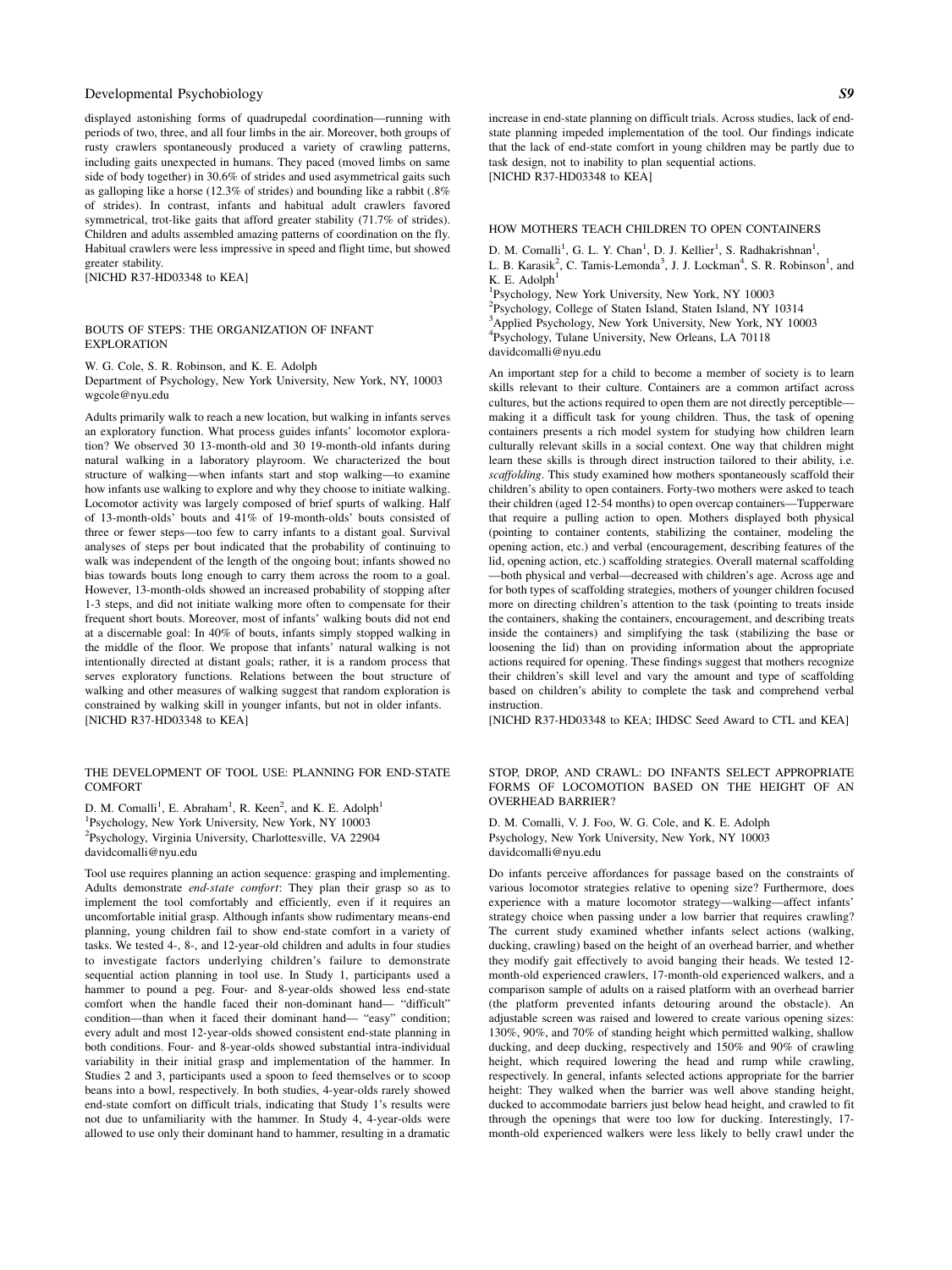displayed astonishing forms of quadrupedal coordination—running with periods of two, three, and all four limbs in the air. Moreover, both groups of rusty crawlers spontaneously produced a variety of crawling patterns, including gaits unexpected in humans. They paced (moved limbs on same side of body together) in 30.6% of strides and used asymmetrical gaits such as galloping like a horse (12.3% of strides) and bounding like a rabbit (.8% of strides). In contrast, infants and habitual adult crawlers favored symmetrical, trot-like gaits that afford greater stability (71.7% of strides). Children and adults assembled amazing patterns of coordination on the fly. Habitual crawlers were less impressive in speed and flight time, but showed greater stability.
[NICHD R37-HD03348 to KEA]

## BOUTS OF STEPS: THE ORGANIZATION OF INFANT EXPLORATION

W. G. Cole, S. R. Robinson, and K. E. Adolph
Department of Psychology, New York University, New York, NY, 10003
wgcole@nyu.edu

Adults primarily walk to reach a new location, but walking in infants serves an exploratory function. What process guides infants' locomotor exploration? We observed 30 13-month-old and 30 19-month-old infants during natural walking in a laboratory playroom. We characterized the bout structure of walking—when infants start and stop walking—to examine how infants use walking to explore and why they choose to initiate walking. Locomotor activity was largely composed of brief spurts of walking. Half of 13-month-olds' bouts and 41% of 19-month-olds' bouts consisted of three or fewer steps—too few to carry infants to a distant goal. Survival analyses of steps per bout indicated that the probability of continuing to walk was independent of the length of the ongoing bout; infants showed no bias towards bouts long enough to carry them across the room to a goal. However, 13-month-olds showed an increased probability of stopping after 1-3 steps, and did not initiate walking more often to compensate for their frequent short bouts. Moreover, most of infants' walking bouts did not end at a discernable goal: In 40% of bouts, infants simply stopped walking in the middle of the floor. We propose that infants' natural walking is not intentionally directed at distant goals; rather, it is a random process that serves exploratory functions. Relations between the bout structure of walking and other measures of walking suggest that random exploration is constrained by walking skill in younger infants, but not in older infants.
[NICHD R37-HD03348 to KEA]

## THE DEVELOPMENT OF TOOL USE: PLANNING FOR END-STATE COMFORT

D. M. Comalli[1], E. Abraham[1], R. Keen[2], and K. E. Adolph[1]
[1]Psychology, New York University, New York, NY 10003
[2]Psychology, Virginia University, Charlottesville, VA 22904
davidcomalli@nyu.edu

Tool use requires planning an action sequence: grasping and implementing. Adults demonstrate *end-state comfort*: They plan their grasp so as to implement the tool comfortably and efficiently, even if it requires an uncomfortable initial grasp. Although infants show rudimentary means-end planning, young children fail to show end-state comfort in a variety of tasks. We tested 4-, 8-, and 12-year-old children and adults in four studies to investigate factors underlying children's failure to demonstrate sequential action planning in tool use. In Study 1, participants used a hammer to pound a peg. Four- and 8-year-olds showed less end-state comfort when the handle faced their non-dominant hand— "difficult" condition—than when it faced their dominant hand— "easy" condition; every adult and most 12-year-olds showed consistent end-state planning in both conditions. Four- and 8-year-olds showed substantial intra-individual variability in their initial grasp and implementation of the hammer. In Studies 2 and 3, participants used a spoon to feed themselves or to scoop beans into a bowl, respectively. In both studies, 4-year-olds rarely showed end-state comfort on difficult trials, indicating that Study 1's results were not due to unfamiliarity with the hammer. In Study 4, 4-year-olds were allowed to use only their dominant hand to hammer, resulting in a dramatic increase in end-state planning on difficult trials. Across studies, lack of end-state planning impeded implementation of the tool. Our findings indicate that the lack of end-state comfort in young children may be partly due to task design, not to inability to plan sequential actions.
[NICHD R37-HD03348 to KEA]

## HOW MOTHERS TEACH CHILDREN TO OPEN CONTAINERS

D. M. Comalli[1], G. L. Y. Chan[1], D. J. Kellier[1], S. Radhakrishnan[1], L. B. Karasik[2], C. Tamis-Lemonda[3], J. J. Lockman[4], S. R. Robinson[1], and K. E. Adolph[1]
[1]Psychology, New York University, New York, NY 10003
[2]Psychology, College of Staten Island, Staten Island, NY 10314
[3]Applied Psychology, New York University, New York, NY 10003
[4]Psychology, Tulane University, New Orleans, LA 70118
davidcomalli@nyu.edu

An important step for a child to become a member of society is to learn skills relevant to their culture. Containers are a common artifact across cultures, but the actions required to open them are not directly perceptible—making it a difficult task for young children. Thus, the task of opening containers presents a rich model system for studying how children learn culturally relevant skills in a social context. One way that children might learn these skills is through direct instruction tailored to their ability, i.e. *scaffolding*. This study examined how mothers spontaneously scaffold their children's ability to open containers. Forty-two mothers were asked to teach their children (aged 12-54 months) to open overcap containers—Tupperware that require a pulling action to open. Mothers displayed both physical (pointing to container contents, stabilizing the container, modeling the opening action, etc.) and verbal (encouragement, describing features of the lid, opening action, etc.) scaffolding strategies. Overall maternal scaffolding—both physical and verbal—decreased with children's age. Across age and for both types of scaffolding strategies, mothers of younger children focused more on directing children's attention to the task (pointing to treats inside the containers, shaking the containers, encouragement, and describing treats inside the containers) and simplifying the task (stabilizing the base or loosening the lid) than on providing information about the appropriate actions required for opening. These findings suggest that mothers recognize their children's skill level and vary the amount and type of scaffolding based on children's ability to complete the task and comprehend verbal instruction.
[NICHD R37-HD03348 to KEA; IHDSC Seed Award to CTL and KEA]

## STOP, DROP, AND CRAWL: DO INFANTS SELECT APPROPRIATE FORMS OF LOCOMOTION BASED ON THE HEIGHT OF AN OVERHEAD BARRIER?

D. M. Comalli, V. J. Foo, W. G. Cole, and K. E. Adolph
Psychology, New York University, New York, NY 10003
davidcomalli@nyu.edu

Do infants perceive affordances for passage based on the constraints of various locomotor strategies relative to opening size? Furthermore, does experience with a mature locomotor strategy—walking—affect infants' strategy choice when passing under a low barrier that requires crawling? The current study examined whether infants select actions (walking, ducking, crawling) based on the height of an overhead barrier, and whether they modify gait effectively to avoid banging their heads. We tested 12-month-old experienced crawlers, 17-month-old experienced walkers, and a comparison sample of adults on a raised platform with an overhead barrier (the platform prevented infants detouring around the obstacle). An adjustable screen was raised and lowered to create various opening sizes: 130%, 90%, and 70% of standing height which permitted walking, shallow ducking, and deep ducking, respectively and 150% and 90% of crawling height, which required lowering the head and rump while crawling, respectively. In general, infants selected actions appropriate for the barrier height: They walked when the barrier was well above standing height, ducked to accommodate barriers just below head height, and crawled to fit through the openings that were too low for ducking. Interestingly, 17-month-old experienced walkers were less likely to belly crawl under the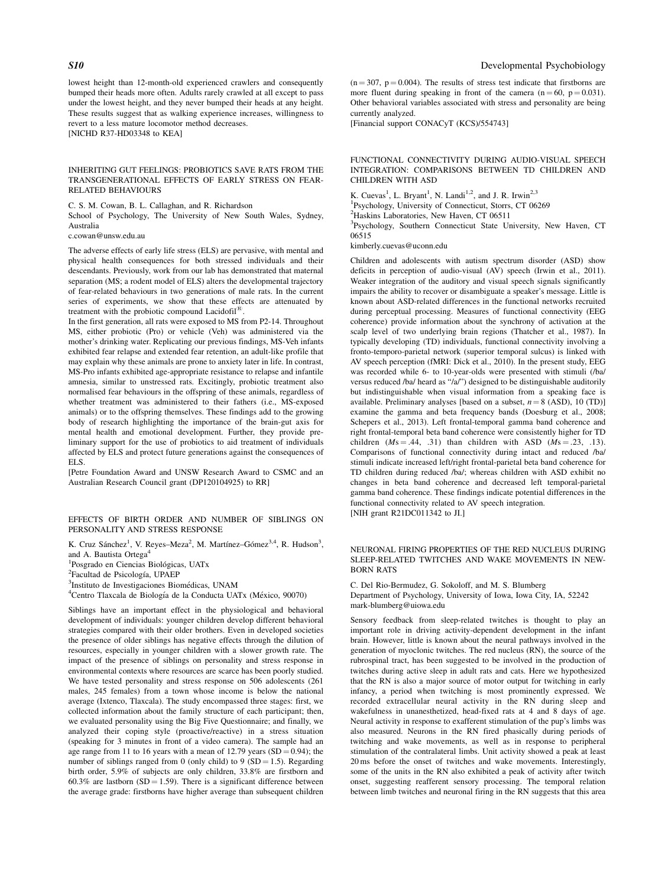lowest height than 12-month-old experienced crawlers and consequently bumped their heads more often. Adults rarely crawled at all except to pass under the lowest height, and they never bumped their heads at any height. These results suggest that as walking experience increases, willingness to revert to a less mature locomotor method decreases.
[NICHD R37-HD03348 to KEA]

## INHERITING GUT FEELINGS: PROBIOTICS SAVE RATS FROM THE TRANSGENERATIONAL EFFECTS OF EARLY STRESS ON FEAR-RELATED BEHAVIOURS

C. S. M. Cowan, B. L. Callaghan, and R. Richardson
School of Psychology, The University of New South Wales, Sydney, Australia
c.cowan@unsw.edu.au

The adverse effects of early life stress (ELS) are pervasive, with mental and physical health consequences for both stressed individuals and their descendants. Previously, work from our lab has demonstrated that maternal separation (MS; a rodent model of ELS) alters the developmental trajectory of fear-related behaviours in two generations of male rats. In the current series of experiments, we show that these effects are attenuated by treatment with the probiotic compound Lacidofil®.

In the first generation, all rats were exposed to MS from P2-14. Throughout MS, either probiotic (Pro) or vehicle (Veh) was administered via the mother's drinking water. Replicating our previous findings, MS-Veh infants exhibited fear relapse and extended fear retention, an adult-like profile that may explain why these animals are prone to anxiety later in life. In contrast, MS-Pro infants exhibited age-appropriate resistance to relapse and infantile amnesia, similar to unstressed rats. Excitingly, probiotic treatment also normalised fear behaviours in the offspring of these animals, regardless of whether treatment was administered to their fathers (i.e., MS-exposed animals) or to the offspring themselves. These findings add to the growing body of research highlighting the importance of the brain-gut axis for mental health and emotional development. Further, they provide preliminary support for the use of probiotics to aid treatment of individuals affected by ELS and protect future generations against the consequences of ELS.
[Petre Foundation Award and UNSW Research Award to CSMC and an Australian Research Council grant (DP120104925) to RR]

## EFFECTS OF BIRTH ORDER AND NUMBER OF SIBLINGS ON PERSONALITY AND STRESS RESPONSE

K. Cruz Sánchez[1], V. Reyes–Meza[2], M. Martínez–Gómez[3,4], R. Hudson[3], and A. Bautista Ortega[4]
[1]Posgrado en Ciencias Biológicas, UATx
[2]Facultad de Psicología, UPAEP
[3]Instituto de Investigaciones Biomédicas, UNAM
[4]Centro Tlaxcala de Biología de la Conducta UATx (México, 90070)

Siblings have an important effect in the physiological and behavioral development of individuals: younger children develop different behavioral strategies compared with their older brothers. Even in developed societies the presence of older siblings has negative effects through the dilution of resources, especially in younger children with a slower growth rate. The impact of the presence of siblings on personality and stress response in environmental contexts where resources are scarce has been poorly studied. We have tested personality and stress response on 506 adolescents (261 males, 245 females) from a town whose income is below the national average (Ixtenco, Tlaxcala). The study encompassed three stages: first, we collected information about the family structure of each participant; then, we evaluated personality using the Big Five Questionnaire; and finally, we analyzed their coping style (proactive/reactive) in a stress situation (speaking for 3 minutes in front of a video camera). The sample had an age range from 11 to 16 years with a mean of 12.79 years (SD = 0.94); the number of siblings ranged from 0 (only child) to 9 (SD = 1.5). Regarding birth order, 5.9% of subjects are only children, 33.8% are firstborn and 60.3% are lastborn (SD = 1.59). There is a significant difference between the average grade: firstborns have higher average than subsequent children (n = 307, p = 0.004). The results of stress test indicate that firstborns are more fluent during speaking in front of the camera (n = 60, p = 0.031). Other behavioral variables associated with stress and personality are being currently analyzed.
[Financial support CONACyT (KCS)/554743]

## FUNCTIONAL CONNECTIVITY DURING AUDIO-VISUAL SPEECH INTEGRATION: COMPARISONS BETWEEN TD CHILDREN AND CHILDREN WITH ASD

K. Cuevas[1], L. Bryant[1], N. Landi[1,2], and J. R. Irwin[2,3]
[1]Psychology, University of Connecticut, Storrs, CT 06269
[2]Haskins Laboratories, New Haven, CT 06511
[3]Psychology, Southern Connecticut State University, New Haven, CT 06515
kimberly.cuevas@uconn.edu

Children and adolescents with autism spectrum disorder (ASD) show deficits in perception of audio-visual (AV) speech (Irwin et al., 2011). Weaker integration of the auditory and visual speech signals significantly impairs the ability to recover or disambiguate a speaker's message. Little is known about ASD-related differences in the functional networks recruited during perceptual processing. Measures of functional connectivity (EEG coherence) provide information about the synchrony of activation at the scalp level of two underlying brain regions (Thatcher et al., 1987). In typically developing (TD) individuals, functional connectivity involving a fronto-temporo-parietal network (superior temporal sulcus) is linked with AV speech perception (fMRI: Dick et al., 2010). In the present study, EEG was recorded while 6- to 10-year-olds were presented with stimuli (/ba/ versus reduced /ba/ heard as "/a/") designed to be distinguishable auditorily but indistinguishable when visual information from a speaking face is available. Preliminary analyses [based on a subset, $n = 8$ (ASD), 10 (TD)] examine the gamma and beta frequency bands (Doesburg et al., 2008; Schepers et al., 2013). Left frontal-temporal gamma band coherence and right frontal-temporal beta band coherence were consistently higher for TD children (*M*s = .44, .31) than children with ASD (*M*s = .23, .13). Comparisons of functional connectivity during intact and reduced /ba/ stimuli indicate increased left/right frontal-parietal beta band coherence for TD children during reduced /ba/; whereas children with ASD exhibit no changes in beta band coherence and decreased left temporal-parietal gamma band coherence. These findings indicate potential differences in the functional connectivity related to AV speech integration.
[NIH grant R21DC011342 to JI.]

## NEURONAL FIRING PROPERTIES OF THE RED NUCLEUS DURING SLEEP-RELATED TWITCHES AND WAKE MOVEMENTS IN NEWBORN RATS

C. Del Rio-Bermudez, G. Sokoloff, and M. S. Blumberg
Department of Psychology, University of Iowa, Iowa City, IA, 52242
mark-blumberg@uiowa.edu

Sensory feedback from sleep-related twitches is thought to play an important role in driving activity-dependent development in the infant brain. However, little is known about the neural pathways involved in the generation of myoclonic twitches. The red nucleus (RN), the source of the rubrospinal tract, has been suggested to be involved in the production of twitches during active sleep in adult rats and cats. Here we hypothesized that the RN is also a major source of motor output for twitching in early infancy, a period when twitching is most prominently expressed. We recorded extracellular neural activity in the RN during sleep and wakefulness in unanesthetized, head-fixed rats at 4 and 8 days of age. Neural activity in response to exafferent stimulation of the pup's limbs was also measured. Neurons in the RN fired phasically during periods of twitching and wake movements, as well as in response to peripheral stimulation of the contralateral limbs. Unit activity showed a peak at least 20 ms before the onset of twitches and wake movements. Interestingly, some of the units in the RN also exhibited a peak of activity after twitch onset, suggesting reafferent sensory processing. The temporal relation between limb twitches and neuronal firing in the RN suggests that this area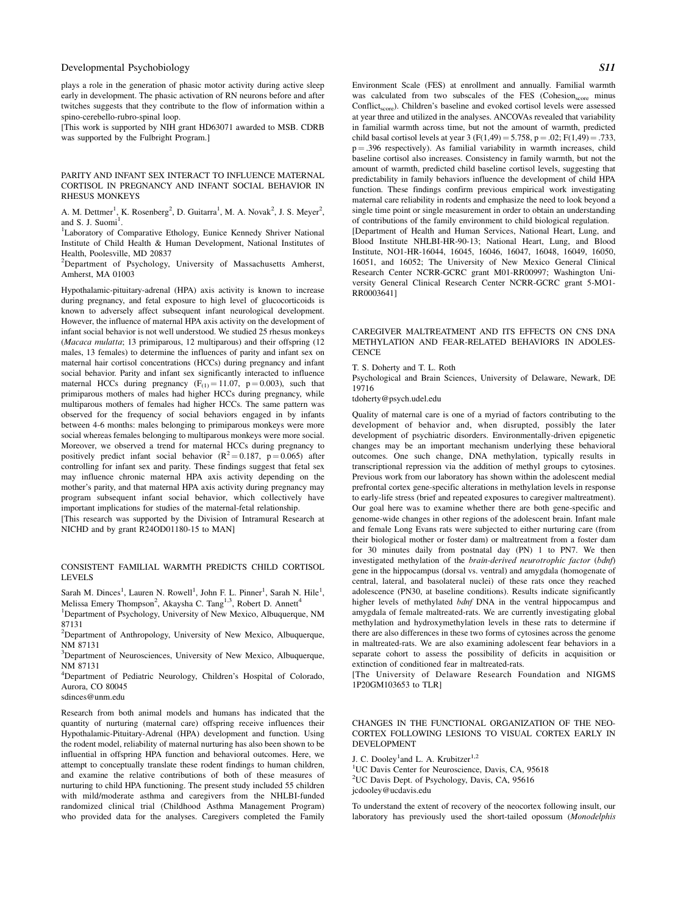plays a role in the generation of phasic motor activity during active sleep early in development. The phasic activation of RN neurons before and after twitches suggests that they contribute to the flow of information within a spino-cerebello-rubro-spinal loop.

[This work is supported by NIH grant HD63071 awarded to MSB. CDRB was supported by the Fulbright Program.]

## PARITY AND INFANT SEX INTERACT TO INFLUENCE MATERNAL CORTISOL IN PREGNANCY AND INFANT SOCIAL BEHAVIOR IN RHESUS MONKEYS

A. M. Dettmer[1], K. Rosenberg[2], D. Guitarra[1], M. A. Novak[2], J. S. Meyer[2], and S. J. Suomi[1].

[1]Laboratory of Comparative Ethology, Eunice Kennedy Shriver National Institute of Child Health & Human Development, National Institutes of Health, Poolesville, MD 20837

[2]Department of Psychology, University of Massachusetts Amherst, Amherst, MA 01003

Hypothalamic-pituitary-adrenal (HPA) axis activity is known to increase during pregnancy, and fetal exposure to high level of glucocorticoids is known to adversely affect subsequent infant neurological development. However, the influence of maternal HPA axis activity on the development of infant social behavior is not well understood. We studied 25 rhesus monkeys (*Macaca mulatta*; 13 primiparous, 12 multiparous) and their offspring (12 males, 13 females) to determine the influences of parity and infant sex on maternal hair cortisol concentrations (HCCs) during pregnancy and infant social behavior. Parity and infant sex significantly interacted to influence maternal HCCs during pregnancy ($F_{(1)} = 11.07$, $p = 0.003$), such that primiparous mothers of males had higher HCCs during pregnancy, while multiparous mothers of females had higher HCCs. The same pattern was observed for the frequency of social behaviors engaged in by infants between 4-6 months: males belonging to primiparous monkeys were more social whereas females belonging to multiparous monkeys were more social. Moreover, we observed a trend for maternal HCCs during pregnancy to positively predict infant social behavior ($R^2 = 0.187$, $p = 0.065$) after controlling for infant sex and parity. These findings suggest that fetal sex may influence chronic maternal HPA axis activity depending on the mother's parity, and that maternal HPA axis activity during pregnancy may program subsequent infant social behavior, which collectively have important implications for studies of the maternal-fetal relationship.

[This research was supported by the Division of Intramural Research at NICHD and by grant R24OD01180-15 to MAN]

## CONSISTENT FAMILIAL WARMTH PREDICTS CHILD CORTISOL LEVELS

Sarah M. Dinces[1], Lauren N. Rowell[1], John F. L. Pinner[1], Sarah N. Hile[1], Melissa Emery Thompson[2], Akaysha C. Tang[1,3], Robert D. Annett[4]

[1]Department of Psychology, University of New Mexico, Albuquerque, NM 87131

[2]Department of Anthropology, University of New Mexico, Albuquerque, NM 87131

[3]Department of Neurosciences, University of New Mexico, Albuquerque, NM 87131

[4]Department of Pediatric Neurology, Children's Hospital of Colorado, Aurora, CO 80045

sdinces@unm.edu

Research from both animal models and humans has indicated that the quantity of nurturing (maternal care) offspring receive influences their Hypothalamic-Pituitary-Adrenal (HPA) development and function. Using the rodent model, reliability of maternal nurturing has also been shown to be influential in offspring HPA function and behavioral outcomes. Here, we attempt to conceptually translate these rodent findings to human children, and examine the relative contributions of both of these measures of nurturing to child HPA functioning. The present study included 55 children with mild/moderate asthma and caregivers from the NHLBI-funded randomized clinical trial (Childhood Asthma Management Program) who provided data for the analyses. Caregivers completed the Family Environment Scale (FES) at enrollment and annually. Familial warmth was calculated from two subscales of the FES ($Cohesion_{score}$ minus $Conflict_{score}$). Children's baseline and evoked cortisol levels were assessed at year three and utilized in the analyses. ANCOVAs revealed that variability in familial warmth across time, but not the amount of warmth, predicted child basal cortisol levels at year 3 ($F(1,49) = 5.758$, $p = .02$; $F(1,49) = .733$, $p = .396$ respectively). As familial variability in warmth increases, child baseline cortisol also increases. Consistency in family warmth, but not the amount of warmth, predicted child baseline cortisol levels, suggesting that predictability in family behaviors influence the development of child HPA function. These findings confirm previous empirical work investigating maternal care reliability in rodents and emphasize the need to look beyond a single time point or single measurement in order to obtain an understanding of contributions of the family environment to child biological regulation.

[Department of Health and Human Services, National Heart, Lung, and Blood Institute NHLBI-HR-90-13; National Heart, Lung, and Blood Institute, NO1-HR-16044, 16045, 16046, 16047, 16048, 16049, 16050, 16051, and 16052; The University of New Mexico General Clinical Research Center NCRR-GCRC grant M01-RR00997; Washington University General Clinical Research Center NCRR-GCRC grant 5-MO1-RR0003641]

## CAREGIVER MALTREATMENT AND ITS EFFECTS ON CNS DNA METHYLATION AND FEAR-RELATED BEHAVIORS IN ADOLESCENCE

T. S. Doherty and T. L. Roth

Psychological and Brain Sciences, University of Delaware, Newark, DE 19716

tdoherty@psych.udel.edu

Quality of maternal care is one of a myriad of factors contributing to the development of behavior and, when disrupted, possibly the later development of psychiatric disorders. Environmentally-driven epigenetic changes may be an important mechanism underlying these behavioral outcomes. One such change, DNA methylation, typically results in transcriptional repression via the addition of methyl groups to cytosines. Previous work from our laboratory has shown within the adolescent medial prefrontal cortex gene-specific alterations in methylation levels in response to early-life stress (brief and repeated exposures to caregiver maltreatment). Our goal here was to examine whether there are both gene-specific and genome-wide changes in other regions of the adolescent brain. Infant male and female Long Evans rats were subjected to either nurturing care (from their biological mother or foster dam) or maltreatment from a foster dam for 30 minutes daily from postnatal day (PN) 1 to PN7. We then investigated methylation of the *brain-derived neurotrophic factor* (*bdnf*) gene in the hippocampus (dorsal vs. ventral) and amygdala (homogenate of central, lateral, and basolateral nuclei) of these rats once they reached adolescence (PN30, at baseline conditions). Results indicate significantly higher levels of methylated *bdnf* DNA in the ventral hippocampus and amygdala of female maltreated-rats. We are currently investigating global methylation and hydroxymethylation levels in these rats to determine if there are also differences in these two forms of cytosines across the genome in maltreated-rats. We are also examining adolescent fear behaviors in a separate cohort to assess the possibility of deficits in acquisition or extinction of conditioned fear in maltreated-rats.

[The University of Delaware Research Foundation and NIGMS 1P20GM103653 to TLR]

## CHANGES IN THE FUNCTIONAL ORGANIZATION OF THE NEOCORTEX FOLLOWING LESIONS TO VISUAL CORTEX EARLY IN DEVELOPMENT

J. C. Dooley[1]and L. A. Krubitzer[1,2]

[1]UC Davis Center for Neuroscience, Davis, CA, 95618

[2]UC Davis Dept. of Psychology, Davis, CA, 95616

jcdooley@ucdavis.edu

To understand the extent of recovery of the neocortex following insult, our laboratory has previously used the short-tailed opossum (*Monodelphis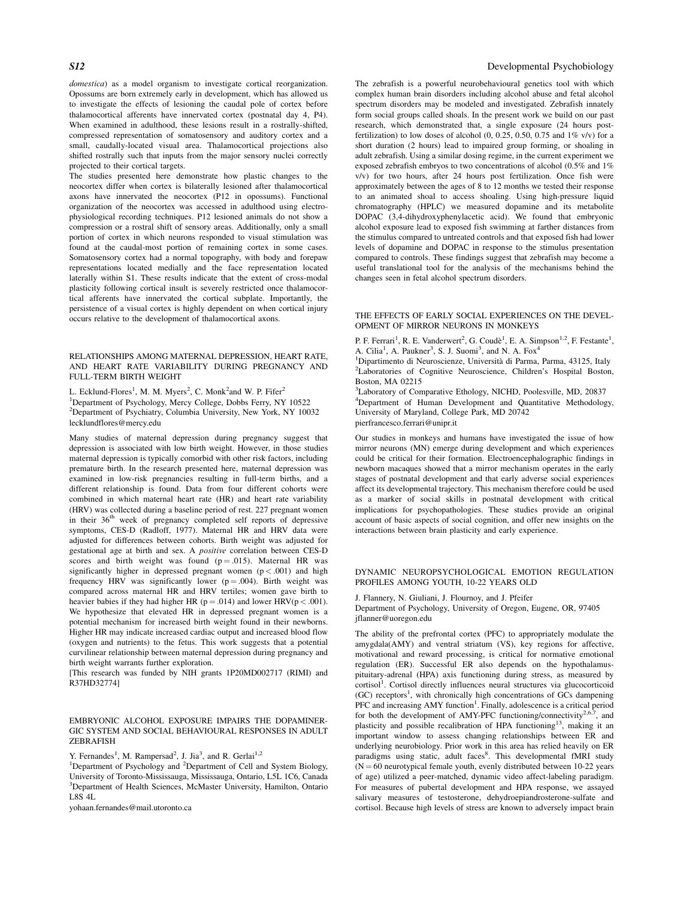*domestica*) as a model organism to investigate cortical reorganization. Opossums are born extremely early in development, which has allowed us to investigate the effects of lesioning the caudal pole of cortex before thalamocortical afferents have innervated cortex (postnatal day 4, P4). When examined in adulthood, these lesions result in a rostrally-shifted, compressed representation of somatosensory and auditory cortex and a small, caudally-located visual area. Thalamocortical projections also shifted rostrally such that inputs from the major sensory nuclei correctly projected to their cortical targets.

The studies presented here demonstrate how plastic changes to the neocortex differ when cortex is bilaterally lesioned after thalamocortical axons have innervated the neocortex (P12 in opossums). Functional organization of the neocortex was accessed in adulthood using electrophysiological recording techniques. P12 lesioned animals do not show a compression or a rostral shift of sensory areas. Additionally, only a small portion of cortex in which neurons responded to visual stimulation was found at the caudal-most portion of remaining cortex in some cases. Somatosensory cortex had a normal topography, with body and forepaw representations located medially and the face representation located laterally within S1. These results indicate that the extent of cross-modal plasticity following cortical insult is severely restricted once thalamocortical afferents have innervated the cortical subplate. Importantly, the persistence of a visual cortex is highly dependent on when cortical injury occurs relative to the development of thalamocortical axons.

## RELATIONSHIPS AMONG MATERNAL DEPRESSION, HEART RATE, AND HEART RATE VARIABILITY DURING PREGNANCY AND FULL-TERM BIRTH WEIGHT

L. Ecklund-Flores[1], M. M. Myers[2], C. Monk[2] and W. P. Fifer[2]

[1]Department of Psychology, Mercy College, Dobbs Ferry, NY 10522
[2]Department of Psychiatry, Columbia University, New York, NY 10032
lecklundflores@mercy.edu

Many studies of maternal depression during pregnancy suggest that depression is associated with low birth weight. However, in those studies maternal depression is typically comorbid with other risk factors, including premature birth. In the research presented here, maternal depression was examined in low-risk pregnancies resulting in full-term births, and a different relationship is found. Data from four different cohorts were combined in which maternal heart rate (HR) and heart rate variability (HRV) was collected during a baseline period of rest. 227 pregnant women in their 36[th] week of pregnancy completed self reports of depressive symptoms, CES-D (Radloff, 1977). Maternal HR and HRV data were adjusted for differences between cohorts. Birth weight was adjusted for gestational age at birth and sex. A *positive* correlation between CES-D scores and birth weight was found ($p = .015$). Maternal HR was significantly higher in depressed pregnant women ($p < .001$) and high frequency HRV was significantly lower ($p = .004$). Birth weight was compared across maternal HR and HRV tertiles; women gave birth to heavier babies if they had higher HR ($p = .014$) and lower HRV($p < .001$). We hypothesize that elevated HR in depressed pregnant women is a potential mechanism for increased birth weight found in their newborns. Higher HR may indicate increased cardiac output and increased blood flow (oxygen and nutrients) to the fetus. This work suggests that a potential curvilinear relationship between maternal depression during pregnancy and birth weight warrants further exploration.

[This research was funded by NIH grants 1P20MD002717 (RIMI) and R37HD32774]

## EMBRYONIC ALCOHOL EXPOSURE IMPAIRS THE DOPAMINERGIC SYSTEM AND SOCIAL BEHAVIOURAL RESPONSES IN ADULT ZEBRAFISH

Y. Fernandes[1], M. Rampersad[2], J. Jia[3], and R. Gerlai[1,2]

[1]Department of Psychology and [2]Department of Cell and System Biology, University of Toronto-Mississauga, Mississauga, Ontario, L5L 1C6, Canada
[3]Department of Health Sciences, McMaster University, Hamilton, Ontario L8S 4L
yohaan.fernandes@mail.utoronto.ca

The zebrafish is a powerful neurobehavioural genetics tool with which complex human brain disorders including alcohol abuse and fetal alcohol spectrum disorders may be modeled and investigated. Zebrafish innately form social groups called shoals. In the present work we build on our past research, which demonstrated that, a single exposure (24 hours post-fertilization) to low doses of alcohol (0, 0.25, 0.50, 0.75 and 1% v/v) for a short duration (2 hours) lead to impaired group forming, or shoaling in adult zebrafish. Using a similar dosing regime, in the current experiment we exposed zebrafish embryos to two concentrations of alcohol (0.5% and 1% v/v) for two hours, after 24 hours post fertilization. Once fish were approximately between the ages of 8 to 12 months we tested their response to an animated shoal to access shoaling. Using high-pressure liquid chromatography (HPLC) we measured dopamine and its metabolite DOPAC (3,4-dihydroxyphenylacetic acid). We found that embryonic alcohol exposure lead to exposed fish swimming at farther distances from the stimulus compared to untreated controls and that exposed fish had lower levels of dopamine and DOPAC in response to the stimulus presentation compared to controls. These findings suggest that zebrafish may become a useful translational tool for the analysis of the mechanisms behind the changes seen in fetal alcohol spectrum disorders.

## THE EFFECTS OF EARLY SOCIAL EXPERIENCES ON THE DEVELOPMENT OF MIRROR NEURONS IN MONKEYS

P. F. Ferrari[1], R. E. Vanderwert[2], G. Coudè[1], E. A. Simpson[1,2], F. Festante[1], A. Cilia[1], A. Paukner[3], S. J. Suomi[3], and N. A. Fox[4]

[1]Dipartimento di Neuroscienze, Università di Parma, Parma, 43125, Italy
[2]Laboratories of Cognitive Neuroscience, Children's Hospital Boston, Boston, MA 02215
[3]Laboratory of Comparative Ethology, NICHD, Poolesville, MD, 20837
[4]Department of Human Development and Quantitative Methodology, University of Maryland, College Park, MD 20742
pierfrancesco.ferrari@unipr.it

Our studies in monkeys and humans have investigated the issue of how mirror neurons (MN) emerge during development and which experiences could be critical for their formation. Electroencephalographic findings in newborn macaques showed that a mirror mechanism operates in the early stages of postnatal development and that early adverse social experiences affect its developmental trajectory. This mechanism therefore could be used as a marker of social skills in postnatal development with critical implications for psychopathologies. These studies provide an original account of basic aspects of social cognition, and offer new insights on the interactions between brain plasticity and early experience.

## DYNAMIC NEUROPSYCHOLOGICAL EMOTION REGULATION PROFILES AMONG YOUTH, 10-22 YEARS OLD

J. Flannery, N. Giuliani, J. Flournoy, and J. Pfeifer

Department of Psychology, University of Oregon, Eugene, OR, 97405
jflanner@uoregon.edu

The ability of the prefrontal cortex (PFC) to appropriately modulate the amygdala(AMY) and ventral striatum (VS), key regions for affective, motivational and reward processing, is critical for normative emotional regulation (ER). Successful ER also depends on the hypothalamus-pituitary-adrenal (HPA) axis functioning during stress, as measured by cortisol[1]. Cortisol directly influences neural structures via glucocorticoid (GC) receptors[1], with chronically high concentrations of GCs dampening PFC and increasing AMY function[1]. Finally, adolescence is a critical period for both the development of AMY-PFC functioning/connectivity[2,6,7], and plasticity and possible recalibration of HPA functioning[13], making it an important window to assess changing relationships between ER and underlying neurobiology. Prior work in this area has relied heavily on ER paradigms using static, adult faces[8]. This developmental fMRI study ($N = 60$ neurotypical female youth, evenly distributed between 10-22 years of age) utilized a peer-matched, dynamic video affect-labeling paradigm. For measures of pubertal development and HPA response, we assayed salivary measures of testosterone, dehydroepiandrosterone-sulfate and cortisol. Because high levels of stress are known to adversely impact brain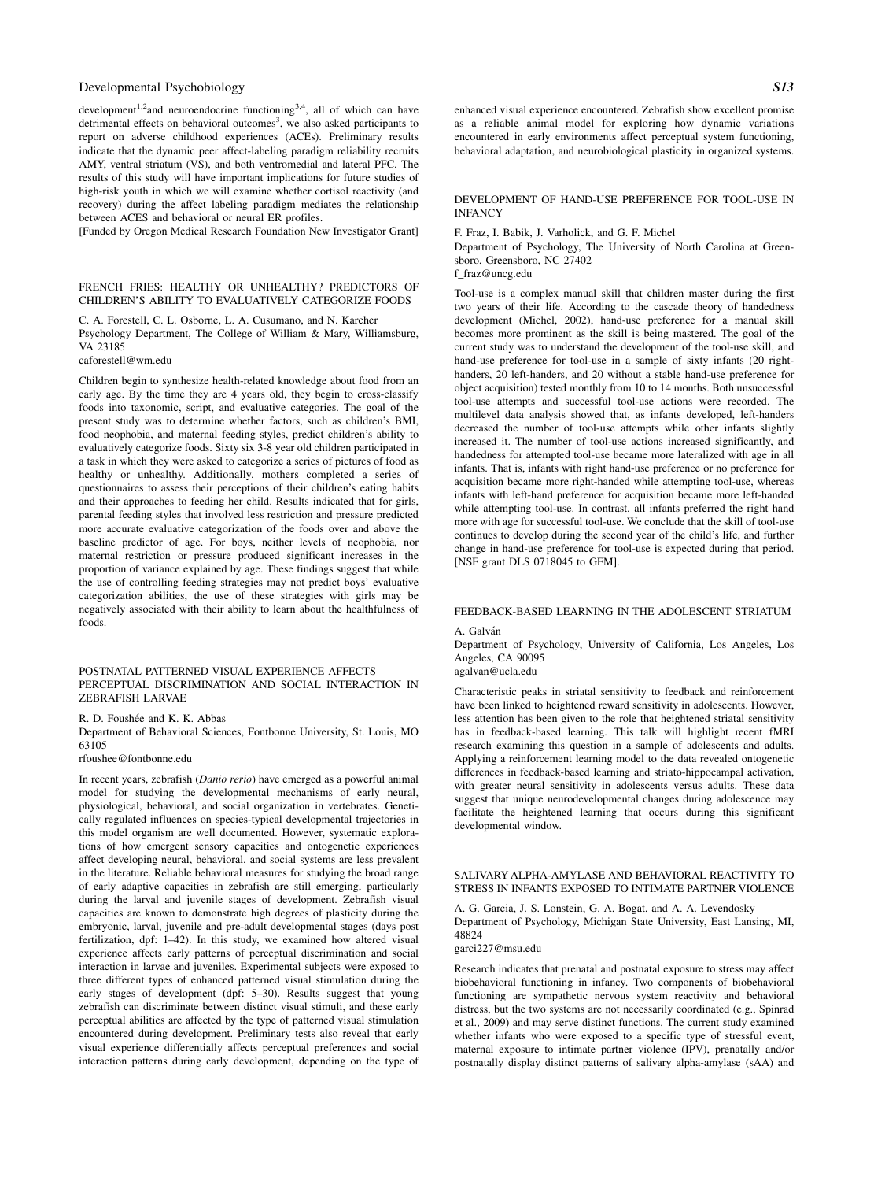development[1,2] and neuroendocrine functioning[3,4], all of which can have detrimental effects on behavioral outcomes[3], we also asked participants to report on adverse childhood experiences (ACEs). Preliminary results indicate that the dynamic peer affect-labeling paradigm reliability recruits AMY, ventral striatum (VS), and both ventromedial and lateral PFC. The results of this study will have important implications for future studies of high-risk youth in which we will examine whether cortisol reactivity (and recovery) during the affect labeling paradigm mediates the relationship between ACES and behavioral or neural ER profiles.
[Funded by Oregon Medical Research Foundation New Investigator Grant]

## FRENCH FRIES: HEALTHY OR UNHEALTHY? PREDICTORS OF CHILDREN'S ABILITY TO EVALUATIVELY CATEGORIZE FOODS

C. A. Forestell, C. L. Osborne, L. A. Cusumano, and N. Karcher
Psychology Department, The College of William & Mary, Williamsburg, VA 23185
caforestell@wm.edu

Children begin to synthesize health-related knowledge about food from an early age. By the time they are 4 years old, they begin to cross-classify foods into taxonomic, script, and evaluative categories. The goal of the present study was to determine whether factors, such as children's BMI, food neophobia, and maternal feeding styles, predict children's ability to evaluatively categorize foods. Sixty six 3-8 year old children participated in a task in which they were asked to categorize a series of pictures of food as healthy or unhealthy. Additionally, mothers completed a series of questionnaires to assess their perceptions of their children's eating habits and their approaches to feeding her child. Results indicated that for girls, parental feeding styles that involved less restriction and pressure predicted more accurate evaluative categorization of the foods over and above the baseline predictor of age. For boys, neither levels of neophobia, nor maternal restriction or pressure produced significant increases in the proportion of variance explained by age. These findings suggest that while the use of controlling feeding strategies may not predict boys' evaluative categorization abilities, the use of these strategies with girls may be negatively associated with their ability to learn about the healthfulness of foods.

## POSTNATAL PATTERNED VISUAL EXPERIENCE AFFECTS PERCEPTUAL DISCRIMINATION AND SOCIAL INTERACTION IN ZEBRAFISH LARVAE

R. D. Foushée and K. K. Abbas
Department of Behavioral Sciences, Fontbonne University, St. Louis, MO 63105
rfoushee@fontbonne.edu

In recent years, zebrafish (*Danio rerio*) have emerged as a powerful animal model for studying the developmental mechanisms of early neural, physiological, behavioral, and social organization in vertebrates. Genetically regulated influences on species-typical developmental trajectories in this model organism are well documented. However, systematic explorations of how emergent sensory capacities and ontogenetic experiences affect developing neural, behavioral, and social systems are less prevalent in the literature. Reliable behavioral measures for studying the broad range of early adaptive capacities in zebrafish are still emerging, particularly during the larval and juvenile stages of development. Zebrafish visual capacities are known to demonstrate high degrees of plasticity during the embryonic, larval, juvenile and pre-adult developmental stages (days post fertilization, dpf: 1–42). In this study, we examined how altered visual experience affects early patterns of perceptual discrimination and social interaction in larvae and juveniles. Experimental subjects were exposed to three different types of enhanced patterned visual stimulation during the early stages of development (dpf: 5–30). Results suggest that young zebrafish can discriminate between distinct visual stimuli, and these early perceptual abilities are affected by the type of patterned visual stimulation encountered during development. Preliminary tests also reveal that early visual experience differentially affects perceptual preferences and social interaction patterns during early development, depending on the type of enhanced visual experience encountered. Zebrafish show excellent promise as a reliable animal model for exploring how dynamic variations encountered in early environments affect perceptual system functioning, behavioral adaptation, and neurobiological plasticity in organized systems.

## DEVELOPMENT OF HAND-USE PREFERENCE FOR TOOL-USE IN INFANCY

F. Fraz, I. Babik, J. Varholick, and G. F. Michel
Department of Psychology, The University of North Carolina at Greensboro, Greensboro, NC 27402
f_fraz@uncg.edu

Tool-use is a complex manual skill that children master during the first two years of their life. According to the cascade theory of handedness development (Michel, 2002), hand-use preference for a manual skill becomes more prominent as the skill is being mastered. The goal of the current study was to understand the development of the tool-use skill, and hand-use preference for tool-use in a sample of sixty infants (20 right-handers, 20 left-handers, and 20 without a stable hand-use preference for object acquisition) tested monthly from 10 to 14 months. Both unsuccessful tool-use attempts and successful tool-use actions were recorded. The multilevel data analysis showed that, as infants developed, left-handers decreased the number of tool-use attempts while other infants slightly increased it. The number of tool-use actions increased significantly, and handedness for attempted tool-use became more lateralized with age in all infants. That is, infants with right hand-use preference or no preference for acquisition became more right-handed while attempting tool-use, whereas infants with left-hand preference for acquisition became more left-handed while attempting tool-use. In contrast, all infants preferred the right hand more with age for successful tool-use. We conclude that the skill of tool-use continues to develop during the second year of the child's life, and further change in hand-use preference for tool-use is expected during that period.
[NSF grant DLS 0718045 to GFM].

## FEEDBACK-BASED LEARNING IN THE ADOLESCENT STRIATUM

A. Galván
Department of Psychology, University of California, Los Angeles, Los Angeles, CA 90095
agalvan@ucla.edu

Characteristic peaks in striatal sensitivity to feedback and reinforcement have been linked to heightened reward sensitivity in adolescents. However, less attention has been given to the role that heightened striatal sensitivity has in feedback-based learning. This talk will highlight recent fMRI research examining this question in a sample of adolescents and adults. Applying a reinforcement learning model to the data revealed ontogenetic differences in feedback-based learning and striato-hippocampal activation, with greater neural sensitivity in adolescents versus adults. These data suggest that unique neurodevelopmental changes during adolescence may facilitate the heightened learning that occurs during this significant developmental window.

## SALIVARY ALPHA-AMYLASE AND BEHAVIORAL REACTIVITY TO STRESS IN INFANTS EXPOSED TO INTIMATE PARTNER VIOLENCE

A. G. Garcia, J. S. Lonstein, G. A. Bogat, and A. A. Levendosky
Department of Psychology, Michigan State University, East Lansing, MI, 48824
garci227@msu.edu

Research indicates that prenatal and postnatal exposure to stress may affect biobehavioral functioning in infancy. Two components of biobehavioral functioning are sympathetic nervous system reactivity and behavioral distress, but the two systems are not necessarily coordinated (e.g., Spinrad et al., 2009) and may serve distinct functions. The current study examined whether infants who were exposed to a specific type of stressful event, maternal exposure to intimate partner violence (IPV), prenatally and/or postnatally display distinct patterns of salivary alpha-amylase (sAA) and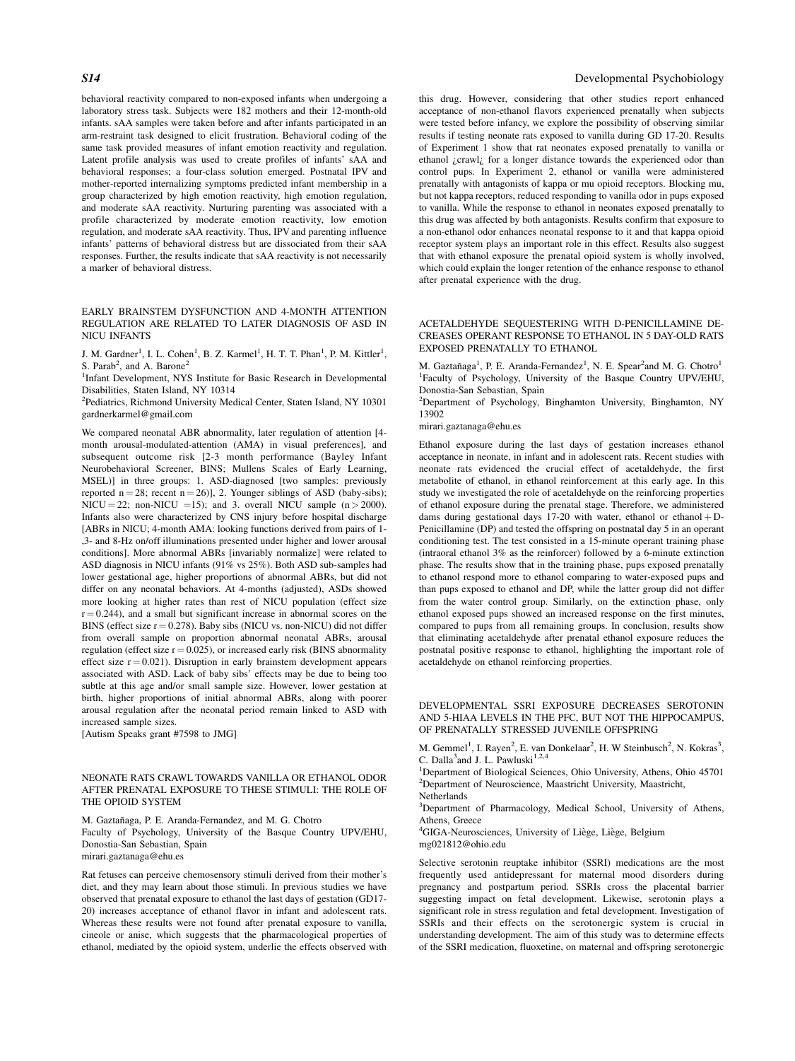behavioral reactivity compared to non-exposed infants when undergoing a laboratory stress task. Subjects were 182 mothers and their 12-month-old infants. sAA samples were taken before and after infants participated in an arm-restraint task designed to elicit frustration. Behavioral coding of the same task provided measures of infant emotion reactivity and regulation. Latent profile analysis was used to create profiles of infants' sAA and behavioral responses; a four-class solution emerged. Postnatal IPV and mother-reported internalizing symptoms predicted infant membership in a group characterized by high emotion reactivity, high emotion regulation, and moderate sAA reactivity. Nurturing parenting was associated with a profile characterized by moderate emotion reactivity, low emotion regulation, and moderate sAA reactivity. Thus, IPV and parenting influence infants' patterns of behavioral distress but are dissociated from their sAA responses. Further, the results indicate that sAA reactivity is not necessarily a marker of behavioral distress.

## EARLY BRAINSTEM DYSFUNCTION AND 4-MONTH ATTENTION REGULATION ARE RELATED TO LATER DIAGNOSIS OF ASD IN NICU INFANTS

J. M. Gardner[1], I. L. Cohen[1], B. Z. Karmel[1], H. T. T. Phan[1], P. M. Kittler[1], S. Parab[2], and A. Barone[2]

[1]Infant Development, NYS Institute for Basic Research in Developmental Disabilities, Staten Island, NY 10314

[2]Pediatrics, Richmond University Medical Center, Staten Island, NY 10301

gardnerkarmel@gmail.com

We compared neonatal ABR abnormality, later regulation of attention [4-month arousal-modulated-attention (AMA) in visual preferences], and subsequent outcome risk [2-3 month performance (Bayley Infant Neurobehavioral Screener, BINS; Mullens Scales of Early Learning, MSEL)] in three groups: 1. ASD-diagnosed [two samples: previously reported $n = 28$; recent $n = 26$)], 2. Younger siblings of ASD (baby-sibs); NICU = 22; non-NICU = 15); and 3. overall NICU sample ($n > 2000$). Infants also were characterized by CNS injury before hospital discharge [ABRs in NICU; 4-month AMA: looking functions derived from pairs of 1-,3- and 8-Hz on/off illuminations presented under higher and lower arousal conditions]. More abnormal ABRs [invariably normalize] were related to ASD diagnosis in NICU infants (91% vs 25%). Both ASD sub-samples had lower gestational age, higher proportions of abnormal ABRs, but did not differ on any neonatal behaviors. At 4-months (adjusted), ASDs showed more looking at higher rates than rest of NICU population (effect size $r = 0.244$), and a small but significant increase in abnormal scores on the BINS (effect size $r = 0.278$). Baby sibs (NICU vs. non-NICU) did not differ from overall sample on proportion abnormal neonatal ABRs, arousal regulation (effect size $r = 0.025$), or increased early risk (BINS abnormality effect size $r = 0.021$). Disruption in early brainstem development appears associated with ASD. Lack of baby sibs' effects may be due to being too subtle at this age and/or small sample size. However, lower gestation at birth, higher proportions of initial abnormal ABRs, along with poorer arousal regulation after the neonatal period remain linked to ASD with increased sample sizes.

[Autism Speaks grant #7598 to JMG]

## NEONATE RATS CRAWL TOWARDS VANILLA OR ETHANOL ODOR AFTER PRENATAL EXPOSURE TO THESE STIMULI: THE ROLE OF THE OPIOID SYSTEM

M. Gaztañaga, P. E. Aranda-Fernandez, and M. G. Chotro

Faculty of Psychology, University of the Basque Country UPV/EHU, Donostia-San Sebastian, Spain

mirari.gaztanaga@ehu.es

Rat fetuses can perceive chemosensory stimuli derived from their mother's diet, and they may learn about those stimuli. In previous studies we have observed that prenatal exposure to ethanol the last days of gestation (GD17-20) increases acceptance of ethanol flavor in infant and adolescent rats. Whereas these results were not found after prenatal exposure to vanilla, cineole or anise, which suggests that the pharmacological properties of ethanol, mediated by the opioid system, underlie the effects observed with this drug. However, considering that other studies report enhanced acceptance of non-ethanol flavors experienced prenatally when subjects were tested before infancy, we explore the possibility of observing similar results if testing neonate rats exposed to vanilla during GD 17-20. Results of Experiment 1 show that rat neonates exposed prenatally to vanilla or ethanol ¿crawl¿ for a longer distance towards the experienced odor than control pups. In Experiment 2, ethanol or vanilla were administered prenatally with antagonists of kappa or mu opioid receptors. Blocking mu, but not kappa receptors, reduced responding to vanilla odor in pups exposed to vanilla. While the response to ethanol in neonates exposed prenatally to this drug was affected by both antagonists. Results confirm that exposure to a non-ethanol odor enhances neonatal response to it and that kappa opioid receptor system plays an important role in this effect. Results also suggest that with ethanol exposure the prenatal opioid system is wholly involved, which could explain the longer retention of the enhance response to ethanol after prenatal experience with the drug.

## ACETALDEHYDE SEQUESTERING WITH D-PENICILLAMINE DECREASES OPERANT RESPONSE TO ETHANOL IN 5 DAY-OLD RATS EXPOSED PRENATALLY TO ETHANOL

M. Gaztañaga[1], P. E. Aranda-Fernandez[1], N. E. Spear[2] and M. G. Chotro[1]

[1]Faculty of Psychology, University of the Basque Country UPV/EHU, Donostia-San Sebastian, Spain

[2]Department of Psychology, Binghamton University, Binghamton, NY 13902

mirari.gaztanaga@ehu.es

Ethanol exposure during the last days of gestation increases ethanol acceptance in neonate, in infant and in adolescent rats. Recent studies with neonate rats evidenced the crucial effect of acetaldehyde, the first metabolite of ethanol, in ethanol reinforcement at this early age. In this study we investigated the role of acetaldehyde on the reinforcing properties of ethanol exposure during the prenatal stage. Therefore, we administered dams during gestational days 17-20 with water, ethanol or ethanol + D-Penicillamine (DP) and tested the offspring on postnatal day 5 in an operant conditioning test. The test consisted in a 15-minute operant training phase (intraoral ethanol 3% as the reinforcer) followed by a 6-minute extinction phase. The results show that in the training phase, pups exposed prenatally to ethanol respond more to ethanol comparing to water-exposed pups and than pups exposed to ethanol and DP, while the latter group did not differ from the water control group. Similarly, on the extinction phase, only ethanol exposed pups showed an increased response on the first minutes, compared to pups from all remaining groups. In conclusion, results show that eliminating acetaldehyde after prenatal ethanol exposure reduces the postnatal positive response to ethanol, highlighting the important role of acetaldehyde on ethanol reinforcing properties.

## DEVELOPMENTAL SSRI EXPOSURE DECREASES SEROTONIN AND 5-HIAA LEVELS IN THE PFC, BUT NOT THE HIPPOCAMPUS, OF PRENATALLY STRESSED JUVENILE OFFSPRING

M. Gemmel[1], I. Rayen[2], E. van Donkelaar[2], H. W Steinbusch[2], N. Kokras[3], C. Dalla[3] and J. L. Pawluski[1,2,4]

[1]Department of Biological Sciences, Ohio University, Athens, Ohio 45701

[2]Department of Neuroscience, Maastricht University, Maastricht, Netherlands

[3]Department of Pharmacology, Medical School, University of Athens, Athens, Greece

[4]GIGA-Neurosciences, University of Liège, Liège, Belgium

mg021812@ohio.edu

Selective serotonin reuptake inhibitor (SSRI) medications are the most frequently used antidepressant for maternal mood disorders during pregnancy and postpartum period. SSRIs cross the placental barrier suggesting impact on fetal development. Likewise, serotonin plays a significant role in stress regulation and fetal development. Investigation of SSRIs and their effects on the serotonergic system is crucial in understanding development. The aim of this study was to determine effects of the SSRI medication, fluoxetine, on maternal and offspring serotonergic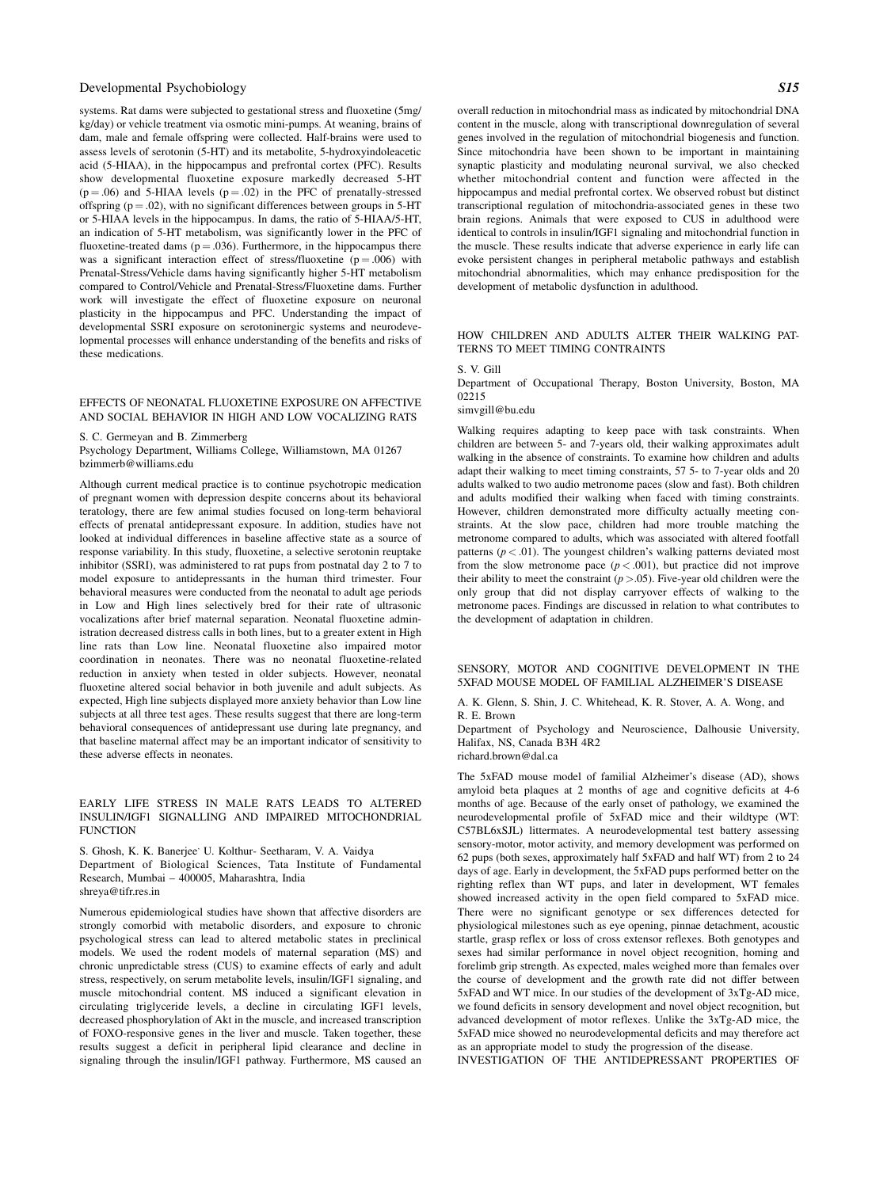systems. Rat dams were subjected to gestational stress and fluoxetine (5mg/kg/day) or vehicle treatment via osmotic mini-pumps. At weaning, brains of dam, male and female offspring were collected. Half-brains were used to assess levels of serotonin (5-HT) and its metabolite, 5-hydroxyindoleacetic acid (5-HIAA), in the hippocampus and prefrontal cortex (PFC). Results show developmental fluoxetine exposure markedly decreased 5-HT ($p = .06$) and 5-HIAA levels ($p = .02$) in the PFC of prenatally-stressed offspring ($p = .02$), with no significant differences between groups in 5-HT or 5-HIAA levels in the hippocampus. In dams, the ratio of 5-HIAA/5-HT, an indication of 5-HT metabolism, was significantly lower in the PFC of fluoxetine-treated dams ($p = .036$). Furthermore, in the hippocampus there was a significant interaction effect of stress/fluoxetine ($p = .006$) with Prenatal-Stress/Vehicle dams having significantly higher 5-HT metabolism compared to Control/Vehicle and Prenatal-Stress/Fluoxetine dams. Further work will investigate the effect of fluoxetine exposure on neuronal plasticity in the hippocampus and PFC. Understanding the impact of developmental SSRI exposure on serotoninergic systems and neurodevelopmental processes will enhance understanding of the benefits and risks of these medications.

## EFFECTS OF NEONATAL FLUOXETINE EXPOSURE ON AFFECTIVE AND SOCIAL BEHAVIOR IN HIGH AND LOW VOCALIZING RATS

S. C. Germeyan and B. Zimmerberg
Psychology Department, Williams College, Williamstown, MA 01267
bzimmerb@williams.edu

Although current medical practice is to continue psychotropic medication of pregnant women with depression despite concerns about its behavioral teratology, there are few animal studies focused on long-term behavioral effects of prenatal antidepressant exposure. In addition, studies have not looked at individual differences in baseline affective state as a source of response variability. In this study, fluoxetine, a selective serotonin reuptake inhibitor (SSRI), was administered to rat pups from postnatal day 2 to 7 to model exposure to antidepressants in the human third trimester. Four behavioral measures were conducted from the neonatal to adult age periods in Low and High lines selectively bred for their rate of ultrasonic vocalizations after brief maternal separation. Neonatal fluoxetine administration decreased distress calls in both lines, but to a greater extent in High line rats than Low line. Neonatal fluoxetine also impaired motor coordination in neonates. There was no neonatal fluoxetine-related reduction in anxiety when tested in older subjects. However, neonatal fluoxetine altered social behavior in both juvenile and adult subjects. As expected, High line subjects displayed more anxiety behavior than Low line subjects at all three test ages. These results suggest that there are long-term behavioral consequences of antidepressant use during late pregnancy, and that baseline maternal affect may be an important indicator of sensitivity to these adverse effects in neonates.

## EARLY LIFE STRESS IN MALE RATS LEADS TO ALTERED INSULIN/IGF1 SIGNALLING AND IMPAIRED MITOCHONDRIAL FUNCTION

S. Ghosh, K. K. Banerjee, U. Kolthur- Seetharam, V. A. Vaidya
Department of Biological Sciences, Tata Institute of Fundamental Research, Mumbai – 400005, Maharashtra, India
shreya@tifr.res.in

Numerous epidemiological studies have shown that affective disorders are strongly comorbid with metabolic disorders, and exposure to chronic psychological stress can lead to altered metabolic states in preclinical models. We used the rodent models of maternal separation (MS) and chronic unpredictable stress (CUS) to examine effects of early and adult stress, respectively, on serum metabolite levels, insulin/IGF1 signaling, and muscle mitochondrial content. MS induced a significant elevation in circulating triglyceride levels, a decline in circulating IGF1 levels, decreased phosphorylation of Akt in the muscle, and increased transcription of FOXO-responsive genes in the liver and muscle. Taken together, these results suggest a deficit in peripheral lipid clearance and decline in signaling through the insulin/IGF1 pathway. Furthermore, MS caused an overall reduction in mitochondrial mass as indicated by mitochondrial DNA content in the muscle, along with transcriptional downregulation of several genes involved in the regulation of mitochondrial biogenesis and function. Since mitochondria have been shown to be important in maintaining synaptic plasticity and modulating neuronal survival, we also checked whether mitochondrial content and function were affected in the hippocampus and medial prefrontal cortex. We observed robust but distinct transcriptional regulation of mitochondria-associated genes in these two brain regions. Animals that were exposed to CUS in adulthood were identical to controls in insulin/IGF1 signaling and mitochondrial function in the muscle. These results indicate that adverse experience in early life can evoke persistent changes in peripheral metabolic pathways and establish mitochondrial abnormalities, which may enhance predisposition for the development of metabolic dysfunction in adulthood.

## HOW CHILDREN AND ADULTS ALTER THEIR WALKING PATTERNS TO MEET TIMING CONTRAINTS

S. V. Gill
Department of Occupational Therapy, Boston University, Boston, MA 02215
simvgill@bu.edu

Walking requires adapting to keep pace with task constraints. When children are between 5- and 7-years old, their walking approximates adult walking in the absence of constraints. To examine how children and adults adapt their walking to meet timing constraints, 57 5- to 7-year olds and 20 adults walked to two audio metronome paces (slow and fast). Both children and adults modified their walking when faced with timing constraints. However, children demonstrated more difficulty actually meeting constraints. At the slow pace, children had more trouble matching the metronome compared to adults, which was associated with altered footfall patterns ($p < .01$). The youngest children's walking patterns deviated most from the slow metronome pace ($p < .001$), but practice did not improve their ability to meet the constraint ($p > .05$). Five-year old children were the only group that did not display carryover effects of walking to the metronome paces. Findings are discussed in relation to what contributes to the development of adaptation in children.

## SENSORY, MOTOR AND COGNITIVE DEVELOPMENT IN THE 5XFAD MOUSE MODEL OF FAMILIAL ALZHEIMER'S DISEASE

A. K. Glenn, S. Shin, J. C. Whitehead, K. R. Stover, A. A. Wong, and R. E. Brown
Department of Psychology and Neuroscience, Dalhousie University, Halifax, NS, Canada B3H 4R2
richard.brown@dal.ca

The 5xFAD mouse model of familial Alzheimer's disease (AD), shows amyloid beta plaques at 2 months of age and cognitive deficits at 4-6 months of age. Because of the early onset of pathology, we examined the neurodevelopmental profile of 5xFAD mice and their wildtype (WT: C57BL6xSJL) littermates. A neurodevelopmental test battery assessing sensory-motor, motor activity, and memory development was performed on 62 pups (both sexes, approximately half 5xFAD and half WT) from 2 to 24 days of age. Early in development, the 5xFAD pups performed better on the righting reflex than WT pups, and later in development, WT females showed increased activity in the open field compared to 5xFAD mice. There were no significant genotype or sex differences detected for physiological milestones such as eye opening, pinnae detachment, acoustic startle, grasp reflex or loss of cross extensor reflexes. Both genotypes and sexes had similar performance in novel object recognition, homing and forelimb grip strength. As expected, males weighed more than females over the course of development and the growth rate did not differ between 5xFAD and WT mice. In our studies of the development of 3xTg-AD mice, we found deficits in sensory development and novel object recognition, but advanced development of motor reflexes. Unlike the 3xTg-AD mice, the 5xFAD mice showed no neurodevelopmental deficits and may therefore act as an appropriate model to study the progression of the disease.

## INVESTIGATION OF THE ANTIDEPRESSANT PROPERTIES OF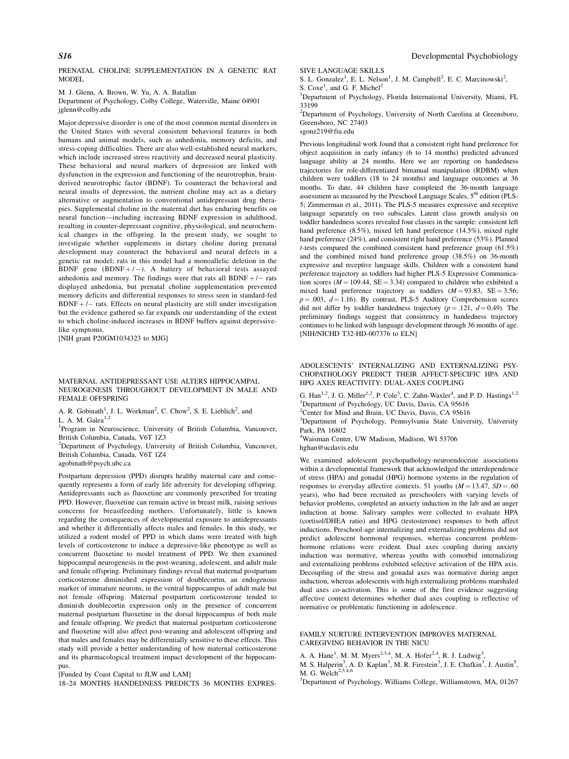## PRENATAL CHOLINE SUPPLEMENTATION IN A GENETIC RAT MODEL

M. J. Glenn, A. Brown, W. Yu, A. A. Batallan
Department of Psychology, Colby College, Waterville, Maine 04901
jglenn@colby.edu

Major depressive disorder is one of the most common mental disorders in the United States with several consistent behavioral features in both humans and animal models, such as anhedonia, memory deficits, and stress-coping difficulties. There are also well-established neural markers, which include increased stress reactivity and decreased neural plasticity. These behavioral and neural markers of depression are linked with dysfunction in the expression and functioning of the neurotrophin, brain-derived neurotrophic factor (BDNF). To counteract the behavioral and neural insults of depression, the nutrient choline may act as a dietary alternative or augmentation to conventional antidepressant drug therapies. Supplemental choline in the maternal diet has enduring benefits on neural function—including increasing BDNF expression in adulthood, resulting in counter-depressant cognitive, physiological, and neurochemical changes in the offspring. In the present study, we sought to investigate whether supplements in dietary choline during prenatal development may counteract the behavioral and neural defects in a genetic rat model; rats in this model had a monoallelic deletion in the BDNF gene (BDNF+/−). A battery of behavioral tests assayed anhedonia and memory. The findings were that rats all BDNF+/− rats displayed anhedonia, but prenatal choline supplementation prevented memory deficits and differential responses to stress seen in standard-fed BDNF+/− rats. Effects on neural plasticity are still under investigation but the evidence gathered so far expands our understanding of the extent to which choline-induced increases in BDNF buffers against depressive-like symptoms.
[NIH grant P20GM1034323 to MJG]

## MATERNAL ANTIDEPRESSANT USE ALTERS HIPPOCAMPAL NEUROGENESIS THROUGHOUT DEVELOPMENT IN MALE AND FEMALE OFFSPRING

A. R. Gobinath[1], J. L. Workman[2], C. Chow[2], S. E. Lieblich[2], and L. A. M. Galea[1,2]
[1]Program in Neuroscience, University of British Columbia, Vancouver, British Columbia, Canada, V6T 1Z3
[2]Department of Psychology, University of British Columbia, Vancouver, British Columbia, Canada, V6T 1Z4
agobinath@psych.ubc.ca

Postpartum depression (PPD) disrupts healthy maternal care and consequently represents a form of early life adversity for developing offspring. Antidepressants such as fluoxetine are commonly prescribed for treating PPD. However, fluoxetine can remain active in breast milk, raising serious concerns for breastfeeding mothers. Unfortunately, little is known regarding the consequences of developmental exposure to antidepressants and whether it differentially affects males and females. In this study, we utilized a rodent model of PPD in which dams were treated with high levels of corticosterone to induce a depressive-like phenotype as well as concurrent fluoxetine to model treatment of PPD. We then examined hippocampal neurogenesis in the post-weaning, adolescent, and adult male and female offspring. Preliminary findings reveal that maternal postpartum corticosterone diminished expression of doublecortin, an endogenous marker of immature neurons, in the ventral hippocampus of adult male but not female offspring. Maternal postpartum corticosterone tended to diminish doublecortin expression only in the presence of concurrent maternal postpartum fluoxetine in the dorsal hippocampus of both male and female offspring. We predict that maternal postpartum corticosterone and fluoxetine will also affect post-weaning and adolescent offspring and that males and females may be differentially sensitive to these effects. This study will provide a better understanding of how maternal corticosterone and its pharmacological treatment impact development of the hippocampus.
[Funded by Coast Capital to JLW and LAM]

## 18–24 MONTHS HANDEDNESS PREDICTS 36 MONTHS EXPRESSIVE LANGUAGE SKILLS

S. L. Gonzalez[1], E. L. Nelson[1], J. M. Campbell[2], E. C. Marcinowski[2], S. Coxe[1], and G. F. Michel[2]
[1]Department of Psychology, Florida International University, Miami, FL 33199
[2]Department of Psychology, University of North Carolina at Greensboro, Greensboro, NC 27403
sgonz219@fiu.edu

Previous longitudinal work found that a consistent right hand preference for object acquisition in early infancy (6 to 14 months) predicted advanced language ability at 24 months. Here we are reporting on handedness trajectories for role-differentiated bimanual manipulation (RDBM) when children were toddlers (18 to 24 months) and language outcomes at 36 months. To date, 44 children have completed the 36-month language assessment as measured by the Preschool Language Scales, 5th edition (PLS-5; Zimmerman et al., 2011). The PLS-5 measures expressive and receptive language separately on two subscales. Latent class growth analysis on toddler handedness scores revealed four classes in the sample: consistent left hand preference (8.5%), mixed left hand preference (14.5%), mixed right hand preference (24%), and consistent right hand preference (53%). Planned *t*-tests compared the combined consistent hand preference group (61.5%) and the combined mixed hand preference group (38.5%) on 36-month expressive and receptive language skills. Children with a consistent hand preference trajectory as toddlers had higher PLS-5 Expressive Communication scores ($M = 109.44$, $SE = 3.34$) compared to children who exhibited a mixed hand preference trajectory as toddlers ($M = 93.83$, $SE = 3.56$; $p = .003$, $d = 1.16$). By contrast, PLS-5 Auditory Comprehension scores did not differ by toddler handedness trajectory ($p = .121$, $d = 0.49$). The preliminary findings suggest that consistency in handedness trajectory continues to be linked with language development through 36 months of age.
[NIH/NICHD T32-HD-007376 to ELN]

## ADOLESCENTS' INTERNALIZING AND EXTERNALIZING PSYCHOPATHOLOGY PREDICT THEIR AFFECT-SPECIFIC HPA AND HPG AXES REACTIVITY: DUAL-AXES COUPLING

G. Han[1,2], J. G. Miller[1,2], P. Cole[3], C. Zahn-Waxler[4], and P. D. Hastings[1,2]
[1]Department of Psychology, UC Davis, Davis, CA 95616
[2]Center for Mind and Brain, UC Davis, Davis, CA 95616
[3]Department of Psychology, Pennsylvania State University, University Park, PA 16802
[4]Waisman Center, UW Madison, Madison, WI 53706
hghan@ucdavis.edu

We examined adolescent psychopathology-neuroendocrine associations within a developmental framework that acknowledged the interdependence of stress (HPA) and gonadal (HPG) hormone systems in the regulation of responses to everyday affective contexts. 51 youths ($M = 13.47$, $SD = .60$ years), who had been recruited as preschoolers with varying levels of behavior problems, completed an anxiety induction in the lab and an anger induction at home. Salivary samples were collected to evaluate HPA (cortisol/DHEA ratio) and HPG (testosterone) responses to both affect inductions. Preschool-age internalizing and externalizing problems did not predict adolescent hormonal responses, whereas concurrent problem-hormone relations were evident. Dual axes coupling during anxiety induction was normative, whereas youths with comorbid internalizing and externalizing problems exhibited selective activation of the HPA axis. Decoupling of the stress and gonadal axes was normative during anger induction, whereas adolescents with high externalizing problems marshaled dual axes co-activation. This is some of the first evidence suggesting affective context determines whether dual axes coupling is reflective of normative or problematic functioning in adolescence.

## FAMILY NURTURE INTERVENTION IMPROVES MATERNAL CAREGIVING BEHAVIOR IN THE NICU

A. A. Hane[1], M. M. Myers[2,3,4], M. A. Hofer[2,4], R. J. Ludwig[3], M. S. Halperin[3], A. D. Kaplan[3], M. R. Firestein[3], J. E. Chafkin[3], J. Austin[5], M. G. Welch[2,3,4,6]
[1]Department of Psychology, Williams College, Williamstown, MA, 01267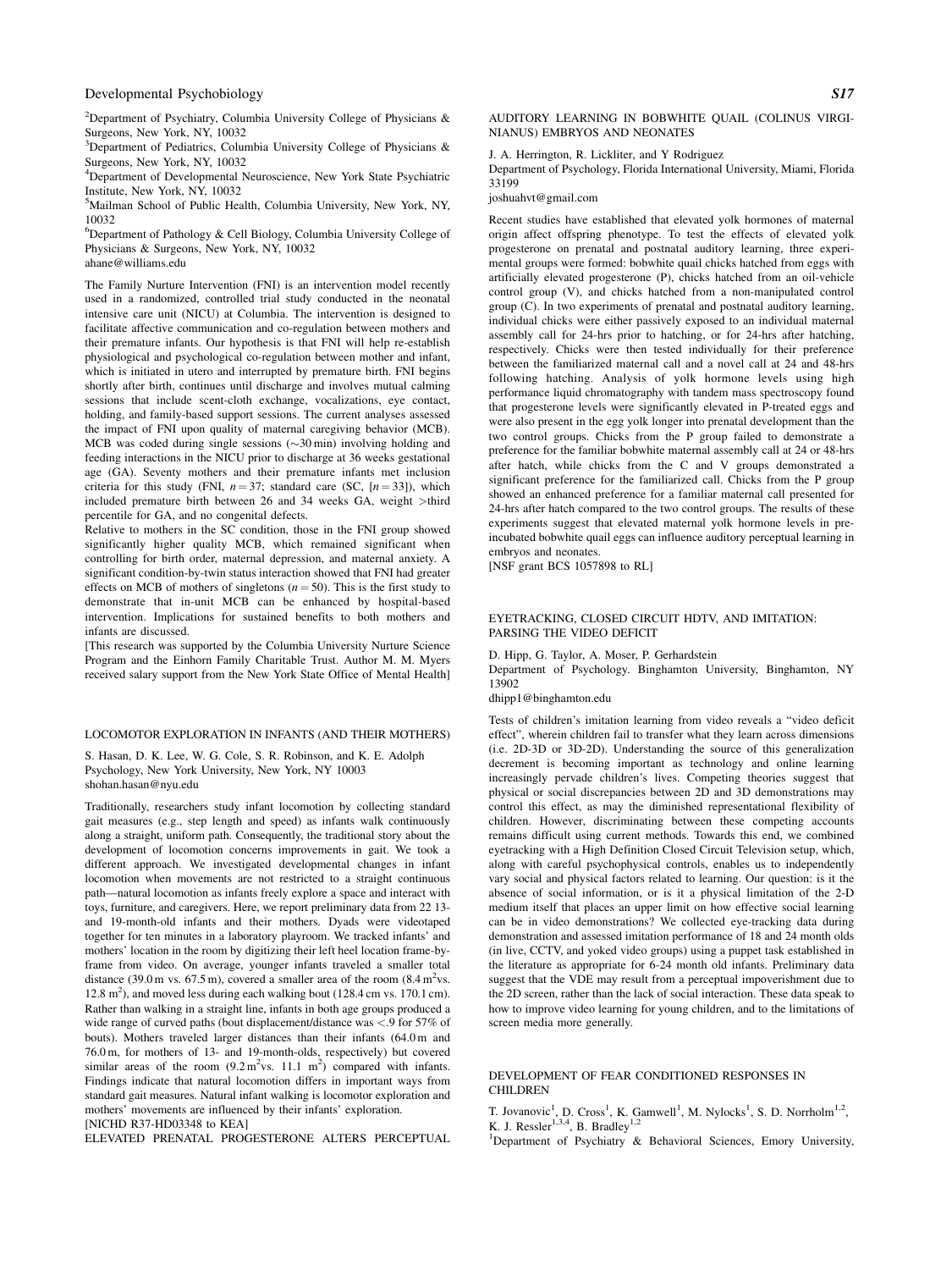[2]Department of Psychiatry, Columbia University College of Physicians & Surgeons, New York, NY, 10032

[3]Department of Pediatrics, Columbia University College of Physicians & Surgeons, New York, NY, 10032

[4]Department of Developmental Neuroscience, New York State Psychiatric Institute, New York, NY, 10032

[5]Mailman School of Public Health, Columbia University, New York, NY, 10032

[6]Department of Pathology & Cell Biology, Columbia University College of Physicians & Surgeons, New York, NY, 10032

ahane@williams.edu

The Family Nurture Intervention (FNI) is an intervention model recently used in a randomized, controlled trial study conducted in the neonatal intensive care unit (NICU) at Columbia. The intervention is designed to facilitate affective communication and co-regulation between mothers and their premature infants. Our hypothesis is that FNI will help re-establish physiological and psychological co-regulation between mother and infant, which is initiated in utero and interrupted by premature birth. FNI begins shortly after birth, continues until discharge and involves mutual calming sessions that include scent-cloth exchange, vocalizations, eye contact, holding, and family-based support sessions. The current analyses assessed the impact of FNI upon quality of maternal caregiving behavior (MCB). MCB was coded during single sessions (~30 min) involving holding and feeding interactions in the NICU prior to discharge at 36 weeks gestational age (GA). Seventy mothers and their premature infants met inclusion criteria for this study (FNI, $n = 37$; standard care (SC, [$n = 33$]), which included premature birth between 26 and 34 weeks GA, weight >third percentile for GA, and no congenital defects.

Relative to mothers in the SC condition, those in the FNI group showed significantly higher quality MCB, which remained significant when controlling for birth order, maternal depression, and maternal anxiety. A significant condition-by-twin status interaction showed that FNI had greater effects on MCB of mothers of singletons ($n = 50$). This is the first study to demonstrate that in-unit MCB can be enhanced by hospital-based intervention. Implications for sustained benefits to both mothers and infants are discussed.

[This research was supported by the Columbia University Nurture Science Program and the Einhorn Family Charitable Trust. Author M. M. Myers received salary support from the New York State Office of Mental Health]

## LOCOMOTOR EXPLORATION IN INFANTS (AND THEIR MOTHERS)

S. Hasan, D. K. Lee, W. G. Cole, S. R. Robinson, and K. E. Adolph

Psychology, New York University, New York, NY 10003

shohan.hasan@nyu.edu

Traditionally, researchers study infant locomotion by collecting standard gait measures (e.g., step length and speed) as infants walk continuously along a straight, uniform path. Consequently, the traditional story about the development of locomotion concerns improvements in gait. We took a different approach. We investigated developmental changes in infant locomotion when movements are not restricted to a straight continuous path—natural locomotion as infants freely explore a space and interact with toys, furniture, and caregivers. Here, we report preliminary data from 22 13- and 19-month-old infants and their mothers. Dyads were videotaped together for ten minutes in a laboratory playroom. We tracked infants' and mothers' location in the room by digitizing their left heel location frame-by-frame from video. On average, younger infants traveled a smaller total distance (39.0 m vs. 67.5 m), covered a smaller area of the room (8.4 $m^2$ vs. 12.8 $m^2$), and moved less during each walking bout (128.4 cm vs. 170.1 cm). Rather than walking in a straight line, infants in both age groups produced a wide range of curved paths (bout displacement/distance was <.9 for 57% of bouts). Mothers traveled larger distances than their infants (64.0 m and 76.0 m, for mothers of 13- and 19-month-olds, respectively) but covered similar areas of the room (9.2 $m^2$ vs. 11.1 $m^2$) compared with infants. Findings indicate that natural locomotion differs in important ways from standard gait measures. Natural infant walking is locomotor exploration and mothers' movements are influenced by their infants' exploration.

[NICHD R37-HD03348 to KEA]

## ELEVATED PRENATAL PROGESTERONE ALTERS PERCEPTUAL AUDITORY LEARNING IN BOBWHITE QUAIL (COLINUS VIRGINIANUS) EMBRYOS AND NEONATES

J. A. Herrington, R. Lickliter, and Y Rodriguez

Department of Psychology, Florida International University, Miami, Florida 33199

joshuahvt@gmail.com

Recent studies have established that elevated yolk hormones of maternal origin affect offspring phenotype. To test the effects of elevated yolk progesterone on prenatal and postnatal auditory learning, three experimental groups were formed: bobwhite quail chicks hatched from eggs with artificially elevated progesterone (P), chicks hatched from an oil-vehicle control group (V), and chicks hatched from a non-manipulated control group (C). In two experiments of prenatal and postnatal auditory learning, individual chicks were either passively exposed to an individual maternal assembly call for 24-hrs prior to hatching, or for 24-hrs after hatching, respectively. Chicks were then tested individually for their preference between the familiarized maternal call and a novel call at 24 and 48-hrs following hatching. Analysis of yolk hormone levels using high performance liquid chromatography with tandem mass spectroscopy found that progesterone levels were significantly elevated in P-treated eggs and were also present in the egg yolk longer into prenatal development than the two control groups. Chicks from the P group failed to demonstrate a preference for the familiar bobwhite maternal assembly call at 24 or 48-hrs after hatch, while chicks from the C and V groups demonstrated a significant preference for the familiarized call. Chicks from the P group showed an enhanced preference for a familiar maternal call presented for 24-hrs after hatch compared to the two control groups. The results of these experiments suggest that elevated maternal yolk hormone levels in pre-incubated bobwhite quail eggs can influence auditory perceptual learning in embryos and neonates.

[NSF grant BCS 1057898 to RL]

## EYETRACKING, CLOSED CIRCUIT HDTV, AND IMITATION: PARSING THE VIDEO DEFICIT

D. Hipp, G. Taylor, A. Moser, P. Gerhardstein

Department of Psychology. Binghamton University, Binghamton, NY 13902

dhipp1@binghamton.edu

Tests of children's imitation learning from video reveals a "video deficit effect", wherein children fail to transfer what they learn across dimensions (i.e. 2D-3D or 3D-2D). Understanding the source of this generalization decrement is becoming important as technology and online learning increasingly pervade children's lives. Competing theories suggest that physical or social discrepancies between 2D and 3D demonstrations may control this effect, as may the diminished representational flexibility of children. However, discriminating between these competing accounts remains difficult using current methods. Towards this end, we combined eyetracking with a High Definition Closed Circuit Television setup, which, along with careful psychophysical controls, enables us to independently vary social and physical factors related to learning. Our question: is it the absence of social information, or is it a physical limitation of the 2-D medium itself that places an upper limit on how effective social learning can be in video demonstrations? We collected eye-tracking data during demonstration and assessed imitation performance of 18 and 24 month olds (in live, CCTV, and yoked video groups) using a puppet task established in the literature as appropriate for 6-24 month old infants. Preliminary data suggest that the VDE may result from a perceptual impoverishment due to the 2D screen, rather than the lack of social interaction. These data speak to how to improve video learning for young children, and to the limitations of screen media more generally.

## DEVELOPMENT OF FEAR CONDITIONED RESPONSES IN CHILDREN

T. Jovanovic[1], D. Cross[1], K. Gamwell[1], M. Nylocks[1], S. D. Norrholm[1,2], K. J. Ressler[1,3,4], B. Bradley[1,2]

[1]Department of Psychiatry & Behavioral Sciences, Emory University,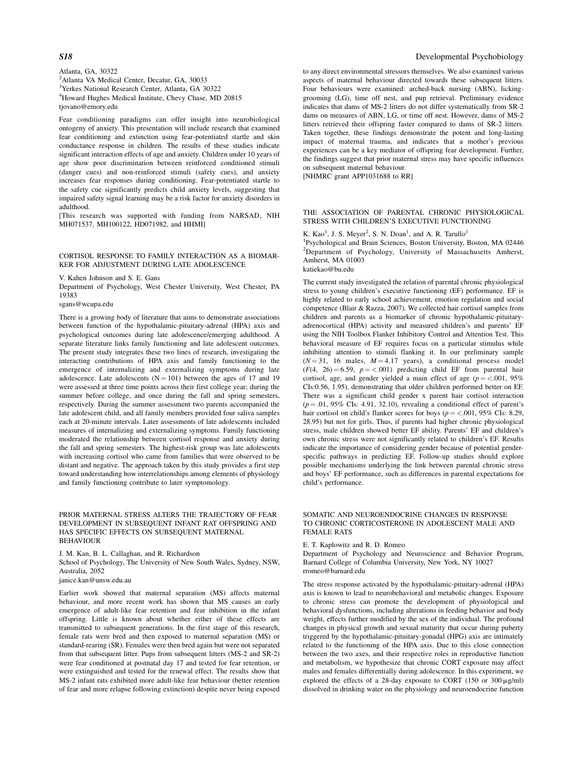Atlanta, GA, 30322
[2]Atlanta VA Medical Center, Decatur, GA, 30033
[3]Yerkes National Research Center, Atlanta, GA 30322
[4]Howard Hughes Medical Institute, Chevy Chase, MD 20815
tjovano@emory.edu

Fear conditioning paradigms can offer insight into neurobiological ontogeny of anxiety. This presentation will include research that examined fear conditioning and extinction using fear-potentiated startle and skin conductance response in children. The results of these studies indicate significant interaction effects of age and anxiety. Children under 10 years of age show poor discrimination between reinforced conditioned stimuli (danger cues) and non-reinforced stimuli (safety cues), and anxiety increases fear responses during conditioning. Fear-potentiated startle to the safety cue significantly predicts child anxiety levels, suggesting that impaired safety signal learning may be a risk factor for anxiety disorders in adulthood.
[This research was supported with funding from NARSAD, NIH MH071537, MH100122, HD071982, and HHMI]

## CORTISOL RESPONSE TO FAMILY INTERACTION AS A BIOMARKER FOR ADJUSTMENT DURING LATE ADOLESCENCE

V. Kahen Johnson and S. E. Gans
Department of Psychology, West Chester University, West Chester, PA 19383
sgans@wcupa.edu

There is a growing body of literature that aims to demonstrate associations between function of the hypothalamic-pituitary-adrenal (HPA) axis and psychological outcomes during late adolescence/emerging adulthood. A separate literature links family functioning and late adolescent outcomes. The present study integrates these two lines of research, investigating the interacting contributions of HPA axis and family functioning to the emergence of internalizing and externalizing symptoms during late adolescence. Late adolescents ($N = 101$) between the ages of 17 and 19 were assessed at three time points across their first college year; during the summer before college, and once during the fall and spring semesters, respectively. During the summer assessment two parents accompanied the late adolescent child, and all family members provided four saliva samples each at 20-minute intervals. Later assessments of late adolescents included measures of internalizing and externalizing symptoms. Family functioning moderated the relationship between cortisol response and anxiety during the fall and spring semesters. The highest-risk group was late adolescents with increasing cortisol who came from families that were observed to be distant and negative. The approach taken by this study provides a first step toward understanding how interrelationships among elements of physiology and family functioning contribute to later symptomology.

## PRIOR MATERNAL STRESS ALTERS THE TRAJECTORY OF FEAR DEVELOPMENT IN SUBSEQUENT INFANT RAT OFFSPRING AND HAS SPECIFIC EFFECTS ON SUBSEQUENT MATERNAL BEHAVIOUR

J. M. Kan, B. L. Callaghan, and R. Richardson
School of Psychology, The University of New South Wales, Sydney, NSW, Australia, 2052
janice.kan@unsw.edu.au

Earlier work showed that maternal separation (MS) affects maternal behaviour, and more recent work has shown that MS causes an early emergence of adult-like fear retention and fear inhibition in the infant offspring. Little is known about whether either of these effects are transmitted to subsequent generations. In the first stage of this research, female rats were bred and then exposed to maternal separation (MS) or standard-rearing (SR). Females were then bred again but were not separated from that subsequent litter. Pups from subsequent litters (MS-2 and SR-2) were fear conditioned at postnatal day 17 and tested for fear retention, or were extinguished and tested for the renewal effect. The results show that MS-2 infant rats exhibited more adult-like fear behaviour (better retention of fear and more relapse following extinction) despite never being exposed to any direct environmental stressors themselves. We also examined various aspects of maternal behaviour directed towards these subsequent litters. Four behaviours were examined: arched-back nursing (ABN), licking-grooming (LG), time off nest, and pup retrieval. Preliminary evidence indicates that dams of MS-2 litters do not differ systematically from SR-2 dams on measures of ABN, LG, or time off nest. However, dams of MS-2 litters retrieved their offspring faster compared to dams of SR-2 litters. Taken together, these findings demonstrate the potent and long-lasting impact of maternal trauma, and indicates that a mother's previous experiences can be a key mediator of offspring fear development. Further, the findings suggest that prior maternal stress may have specific influences on subsequent maternal behaviour.
[NHMRC grant APP1031688 to RR]

## THE ASSOCIATION OF PARENTAL CHRONIC PHYSIOLOGICAL STRESS WITH CHILDREN'S EXECUTIVE FUNCTIONING

K. Kao[1], J. S. Meyer[2], S. N. Doan[1], and A. R. Tarullo[1]
[1]Psychological and Brain Sciences, Boston University, Boston, MA 02446
[2]Department of Psychology, University of Massachusetts Amherst, Amherst, MA 01003
katiekao@bu.edu

The current study investigated the relation of parental chronic physiological stress to young children's executive functioning (EF) performance. EF is highly related to early school achievement, emotion regulation and social competence (Blair & Razza, 2007). We collected hair cortisol samples from children and parents as a biomarker of chronic hypothalamic-pituitary-adrenocortical (HPA) activity and measured children's and parents' EF using the NIH Toolbox Flanker Inhibitory Control and Attention Test. This behavioral measure of EF requires focus on a particular stimulus while inhibiting attention to stimuli flanking it. In our preliminary sample ($N = 31$, 16 males, $M = 4.17$ years), a conditional process model ($F(4, 26) = 6.59$, $p = <.001$) predicting child EF from parental hair cortisol, age, and gender yielded a main effect of age ($p = <.001$, 95% CIs:0.56, 1.95), demonstrating that older children performed better on EF. There was a significant child gender x parent hair cortisol interaction ($p = .01$, 95% CIs: 4.91, 32.10), revealing a conditional effect of parent's hair cortisol on child's flanker scores for boys ($p = <.001$, 95% CIs: 8.29, 28.95) but not for girls. Thus, if parents had higher chronic physiological stress, male children showed better EF ability. Parents' EF and children's own chronic stress were not significantly related to children's EF. Results indicate the importance of considering gender because of potential gender-specific pathways in predicting EF. Follow-up studies should explore possible mechanisms underlying the link between parental chronic stress and boys' EF performance, such as differences in parental expectations for child's performance.

## SOMATIC AND NEUROENDOCRINE CHANGES IN RESPONSE TO CHRONIC CORTICOSTERONE IN ADOLESCENT MALE AND FEMALE RATS

E. T. Kaplowitz and R. D. Romeo
Department of Psychology and Neuroscience and Behavior Program, Barnard College of Columbia University, New York, NY 10027
rromeo@barnard.edu

The stress response activated by the hypothalamic-pituitary-adrenal (HPA) axis is known to lead to neurobehavioral and metabolic changes. Exposure to chronic stress can promote the development of physiological and behavioral dysfunctions, including alterations in feeding behavior and body weight, effects further modified by the sex of the individual. The profound changes in physical growth and sexual maturity that occur during puberty triggered by the hypothalamic-pituitary-gonadal (HPG) axis are intimately related to the functioning of the HPA axis. Due to this close connection between the two axes, and their respective roles in reproductive function and metabolism, we hypothesize that chronic CORT exposure may affect males and females differentially during adolescence. In this experiment, we explored the effects of a 28-day exposure to CORT (150 or 300 $\mu$g/ml) dissolved in drinking water on the physiology and neuroendocrine function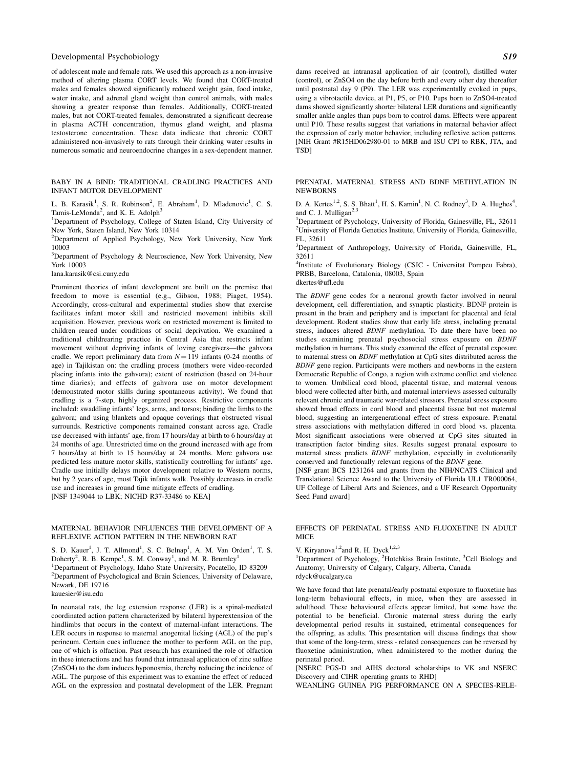of adolescent male and female rats. We used this approach as a non-invasive method of altering plasma CORT levels. We found that CORT-treated males and females showed significantly reduced weight gain, food intake, water intake, and adrenal gland weight than control animals, with males showing a greater response than females. Additionally, CORT-treated males, but not CORT-treated females, demonstrated a significant decrease in plasma ACTH concentration, thymus gland weight, and plasma testosterone concentration. These data indicate that chronic CORT administered non-invasively to rats through their drinking water results in numerous somatic and neuroendocrine changes in a sex-dependent manner.

## BABY IN A BIND: TRADITIONAL CRADLING PRACTICES AND INFANT MOTOR DEVELOPMENT

L. B. Karasik[1], S. R. Robinson[2], E. Abraham[1], D. Mladenovic[1], C. S. Tamis-LeMonda[2], and K. E. Adolph[3]

[1]Department of Psychology, College of Staten Island, City University of New York, Staten Island, New York 10314
[2]Department of Applied Psychology, New York University, New York 10003
[3]Department of Psychology & Neuroscience, New York University, New York 10003
lana.karasik@csi.cuny.edu

Prominent theories of infant development are built on the premise that freedom to move is essential (e.g., Gibson, 1988; Piaget, 1954). Accordingly, cross-cultural and experimental studies show that exercise facilitates infant motor skill and restricted movement inhibits skill acquisition. However, previous work on restricted movement is limited to children reared under conditions of social deprivation. We examined a traditional childrearing practice in Central Asia that restricts infant movement without depriving infants of loving caregivers—the gahvora cradle. We report preliminary data from $N = 119$ infants (0-24 months of age) in Tajikistan on: the cradling process (mothers were video-recorded placing infants into the gahvora); extent of restriction (based on 24-hour time diaries); and effects of gahvora use on motor development (demonstrated motor skills during spontaneous activity). We found that cradling is a 7-step, highly organized process. Restrictive components included: swaddling infants' legs, arms, and torsos; binding the limbs to the gahvora; and using blankets and opaque coverings that obstructed visual surrounds. Restrictive components remained constant across age. Cradle use decreased with infants' age, from 17 hours/day at birth to 6 hours/day at 24 months of age. Unrestricted time on the ground increased with age from 7 hours/day at birth to 15 hours/day at 24 months. More gahvora use predicted less mature motor skills, statistically controlling for infants' age. Cradle use initially delays motor development relative to Western norms, but by 2 years of age, most Tajik infants walk. Possibly decreases in cradle use and increases in ground time mitigate effects of cradling.
[NSF 1349044 to LBK; NICHD R37-33486 to KEA]

## MATERNAL BEHAVIOR INFLUENCES THE DEVELOPMENT OF A REFLEXIVE ACTION PATTERN IN THE NEWBORN RAT

S. D. Kauer[1], J. T. Allmond[1], S. C. Belnap[1], A. M. Van Orden[1], T. S. Doherty[2], R. B. Kempe[1], S. M. Conway[1], and M. R. Brumley[1]

[1]Department of Psychology, Idaho State University, Pocatello, ID 83209
[2]Department of Psychological and Brain Sciences, University of Delaware, Newark, DE 19716
kauesier@isu.edu

In neonatal rats, the leg extension response (LER) is a spinal-mediated coordinated action pattern characterized by bilateral hyperextension of the hindlimbs that occurs in the context of maternal-infant interactions. The LER occurs in response to maternal anogenital licking (AGL) of the pup's perineum. Certain cues influence the mother to perform AGL on the pup, one of which is olfaction. Past research has examined the role of olfaction in these interactions and has found that intranasal application of zinc sulfate ($ZnSO_4$) to the dam induces hyponosmia, thereby reducing the incidence of AGL. The purpose of this experiment was to examine the effect of reduced AGL on the expression and postnatal development of the LER. Pregnant dams received an intranasal application of air (control), distilled water (control), or $ZnSO_4$ on the day before birth and every other day thereafter until postnatal day 9 (P9). The LER was experimentally evoked in pups, using a vibrotactile device, at P1, P5, or P10. Pups born to $ZnSO_4$-treated dams showed significantly shorter bilateral LER durations and significantly smaller ankle angles than pups born to control dams. Effects were apparent until P10. These results suggest that variations in maternal behavior affect the expression of early motor behavior, including reflexive action patterns.
[NIH Grant #R15HD062980-01 to MRB and ISU CPI to RBK, JTA, and TSD]

## PRENATAL MATERNAL STRESS AND BDNF METHYLATION IN NEWBORNS

D. A. Kertes[1,2], S. S. Bhatt[1], H. S. Kamin[1], N. C. Rodney[3], D. A. Hughes[4], and C. J. Mulligan[2,3]

[1]Department of Psychology, University of Florida, Gainesville, FL, 32611
[2]University of Florida Genetics Institute, University of Florida, Gainesville, FL, 32611
[3]Department of Anthropology, University of Florida, Gainesville, FL, 32611
[4]Institute of Evolutionary Biology (CSIC - Universitat Pompeu Fabra), PRBB, Barcelona, Catalonia, 08003, Spain
dkertes@ufl.edu

The *BDNF* gene codes for a neuronal growth factor involved in neural development, cell differentiation, and synaptic plasticity. BDNF protein is present in the brain and periphery and is important for placental and fetal development. Rodent studies show that early life stress, including prenatal stress, induces altered *BDNF* methylation. To date there have been no studies examining prenatal psychosocial stress exposure on *BDNF* methylation in humans. This study examined the effect of prenatal exposure to maternal stress on *BDNF* methylation at CpG sites distributed across the *BDNF* gene region. Participants were mothers and newborns in the eastern Democratic Republic of Congo, a region with extreme conflict and violence to women. Umbilical cord blood, placental tissue, and maternal venous blood were collected after birth, and maternal interviews assessed culturally relevant chronic and traumatic war-related stressors. Prenatal stress exposure showed broad effects in cord blood and placental tissue but not maternal blood, suggesting an intergenerational effect of stress exposure. Prenatal stress associations with methylation differed in cord blood vs. placenta. Most significant associations were observed at CpG sites situated in transcription factor binding sites. Results suggest prenatal exposure to maternal stress predicts *BDNF* methylation, especially in evolutionarily conserved and functionally relevant regions of the *BDNF* gene.
[NSF grant BCS 1231264 and grants from the NIH/NCATS Clinical and Translational Science Award to the University of Florida UL1 TR000064, UF College of Liberal Arts and Sciences, and a UF Research Opportunity Seed Fund award]

## EFFECTS OF PERINATAL STRESS AND FLUOXETINE IN ADULT MICE

V. Kiryanova[1,2] and R. H. Dyck[1,2,3]

[1]Department of Psychology, [2]Hotchkiss Brain Institute, [3]Cell Biology and Anatomy; University of Calgary, Calgary, Alberta, Canada
rdyck@ucalgary.ca

We have found that late prenatal/early postnatal exposure to fluoxetine has long-term behavioural effects, in mice, when they are assessed in adulthood. These behavioural effects appear limited, but some have the potential to be beneficial. Chronic maternal stress during the early developmental period results in sustained, etrimental consequences for the offspring, as adults. This presentation will discuss findings that show that some of the long-term, stress - related consequences can be reversed by fluoxetine administration, when administered to the mother during the perinatal period.
[NSERC PGS-D and AIHS doctoral scholarships to VK and NSERC Discovery and CIHR operating grants to RHD]

WEANLING GUINEA PIG PERFORMANCE ON A SPECIES-RELE-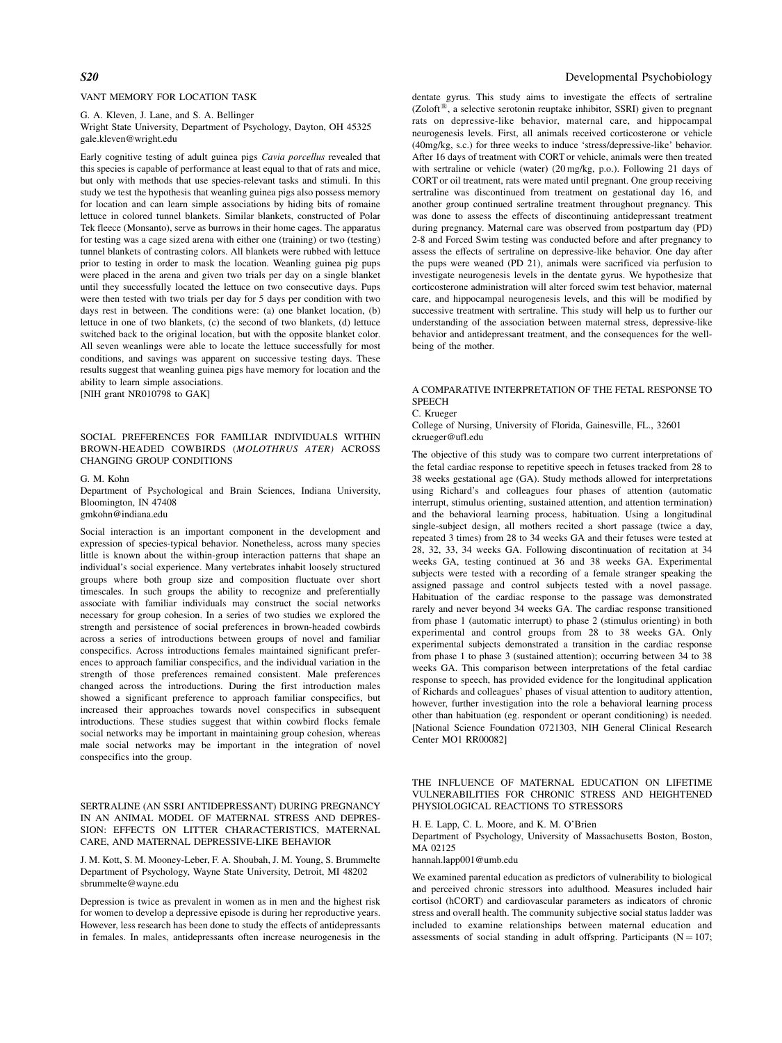VANT MEMORY FOR LOCATION TASK

G. A. Kleven, J. Lane, and S. A. Bellinger
Wright State University, Department of Psychology, Dayton, OH 45325
gale.kleven@wright.edu

Early cognitive testing of adult guinea pigs *Cavia porcellus* revealed that this species is capable of performance at least equal to that of rats and mice, but only with methods that use species-relevant tasks and stimuli. In this study we test the hypothesis that weanling guinea pigs also possess memory for location and can learn simple associations by hiding bits of romaine lettuce in colored tunnel blankets. Similar blankets, constructed of Polar Tek fleece (Monsanto), serve as burrows in their home cages. The apparatus for testing was a cage sized arena with either one (training) or two (testing) tunnel blankets of contrasting colors. All blankets were rubbed with lettuce prior to testing in order to mask the location. Weanling guinea pig pups were placed in the arena and given two trials per day on a single blanket until they successfully located the lettuce on two consecutive days. Pups were then tested with two trials per day for 5 days per condition with two days rest in between. The conditions were: (a) one blanket location, (b) lettuce in one of two blankets, (c) the second of two blankets, (d) lettuce switched back to the original location, but with the opposite blanket color. All seven weanlings were able to locate the lettuce successfully for most conditions, and savings was apparent on successive testing days. These results suggest that weanling guinea pigs have memory for location and the ability to learn simple associations.
[NIH grant NR010798 to GAK]

## SOCIAL PREFERENCES FOR FAMILIAR INDIVIDUALS WITHIN BROWN-HEADED COWBIRDS (*MOLOTHRUS ATER*) ACROSS CHANGING GROUP CONDITIONS

G. M. Kohn
Department of Psychological and Brain Sciences, Indiana University, Bloomington, IN 47408
gmkohn@indiana.edu

Social interaction is an important component in the development and expression of species-typical behavior. Nonetheless, across many species little is known about the within-group interaction patterns that shape an individual's social experience. Many vertebrates inhabit loosely structured groups where both group size and composition fluctuate over short timescales. In such groups the ability to recognize and preferentially associate with familiar individuals may construct the social networks necessary for group cohesion. In a series of two studies we explored the strength and persistence of social preferences in brown-headed cowbirds across a series of introductions between groups of novel and familiar conspecifics. Across introductions females maintained significant preferences to approach familiar conspecifics, and the individual variation in the strength of those preferences remained consistent. Male preferences changed across the introductions. During the first introduction males showed a significant preference to approach familiar conspecifics, but increased their approaches towards novel conspecifics in subsequent introductions. These studies suggest that within cowbird flocks female social networks may be important in maintaining group cohesion, whereas male social networks may be important in the integration of novel conspecifics into the group.

## SERTRALINE (AN SSRI ANTIDEPRESSANT) DURING PREGNANCY IN AN ANIMAL MODEL OF MATERNAL STRESS AND DEPRESSION: EFFECTS ON LITTER CHARACTERISTICS, MATERNAL CARE, AND MATERNAL DEPRESSIVE-LIKE BEHAVIOR

J. M. Kott, S. M. Mooney-Leber, F. A. Shoubah, J. M. Young, S. Brummelte
Department of Psychology, Wayne State University, Detroit, MI 48202
sbrummelte@wayne.edu

Depression is twice as prevalent in women as in men and the highest risk for women to develop a depressive episode is during her reproductive years. However, less research has been done to study the effects of antidepressants in females. In males, antidepressants often increase neurogenesis in the dentate gyrus. This study aims to investigate the effects of sertraline (Zoloft®, a selective serotonin reuptake inhibitor, SSRI) given to pregnant rats on depressive-like behavior, maternal care, and hippocampal neurogenesis levels. First, all animals received corticosterone or vehicle (40mg/kg, s.c.) for three weeks to induce 'stress/depressive-like' behavior. After 16 days of treatment with CORT or vehicle, animals were then treated with sertraline or vehicle (water) (20 mg/kg, p.o.). Following 21 days of CORT or oil treatment, rats were mated until pregnant. One group receiving sertraline was discontinued from treatment on gestational day 16, and another group continued sertraline treatment throughout pregnancy. This was done to assess the effects of discontinuing antidepressant treatment during pregnancy. Maternal care was observed from postpartum day (PD) 2-8 and Forced Swim testing was conducted before and after pregnancy to assess the effects of sertraline on depressive-like behavior. One day after the pups were weaned (PD 21), animals were sacrificed via perfusion to investigate neurogenesis levels in the dentate gyrus. We hypothesize that corticosterone administration will alter forced swim test behavior, maternal care, and hippocampal neurogenesis levels, and this will be modified by successive treatment with sertraline. This study will help us to further our understanding of the association between maternal stress, depressive-like behavior and antidepressant treatment, and the consequences for the well-being of the mother.

## A COMPARATIVE INTERPRETATION OF THE FETAL RESPONSE TO SPEECH

C. Krueger
College of Nursing, University of Florida, Gainesville, FL., 32601
ckrueger@ufl.edu

The objective of this study was to compare two current interpretations of the fetal cardiac response to repetitive speech in fetuses tracked from 28 to 38 weeks gestational age (GA). Study methods allowed for interpretations using Richard's and colleagues four phases of attention (automatic interrupt, stimulus orienting, sustained attention, and attention termination) and the behavioral learning process, habituation. Using a longitudinal single-subject design, all mothers recited a short passage (twice a day, repeated 3 times) from 28 to 34 weeks GA and their fetuses were tested at 28, 32, 33, 34 weeks GA. Following discontinuation of recitation at 34 weeks GA, testing continued at 36 and 38 weeks GA. Experimental subjects were tested with a recording of a female stranger speaking the assigned passage and control subjects tested with a novel passage. Habituation of the cardiac response to the passage was demonstrated rarely and never beyond 34 weeks GA. The cardiac response transitioned from phase 1 (automatic interrupt) to phase 2 (stimulus orienting) in both experimental and control groups from 28 to 38 weeks GA. Only experimental subjects demonstrated a transition in the cardiac response from phase 1 to phase 3 (sustained attention); occurring between 34 to 38 weeks GA. This comparison between interpretations of the fetal cardiac response to speech, has provided evidence for the longitudinal application of Richards and colleagues' phases of visual attention to auditory attention, however, further investigation into the role a behavioral learning process other than habituation (eg. respondent or operant conditioning) is needed.
[National Science Foundation 0721303, NIH General Clinical Research Center MO1 RR00082]

## THE INFLUENCE OF MATERNAL EDUCATION ON LIFETIME VULNERABILITIES FOR CHRONIC STRESS AND HEIGHTENED PHYSIOLOGICAL REACTIONS TO STRESSORS

H. E. Lapp, C. L. Moore, and K. M. O'Brien
Department of Psychology, University of Massachusetts Boston, Boston, MA 02125
hannah.lapp001@umb.edu

We examined parental education as predictors of vulnerability to biological and perceived chronic stressors into adulthood. Measures included hair cortisol (hCORT) and cardiovascular parameters as indicators of chronic stress and overall health. The community subjective social status ladder was included to examine relationships between maternal education and assessments of social standing in adult offspring. Participants (N = 107;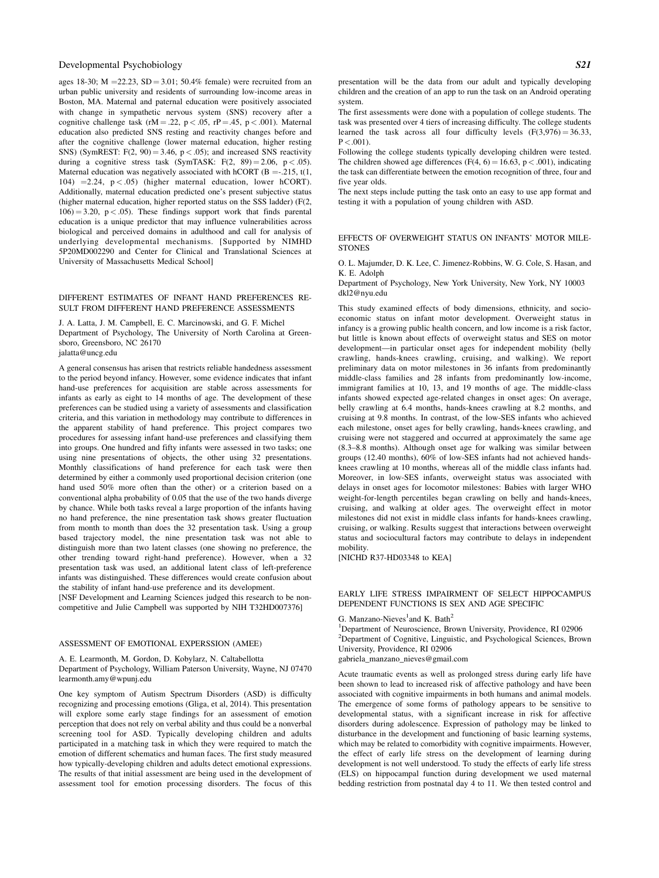ages 18-30; M = 22.23, SD = 3.01; 50.4% female) were recruited from an urban public university and residents of surrounding low-income areas in Boston, MA. Maternal and paternal education were positively associated with change in sympathetic nervous system (SNS) recovery after a cognitive challenge task ($rM = .22$, $p < .05$, $rP = .45$, $p < .001$). Maternal education also predicted SNS resting and reactivity changes before and after the cognitive challenge (lower maternal education, higher resting SNS) (SymREST: $F(2, 90) = 3.46$, $p < .05$); and increased SNS reactivity during a cognitive stress task (SymTASK: $F(2, 89) = 2.06$, $p < .05$). Maternal education was negatively associated with hCORT ($B = -.215$, $t(1, 104) = 2.24$, $p < .05$) (higher maternal education, lower hCORT). Additionally, maternal education predicted one's present subjective status (higher maternal education, higher reported status on the SSS ladder) ($F(2, 106) = 3.20$, $p < .05$). These findings support work that finds parental education is a unique predictor that may influence vulnerabilities across biological and perceived domains in adulthood and call for analysis of underlying developmental mechanisms. [Supported by NIMHD 5P20MD002290 and Center for Clinical and Translational Sciences at University of Massachusetts Medical School]

## DIFFERENT ESTIMATES OF INFANT HAND PREFERENCES RESULT FROM DIFFERENT HAND PREFERENCE ASSESSMENTS

J. A. Latta, J. M. Campbell, E. C. Marcinowski, and G. F. Michel
Department of Psychology, The University of North Carolina at Greensboro, Greensboro, NC 26170
jalatta@uncg.edu

A general consensus has arisen that restricts reliable handedness assessment to the period beyond infancy. However, some evidence indicates that infant hand-use preferences for acquisition are stable across assessments for infants as early as eight to 14 months of age. The development of these preferences can be studied using a variety of assessments and classification criteria, and this variation in methodology may contribute to differences in the apparent stability of hand preference. This project compares two procedures for assessing infant hand-use preferences and classifying them into groups. One hundred and fifty infants were assessed in two tasks; one using nine presentations of objects, the other using 32 presentations. Monthly classifications of hand preference for each task were then determined by either a commonly used proportional decision criterion (one hand used 50% more often than the other) or a criterion based on a conventional alpha probability of 0.05 that the use of the two hands diverge by chance. While both tasks reveal a large proportion of the infants having no hand preference, the nine presentation task shows greater fluctuation from month to month than does the 32 presentation task. Using a group based trajectory model, the nine presentation task was not able to distinguish more than two latent classes (one showing no preference, the other trending toward right-hand preference). However, when a 32 presentation task was used, an additional latent class of left-preference infants was distinguished. These differences would create confusion about the stability of infant hand-use preference and its development.
[NSF Development and Learning Sciences judged this research to be non-competitive and Julie Campbell was supported by NIH T32HD007376]

## ASSESSMENT OF EMOTIONAL EXPERSSION (AMEE)

A. E. Learmonth, M. Gordon, D. Kobylarz, N. Caltabellotta
Department of Psychology, William Paterson University, Wayne, NJ 07470
learmonth.amy@wpunj.edu

One key symptom of Autism Spectrum Disorders (ASD) is difficulty recognizing and processing emotions (Gliga, et al, 2014). This presentation will explore some early stage findings for an assessment of emotion perception that does not rely on verbal ability and thus could be a nonverbal screening tool for ASD. Typically developing children and adults participated in a matching task in which they were required to match the emotion of different schematics and human faces. The first study measured how typically-developing children and adults detect emotional expressions. The results of that initial assessment are being used in the development of assessment tool for emotion processing disorders. The focus of this presentation will be the data from our adult and typically developing children and the creation of an app to run the task on an Android operating system.

The first assessments were done with a population of college students. The task was presented over 4 tiers of increasing difficulty. The college students learned the task across all four difficulty levels ($F(3,976) = 36.33$, $P < .001$).

Following the college students typically developing children were tested. The children showed age differences ($F(4, 6) = 16.63$, $p < .001$), indicating the task can differentiate between the emotion recognition of three, four and five year olds.

The next steps include putting the task onto an easy to use app format and testing it with a population of young children with ASD.

## EFFECTS OF OVERWEIGHT STATUS ON INFANTS' MOTOR MILESTONES

O. L. Majumder, D. K. Lee, C. Jimenez-Robbins, W. G. Cole, S. Hasan, and K. E. Adolph
Department of Psychology, New York University, New York, NY 10003
dkl2@nyu.edu

This study examined effects of body dimensions, ethnicity, and socioeconomic status on infant motor development. Overweight status in infancy is a growing public health concern, and low income is a risk factor, but little is known about effects of overweight status and SES on motor development—in particular onset ages for independent mobility (belly crawling, hands-knees crawling, cruising, and walking). We report preliminary data on motor milestones in 36 infants from predominantly middle-class families and 28 infants from predominantly low-income, immigrant families at 10, 13, and 19 months of age. The middle-class infants showed expected age-related changes in onset ages: On average, belly crawling at 6.4 months, hands-knees crawling at 8.2 months, and cruising at 9.8 months. In contrast, of the low-SES infants who achieved each milestone, onset ages for belly crawling, hands-knees crawling, and cruising were not staggered and occurred at approximately the same age (8.3–8.8 months). Although onset age for walking was similar between groups (12.40 months), 60% of low-SES infants had not achieved hands-knees crawling at 10 months, whereas all of the middle class infants had. Moreover, in low-SES infants, overweight status was associated with delays in onset ages for locomotor milestones: Babies with larger WHO weight-for-length percentiles began crawling on belly and hands-knees, cruising, and walking at older ages. The overweight effect in motor milestones did not exist in middle class infants for hands-knees crawling, cruising, or walking. Results suggest that interactions between overweight status and sociocultural factors may contribute to delays in independent mobility.
[NICHD R37-HD03348 to KEA]

## EARLY LIFE STRESS IMPAIRMENT OF SELECT HIPPOCAMPUS DEPENDENT FUNCTIONS IS SEX AND AGE SPECIFIC

G. Manzano-Nieves[1] and K. Bath[2]
[1]Department of Neuroscience, Brown University, Providence, RI 02906
[2]Department of Cognitive, Linguistic, and Psychological Sciences, Brown University, Providence, RI 02906
gabriela_manzano_nieves@gmail.com

Acute traumatic events as well as prolonged stress during early life have been shown to lead to increased risk of affective pathology and have been associated with cognitive impairments in both humans and animal models. The emergence of some forms of pathology appears to be sensitive to developmental status, with a significant increase in risk for affective disorders during adolescence. Expression of pathology may be linked to disturbance in the development and functioning of basic learning systems, which may be related to comorbidity with cognitive impairments. However, the effect of early life stress on the development of learning during development is not well understood. To study the effects of early life stress (ELS) on hippocampal function during development we used maternal bedding restriction from postnatal day 4 to 11. We then tested control and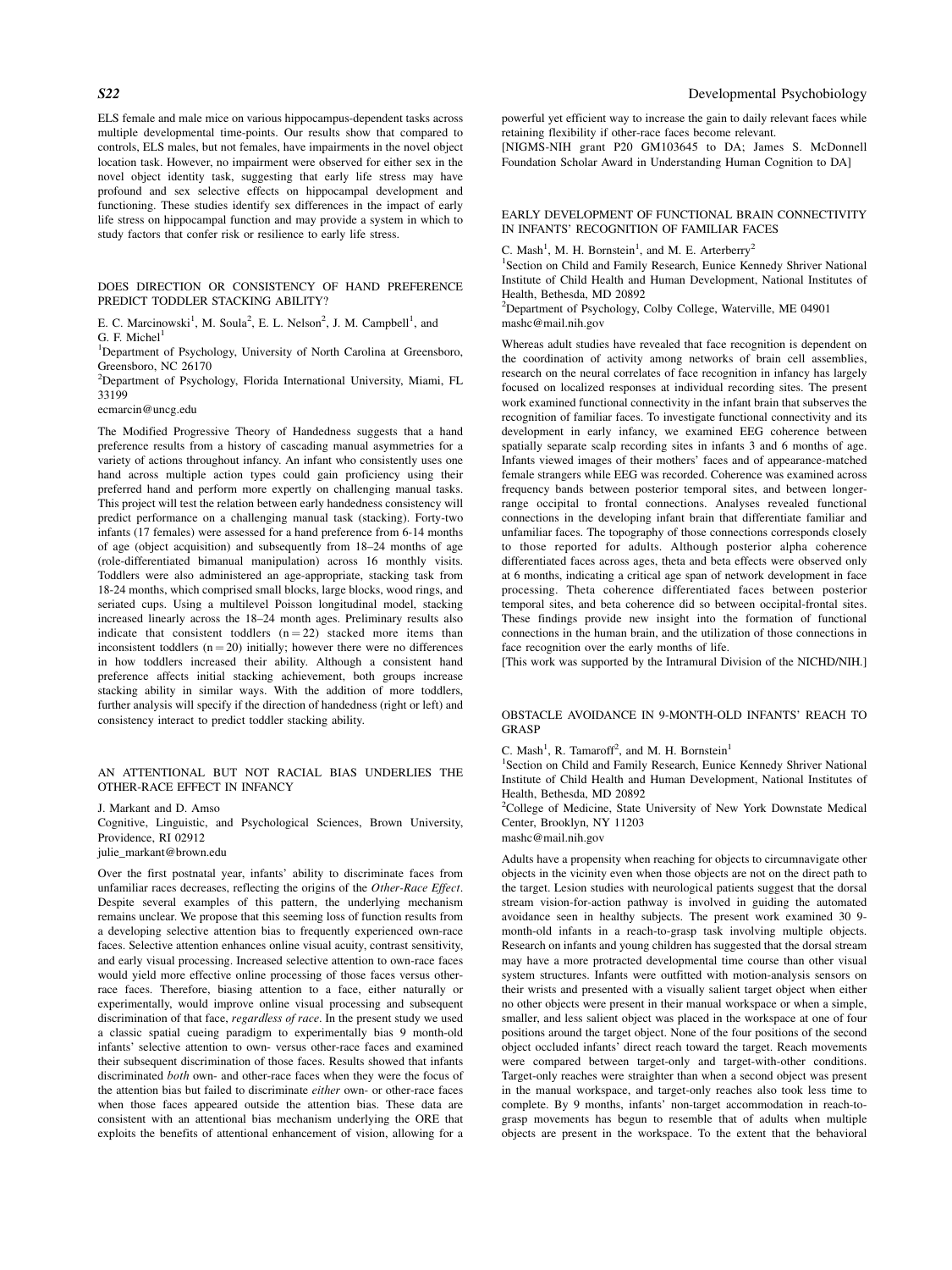ELS female and male mice on various hippocampus-dependent tasks across multiple developmental time-points. Our results show that compared to controls, ELS males, but not females, have impairments in the novel object location task. However, no impairment were observed for either sex in the novel object identity task, suggesting that early life stress may have profound and sex selective effects on hippocampal development and functioning. These studies identify sex differences in the impact of early life stress on hippocampal function and may provide a system in which to study factors that confer risk or resilience to early life stress.

## DOES DIRECTION OR CONSISTENCY OF HAND PREFERENCE PREDICT TODDLER STACKING ABILITY?

E. C. Marcinowski[1], M. Soula[2], E. L. Nelson[2], J. M. Campbell[1], and G. F. Michel[1]

[1]Department of Psychology, University of North Carolina at Greensboro, Greensboro, NC 26170

[2]Department of Psychology, Florida International University, Miami, FL 33199

ecmarcin@uncg.edu

The Modified Progressive Theory of Handedness suggests that a hand preference results from a history of cascading manual asymmetries for a variety of actions throughout infancy. An infant who consistently uses one hand across multiple action types could gain proficiency using their preferred hand and perform more expertly on challenging manual tasks. This project will test the relation between early handedness consistency will predict performance on a challenging manual task (stacking). Forty-two infants (17 females) were assessed for a hand preference from 6-14 months of age (object acquisition) and subsequently from 18–24 months of age (role-differentiated bimanual manipulation) across 16 monthly visits. Toddlers were also administered an age-appropriate, stacking task from 18-24 months, which comprised small blocks, large blocks, wood rings, and seriated cups. Using a multilevel Poisson longitudinal model, stacking increased linearly across the 18–24 month ages. Preliminary results also indicate that consistent toddlers ($n = 22$) stacked more items than inconsistent toddlers ($n = 20$) initially; however there were no differences in how toddlers increased their ability. Although a consistent hand preference affects initial stacking achievement, both groups increase stacking ability in similar ways. With the addition of more toddlers, further analysis will specify if the direction of handedness (right or left) and consistency interact to predict toddler stacking ability.

## AN ATTENTIONAL BUT NOT RACIAL BIAS UNDERLIES THE OTHER-RACE EFFECT IN INFANCY

J. Markant and D. Amso

Cognitive, Linguistic, and Psychological Sciences, Brown University, Providence, RI 02912

julie_markant@brown.edu

Over the first postnatal year, infants' ability to discriminate faces from unfamiliar races decreases, reflecting the origins of the *Other-Race Effect*. Despite several examples of this pattern, the underlying mechanism remains unclear. We propose that this seeming loss of function results from a developing selective attention bias to frequently experienced own-race faces. Selective attention enhances online visual acuity, contrast sensitivity, and early visual processing. Increased selective attention to own-race faces would yield more effective online processing of those faces versus other-race faces. Therefore, biasing attention to a face, either naturally or experimentally, would improve online visual processing and subsequent discrimination of that face, *regardless of race*. In the present study we used a classic spatial cueing paradigm to experimentally bias 9 month-old infants' selective attention to own- versus other-race faces and examined their subsequent discrimination of those faces. Results showed that infants discriminated *both* own- and other-race faces when they were the focus of the attention bias but failed to discriminate *either* own- or other-race faces when those faces appeared outside the attention bias. These data are consistent with an attentional bias mechanism underlying the ORE that exploits the benefits of attentional enhancement of vision, allowing for a powerful yet efficient way to increase the gain to daily relevant faces while retaining flexibility if other-race faces become relevant.

[NIGMS-NIH grant P20 GM103645 to DA; James S. McDonnell Foundation Scholar Award in Understanding Human Cognition to DA]

## EARLY DEVELOPMENT OF FUNCTIONAL BRAIN CONNECTIVITY IN INFANTS' RECOGNITION OF FAMILIAR FACES

C. Mash[1], M. H. Bornstein[1], and M. E. Arterberry[2]

[1]Section on Child and Family Research, Eunice Kennedy Shriver National Institute of Child Health and Human Development, National Institutes of Health, Bethesda, MD 20892

[2]Department of Psychology, Colby College, Waterville, ME 04901

mashc@mail.nih.gov

Whereas adult studies have revealed that face recognition is dependent on the coordination of activity among networks of brain cell assemblies, research on the neural correlates of face recognition in infancy has largely focused on localized responses at individual recording sites. The present work examined functional connectivity in the infant brain that subserves the recognition of familiar faces. To investigate functional connectivity and its development in early infancy, we examined EEG coherence between spatially separate scalp recording sites in infants 3 and 6 months of age. Infants viewed images of their mothers' faces and of appearance-matched female strangers while EEG was recorded. Coherence was examined across frequency bands between posterior temporal sites, and between longer-range occipital to frontal connections. Analyses revealed functional connections in the developing infant brain that differentiate familiar and unfamiliar faces. The topography of those connections corresponds closely to those reported for adults. Although posterior alpha coherence differentiated faces across ages, theta and beta effects were observed only at 6 months, indicating a critical age span of network development in face processing. Theta coherence differentiated faces between posterior temporal sites, and beta coherence did so between occipital-frontal sites. These findings provide new insight into the formation of functional connections in the human brain, and the utilization of those connections in face recognition over the early months of life.

[This work was supported by the Intramural Division of the NICHD/NIH.]

## OBSTACLE AVOIDANCE IN 9-MONTH-OLD INFANTS' REACH TO GRASP

C. Mash[1], R. Tamaroff[2], and M. H. Bornstein[1]

[1]Section on Child and Family Research, Eunice Kennedy Shriver National Institute of Child Health and Human Development, National Institutes of Health, Bethesda, MD 20892

[2]College of Medicine, State University of New York Downstate Medical Center, Brooklyn, NY 11203

mashc@mail.nih.gov

Adults have a propensity when reaching for objects to circumnavigate other objects in the vicinity even when those objects are not on the direct path to the target. Lesion studies with neurological patients suggest that the dorsal stream vision-for-action pathway is involved in guiding the automated avoidance seen in healthy subjects. The present work examined 30 9-month-old infants in a reach-to-grasp task involving multiple objects. Research on infants and young children has suggested that the dorsal stream may have a more protracted developmental time course than other visual system structures. Infants were outfitted with motion-analysis sensors on their wrists and presented with a visually salient target object when either no other objects were present in their manual workspace or when a simple, smaller, and less salient object was placed in the workspace at one of four positions around the target object. None of the four positions of the second object occluded infants' direct reach toward the target. Reach movements were compared between target-only and target-with-other conditions. Target-only reaches were straighter than when a second object was present in the manual workspace, and target-only reaches also took less time to complete. By 9 months, infants' non-target accommodation in reach-to-grasp movements has begun to resemble that of adults when multiple objects are present in the workspace. To the extent that the behavioral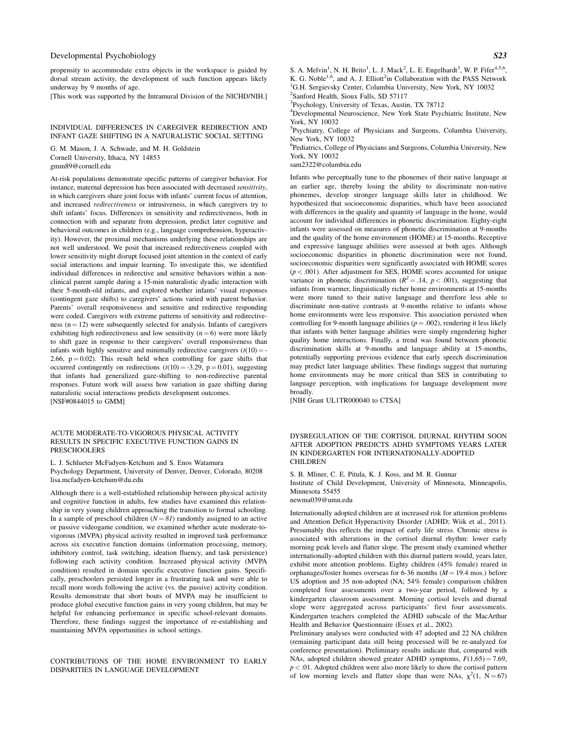propensity to accommodate extra objects in the workspace is guided by dorsal stream activity, the development of such function appears likely underway by 9 months of age.

[This work was supported by the Intramural Division of the NICHD/NIH.]

## INDIVIDUAL DIFFERENCES IN CAREGIVER REDIRECTION AND INFANT GAZE SHIFTING IN A NATURALISTIC SOCIAL SETTING

G. M. Mason, J. A. Schwade, and M. H. Goldstein
Cornell University, Ithaca, NY 14853
gmm89@cornell.edu

At-risk populations demonstrate specific patterns of caregiver behavior. For instance, maternal depression has been associated with decreased *sensitivity*, in which caregivers share joint focus with infants' current focus of attention, and increased *redirectiveness* or intrusiveness, in which caregivers try to shift infants' focus. Differences in sensitivity and redirectiveness, both in connection with and separate from depression, predict later cognitive and behavioral outcomes in children (e.g., language comprehension, hyperactivity). However, the proximal mechanisms underlying these relationships are not well understood. We posit that increased redirectiveness coupled with lower sensitivity might disrupt focused joint attention in the context of early social interactions and impair learning. To investigate this, we identified individual differences in redirective and sensitive behaviors within a non-clinical parent sample during a 15-min naturalistic dyadic interaction with their 5-month-old infants, and explored whether infants' visual responses (contingent gaze shifts) to caregivers' actions varied with parent behavior. Parents' overall responsiveness and sensitive and redirective responding were coded. Caregivers with extreme patterns of sensitivity and redirectiveness ($n = 12$) were subsequently selected for analysis. Infants of caregivers exhibiting high redirectiveness and low sensitivity ($n = 6$) were more likely to shift gaze in response to their caregivers' overall responsiveness than infants with highly sensitive and minimally redirective caregivers ($t(10) = -2.66$, $p = 0.02$). This result held when controlling for gaze shifts that occurred contingently on redirections ($t(10) = -3.29$, $p = 0.01$), suggesting that infants had generalized gaze-shifting to non-redirective parental responses. Future work will assess how variation in gaze shifting during naturalistic social interactions predicts development outcomes.

[NSF#0844015 to GMM]

## ACUTE MODERATE-TO-VIGOROUS PHYSICAL ACTIVITY RESULTS IN SPECIFIC EXECUTIVE FUNCTION GAINS IN PRESCHOOLERS

L. J. Schlueter McFadyen-Ketchum and S. Enos Watamura
Psychology Department, University of Denver, Denver, Colorado, 80208
lisa.mcfadyen-ketchum@du.edu

Although there is a well-established relationship between physical activity and cognitive function in adults, few studies have examined this relationship in very young children approaching the transition to formal schooling. In a sample of preschool children ($N = 81$) randomly assigned to an active or passive videogame condition, we examined whether acute moderate-to-vigorous (MVPA) physical activity resulted in improved task performance across six executive function domains (information processing, memory, inhibitory control, task switching, ideation fluency, and task persistence) following each activity condition. Increased physical activity (MVPA condition) resulted in domain specific executive function gains. Specifically, preschoolers persisted longer in a frustrating task and were able to recall more words following the active (vs. the passive) activity condition. Results demonstrate that short bouts of MVPA may be insufficient to produce global executive function gains in very young children, but may be helpful for enhancing performance in specific school-relevant domains. Therefore, these findings suggest the importance of re-establishing and maintaining MVPA opportunities in school settings.

## CONTRIBUTIONS OF THE HOME ENVIRONMENT TO EARLY DISPARITIES IN LANGUAGE DEVELOPMENT

S. A. Melvin[1], N. H. Brito[1], L. J. Mack[2], L. E. Engelhardt[3], W. P. Fifer[4,5,6], K. G. Noble[1,6], and A. J. Elliott[2]in Collaboration with the PASS Network
[1]G.H. Sergievsky Center, Columbia University, New York, NY 10032
[2]Sanford Health, Sioux Falls, SD 57117
[3]Psychology, University of Texas, Austin, TX 78712
[4]Developmental Neuroscience, New York State Psychiatric Institute, New York, NY 10032
[5]Psychiatry, College of Physicians and Surgeons, Columbia University, New York, NY 10032
[6]Pediatrics, College of Physicians and Surgeons, Columbia University, New York, NY 10032
sam2322@columbia.edu

Infants who perceptually tune to the phonemes of their native language at an earlier age, thereby losing the ability to discriminate non-native phonemes, develop stronger language skills later in childhood. We hypothesized that socioeconomic disparities, which have been associated with differences in the quality and quantity of language in the home, would account for individual differences in phonetic discrimination. Eighty-eight infants were assessed on measures of phonetic discrimination at 9-months and the quality of the home environment (HOME) at 15-months. Receptive and expressive language abilities were assessed at both ages. Although socioeconomic disparities in phonetic discrimination were not found, socioeconomic disparities were significantly associated with HOME scores ($p < .001$). After adjustment for SES, HOME scores accounted for unique variance in phonetic discrimination ($R^2 = .14$, $p < .001$), suggesting that infants from warmer, linguistically richer home environments at 15-months were more tuned to their native language and therefore less able to discriminate non-native contrasts at 9-months relative to infants whose home environments were less responsive. This association persisted when controlling for 9-month language abilities ($p = .002$), rendering it less likely that infants with better language abilities were simply engendering higher quality home interactions. Finally, a trend was found between phonetic discrimination skills at 9-months and language ability at 15-months, potentially supporting previous evidence that early speech discrimination may predict later language abilities. These findings suggest that nurturing home environments may be more critical than SES in contributing to language perception, with implications for language development more broadly.

[NIH Grant UL1TR000040 to CTSA]

## DYSREGULATION OF THE CORTISOL DIURNAL RHYTHM SOON AFTER ADOPTION PREDICTS ADHD SYMPTOMS YEARS LATER IN KINDERGARTEN FOR INTERNATIONALLY-ADOPTED CHILDREN

S. B. Mliner, C. E. Pitula, K. J. Koss, and M. R. Gunnar
Institute of Child Development, University of Minnesota, Minneapolis, Minnesota 55455
newma039@umn.edu

Internationally adopted children are at increased risk for attention problems and Attention Deficit Hyperactivity Disorder (ADHD; Wiik et al., 2011). Presumably this reflects the impact of early life stress. Chronic stress is associated with alterations in the cortisol diurnal rhythm: lower early morning peak levels and flatter slope. The present study examined whether internationally-adopted children with this diurnal pattern would, years later, exhibit more attention problems. Eighty children (45% female) reared in orphanages/foster homes overseas for 6-36 months ($M = 19.4$ mos.) before US adoption and 35 non-adopted (NA; 54% female) comparison children completed four assessments over a two-year period, followed by a kindergarten classroom assessment. Morning cortisol levels and diurnal slope were aggregated across participants' first four assessments. Kindergarten teachers completed the ADHD subscale of the MacArthur Health and Behavior Questionnaire (Essex et al., 2002).

Preliminary analyses were conducted with 47 adopted and 22 NA children (remaining participant data still being processed will be re-analyzed for conference presentation). Preliminary results indicate that, compared with NAs, adopted children showed greater ADHD symptoms, $F(1,65) = 7.69$, $p < .01$. Adopted children were also more likely to show the cortisol pattern of low morning levels and flatter slope than were NAs, $\chi^2(1,\ N = 67)$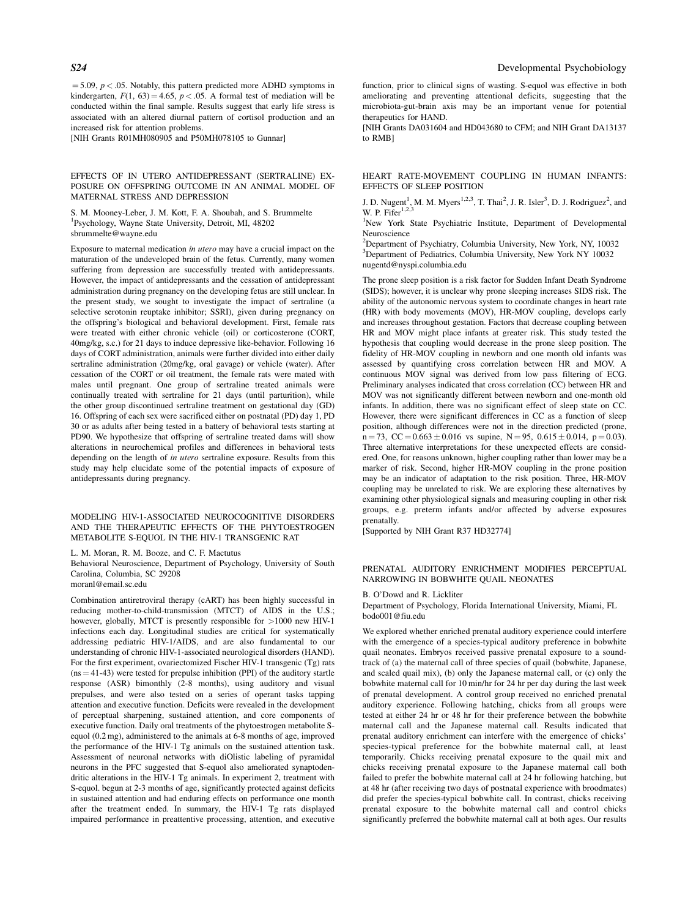$= 5.09$, $p < .05$. Notably, this pattern predicted more ADHD symptoms in kindergarten, $F(1, 63) = 4.65$, $p < .05$. A formal test of mediation will be conducted within the final sample. Results suggest that early life stress is associated with an altered diurnal pattern of cortisol production and an increased risk for attention problems.

[NIH Grants R01MH080905 and P50MH078105 to Gunnar]

## EFFECTS OF IN UTERO ANTIDEPRESSANT (SERTRALINE) EXPOSURE ON OFFSPRING OUTCOME IN AN ANIMAL MODEL OF MATERNAL STRESS AND DEPRESSION

S. M. Mooney-Leber, J. M. Kott, F. A. Shoubah, and S. Brummelte
[1]Psychology, Wayne State University, Detroit, MI, 48202
sbrummelte@wayne.edu

Exposure to maternal medication *in utero* may have a crucial impact on the maturation of the undeveloped brain of the fetus. Currently, many women suffering from depression are successfully treated with antidepressants. However, the impact of antidepressants and the cessation of antidepressant administration during pregnancy on the developing fetus are still unclear. In the present study, we sought to investigate the impact of sertraline (a selective serotonin reuptake inhibitor; SSRI), given during pregnancy on the offspring's biological and behavioral development. First, female rats were treated with either chronic vehicle (oil) or corticosterone (CORT, 40mg/kg, s.c.) for 21 days to induce depressive like-behavior. Following 16 days of CORT administration, animals were further divided into either daily sertraline administration (20mg/kg, oral gavage) or vehicle (water). After cessation of the CORT or oil treatment, the female rats were mated with males until pregnant. One group of sertraline treated animals were continually treated with sertraline for 21 days (until parturition), while the other group discontinued sertraline treatment on gestational day (GD) 16. Offspring of each sex were sacrificed either on postnatal (PD) day 1, PD 30 or as adults after being tested in a battery of behavioral tests starting at PD90. We hypothesize that offspring of sertraline treated dams will show alterations in neurochemical profiles and differences in behavioral tests depending on the length of *in utero* sertraline exposure. Results from this study may help elucidate some of the potential impacts of exposure of antidepressants during pregnancy.

## MODELING HIV-1-ASSOCIATED NEUROCOGNITIVE DISORDERS AND THE THERAPEUTIC EFFECTS OF THE PHYTOESTROGEN METABOLITE S-EQUOL IN THE HIV-1 TRANSGENIC RAT

L. M. Moran, R. M. Booze, and C. F. Mactutus
Behavioral Neuroscience, Department of Psychology, University of South Carolina, Columbia, SC 29208
moranl@email.sc.edu

Combination antiretroviral therapy (cART) has been highly successful in reducing mother-to-child-transmission (MTCT) of AIDS in the U.S.; however, globally, MTCT is presently responsible for >1000 new HIV-1 infections each day. Longitudinal studies are critical for systematically addressing pediatric HIV-1/AIDS, and are also fundamental to our understanding of chronic HIV-1-associated neurological disorders (HAND). For the first experiment, ovariectomized Fischer HIV-1 transgenic (Tg) rats (ns = 41-43) were tested for prepulse inhibition (PPI) of the auditory startle response (ASR) bimonthly (2-8 months), using auditory and visual prepulses, and were also tested on a series of operant tasks tapping attention and executive function. Deficits were revealed in the development of perceptual sharpening, sustained attention, and core components of executive function. Daily oral treatments of the phytoestrogen metabolite S-equol (0.2 mg), administered to the animals at 6-8 months of age, improved the performance of the HIV-1 Tg animals on the sustained attention task. Assessment of neuronal networks with diOlistic labeling of pyramidal neurons in the PFC suggested that S-equol also ameliorated synaptodendritic alterations in the HIV-1 Tg animals. In experiment 2, treatment with S-equol. begun at 2-3 months of age, significantly protected against deficits in sustained attention and had enduring effects on performance one month after the treatment ended. In summary, the HIV-1 Tg rats displayed impaired performance in preattentive processing, attention, and executive function, prior to clinical signs of wasting. S-equol was effective in both ameliorating and preventing attentional deficits, suggesting that the microbiota-gut-brain axis may be an important venue for potential therapeutics for HAND.

[NIH Grants DA031604 and HD043680 to CFM; and NIH Grant DA13137 to RMB]

## HEART RATE-MOVEMENT COUPLING IN HUMAN INFANTS: EFFECTS OF SLEEP POSITION

J. D. Nugent[1], M. M. Myers[1,2,3], T. Thai[2], J. R. Isler[3], D. J. Rodriguez[2], and W. P. Fifer[1,2,3]
[1]New York State Psychiatric Institute, Department of Developmental Neuroscience
[2]Department of Psychiatry, Columbia University, New York, NY, 10032
[3]Department of Pediatrics, Columbia University, New York NY 10032
nugentd@nyspi.columbia.edu

The prone sleep position is a risk factor for Sudden Infant Death Syndrome (SIDS); however, it is unclear why prone sleeping increases SIDS risk. The ability of the autonomic nervous system to coordinate changes in heart rate (HR) with body movements (MOV), HR-MOV coupling, develops early and increases throughout gestation. Factors that decrease coupling between HR and MOV might place infants at greater risk. This study tested the hypothesis that coupling would decrease in the prone sleep position. The fidelity of HR-MOV coupling in newborn and one month old infants was assessed by quantifying cross correlation between HR and MOV. A continuous MOV signal was derived from low pass filtering of ECG. Preliminary analyses indicated that cross correlation (CC) between HR and MOV was not significantly different between newborn and one-month old infants. In addition, there was no significant effect of sleep state on CC. However, there were significant differences in CC as a function of sleep position, although differences were not in the direction predicted (prone, $n = 73$, $CC = 0.663 \pm 0.016$ vs supine, $N = 95$, $0.615 \pm 0.014$, $p = 0.03$). Three alternative interpretations for these unexpected effects are considered. One, for reasons unknown, higher coupling rather than lower may be a marker of risk. Second, higher HR-MOV coupling in the prone position may be an indicator of adaptation to the risk position. Three, HR-MOV coupling may be unrelated to risk. We are exploring these alternatives by examining other physiological signals and measuring coupling in other risk groups, e.g. preterm infants and/or affected by adverse exposures prenatally.

[Supported by NIH Grant R37 HD32774]

## PRENATAL AUDITORY ENRICHMENT MODIFIES PERCEPTUAL NARROWING IN BOBWHITE QUAIL NEONATES

B. O'Dowd and R. Lickliter
Department of Psychology, Florida International University, Miami, FL
bodo001@fiu.edu

We explored whether enriched prenatal auditory experience could interfere with the emergence of a species-typical auditory preference in bobwhite quail neonates. Embryos received passive prenatal exposure to a soundtrack of (a) the maternal call of three species of quail (bobwhite, Japanese, and scaled quail mix), (b) only the Japanese maternal call, or (c) only the bobwhite maternal call for 10 min/hr for 24 hr per day during the last week of prenatal development. A control group received no enriched prenatal auditory experience. Following hatching, chicks from all groups were tested at either 24 hr or 48 hr for their preference between the bobwhite maternal call and the Japanese maternal call. Results indicated that prenatal auditory enrichment can interfere with the emergence of chicks' species-typical preference for the bobwhite maternal call, at least temporarily. Chicks receiving prenatal exposure to the quail mix and chicks receiving prenatal exposure to the Japanese maternal call both failed to prefer the bobwhite maternal call at 24 hr following hatching, but at 48 hr (after receiving two days of postnatal experience with broodmates) did prefer the species-typical bobwhite call. In contrast, chicks receiving prenatal exposure to the bobwhite maternal call and control chicks significantly preferred the bobwhite maternal call at both ages. Our results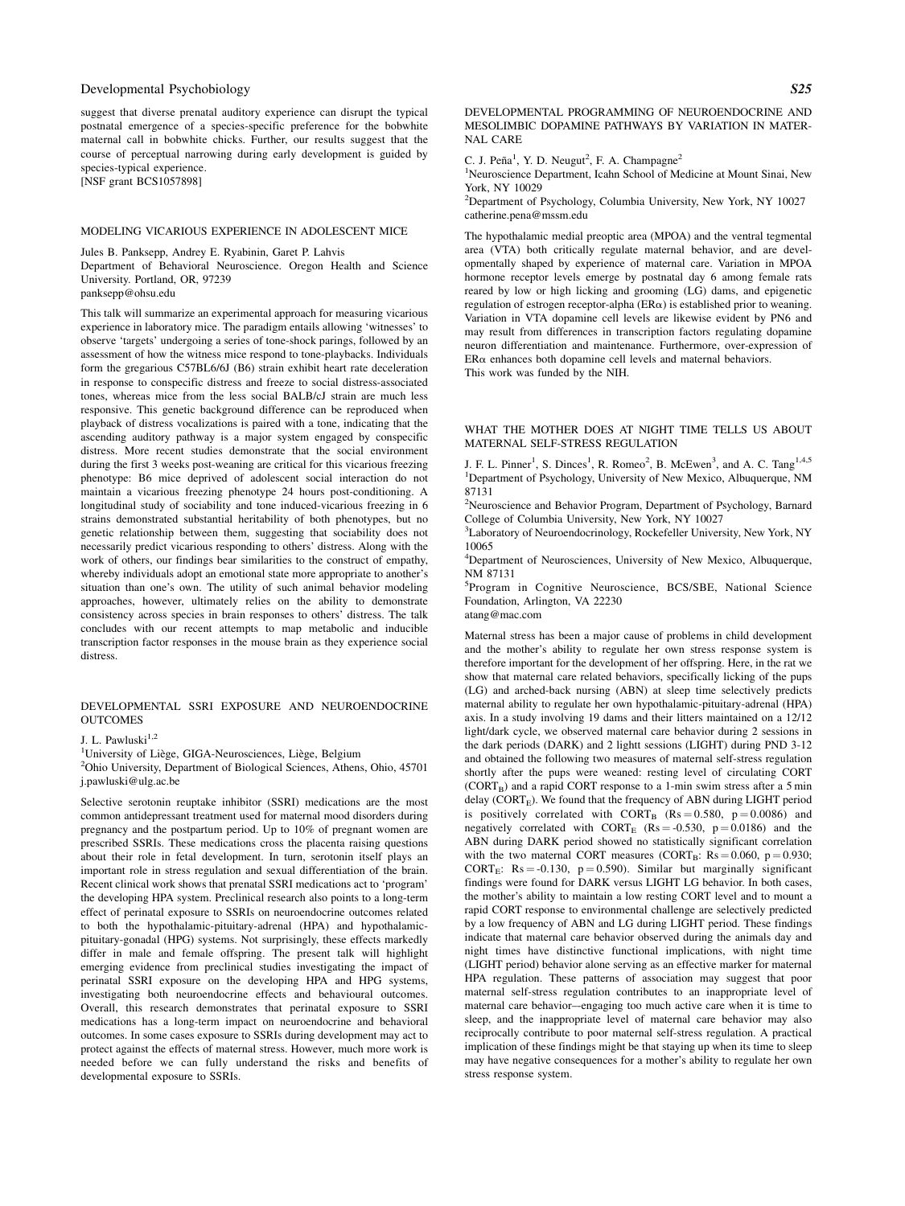suggest that diverse prenatal auditory experience can disrupt the typical postnatal emergence of a species-specific preference for the bobwhite maternal call in bobwhite chicks. Further, our results suggest that the course of perceptual narrowing during early development is guided by species-typical experience.
[NSF grant BCS1057898]

## MODELING VICARIOUS EXPERIENCE IN ADOLESCENT MICE

Jules B. Panksepp, Andrey E. Ryabinin, Garet P. Lahvis
Department of Behavioral Neuroscience. Oregon Health and Science University. Portland, OR, 97239
panksepp@ohsu.edu

This talk will summarize an experimental approach for measuring vicarious experience in laboratory mice. The paradigm entails allowing 'witnesses' to observe 'targets' undergoing a series of tone-shock parings, followed by an assessment of how the witness mice respond to tone-playbacks. Individuals form the gregarious C57BL6/6J (B6) strain exhibit heart rate deceleration in response to conspecific distress and freeze to social distress-associated tones, whereas mice from the less social BALB/cJ strain are much less responsive. This genetic background difference can be reproduced when playback of distress vocalizations is paired with a tone, indicating that the ascending auditory pathway is a major system engaged by conspecific distress. More recent studies demonstrate that the social environment during the first 3 weeks post-weaning are critical for this vicarious freezing phenotype: B6 mice deprived of adolescent social interaction do not maintain a vicarious freezing phenotype 24 hours post-conditioning. A longitudinal study of sociability and tone induced-vicarious freezing in 6 strains demonstrated substantial heritability of both phenotypes, but no genetic relationship between them, suggesting that sociability does not necessarily predict vicarious responding to others' distress. Along with the work of others, our findings bear similarities to the construct of empathy, whereby individuals adopt an emotional state more appropriate to another's situation than one's own. The utility of such animal behavior modeling approaches, however, ultimately relies on the ability to demonstrate consistency across species in brain responses to others' distress. The talk concludes with our recent attempts to map metabolic and inducible transcription factor responses in the mouse brain as they experience social distress.

## DEVELOPMENTAL SSRI EXPOSURE AND NEUROENDOCRINE OUTCOMES

J. L. Pawluski[1,2]
[1]University of Liège, GIGA-Neurosciences, Liège, Belgium
[2]Ohio University, Department of Biological Sciences, Athens, Ohio, 45701
j.pawluski@ulg.ac.be

Selective serotonin reuptake inhibitor (SSRI) medications are the most common antidepressant treatment used for maternal mood disorders during pregnancy and the postpartum period. Up to 10% of pregnant women are prescribed SSRIs. These medications cross the placenta raising questions about their role in fetal development. In turn, serotonin itself plays an important role in stress regulation and sexual differentiation of the brain. Recent clinical work shows that prenatal SSRI medications act to 'program' the developing HPA system. Preclinical research also points to a long-term effect of perinatal exposure to SSRIs on neuroendocrine outcomes related to both the hypothalamic-pituitary-adrenal (HPA) and hypothalamic-pituitary-gonadal (HPG) systems. Not surprisingly, these effects markedly differ in male and female offspring. The present talk will highlight emerging evidence from preclinical studies investigating the impact of perinatal SSRI exposure on the developing HPA and HPG systems, investigating both neuroendocrine effects and behavioural outcomes. Overall, this research demonstrates that perinatal exposure to SSRI medications has a long-term impact on neuroendocrine and behavioral outcomes. In some cases exposure to SSRIs during development may act to protect against the effects of maternal stress. However, much more work is needed before we can fully understand the risks and benefits of developmental exposure to SSRIs.

## DEVELOPMENTAL PROGRAMMING OF NEUROENDOCRINE AND MESOLIMBIC DOPAMINE PATHWAYS BY VARIATION IN MATERNAL CARE

C. J. Peña[1], Y. D. Neugut[2], F. A. Champagne[2]
[1]Neuroscience Department, Icahn School of Medicine at Mount Sinai, New York, NY 10029
[2]Department of Psychology, Columbia University, New York, NY 10027
catherine.pena@mssm.edu

The hypothalamic medial preoptic area (MPOA) and the ventral tegmental area (VTA) both critically regulate maternal behavior, and are developmentally shaped by experience of maternal care. Variation in MPOA hormone receptor levels emerge by postnatal day 6 among female rats reared by low or high licking and grooming (LG) dams, and epigenetic regulation of estrogen receptor-alpha (ERα) is established prior to weaning. Variation in VTA dopamine cell levels are likewise evident by PN6 and may result from differences in transcription factors regulating dopamine neuron differentiation and maintenance. Furthermore, over-expression of ERα enhances both dopamine cell levels and maternal behaviors.
This work was funded by the NIH.

## WHAT THE MOTHER DOES AT NIGHT TIME TELLS US ABOUT MATERNAL SELF-STRESS REGULATION

J. F. L. Pinner[1], S. Dinces[1], R. Romeo[2], B. McEwen[3], and A. C. Tang[1,4,5]
[1]Department of Psychology, University of New Mexico, Albuquerque, NM 87131
[2]Neuroscience and Behavior Program, Department of Psychology, Barnard College of Columbia University, New York, NY 10027
[3]Laboratory of Neuroendocrinology, Rockefeller University, New York, NY 10065
[4]Department of Neurosciences, University of New Mexico, Albuquerque, NM 87131
[5]Program in Cognitive Neuroscience, BCS/SBE, National Science Foundation, Arlington, VA 22230
atang@mac.com

Maternal stress has been a major cause of problems in child development and the mother's ability to regulate her own stress response system is therefore important for the development of her offspring. Here, in the rat we show that maternal care related behaviors, specifically licking of the pups (LG) and arched-back nursing (ABN) at sleep time selectively predicts maternal ability to regulate her own hypothalamic-pituitary-adrenal (HPA) axis. In a study involving 19 dams and their litters maintained on a 12/12 light/dark cycle, we observed maternal care behavior during 2 sessions in the dark periods (DARK) and 2 lightt sessions (LIGHT) during PND 3-12 and obtained the following two measures of maternal self-stress regulation shortly after the pups were weaned: resting level of circulating CORT ($CORT_B$) and a rapid CORT response to a 1-min swim stress after a 5 min delay ($CORT_E$). We found that the frequency of ABN during LIGHT period is positively correlated with $CORT_B$ ($Rs = 0.580$, $p = 0.0086$) and negatively correlated with $CORT_E$ ($Rs = -0.530$, $p = 0.0186$) and the ABN during DARK period showed no statistically significant correlation with the two maternal CORT measures ($CORT_B$: $Rs = 0.060$, $p = 0.930$; $CORT_E$: $Rs = -0.130$, $p = 0.590$). Similar but marginally significant findings were found for DARK versus LIGHT LG behavior. In both cases, the mother's ability to maintain a low resting CORT level and to mount a rapid CORT response to environmental challenge are selectively predicted by a low frequency of ABN and LG during LIGHT period. These findings indicate that maternal care behavior observed during the animals day and night times have distinctive functional implications, with night time (LIGHT period) behavior alone serving as an effective marker for maternal HPA regulation. These patterns of association may suggest that poor maternal self-stress regulation contributes to an inappropriate level of maternal care behavior—engaging too much active care when it is time to sleep, and the inappropriate level of maternal care behavior may also reciprocally contribute to poor maternal self-stress regulation. A practical implication of these findings might be that staying up when its time to sleep may have negative consequences for a mother's ability to regulate her own stress response system.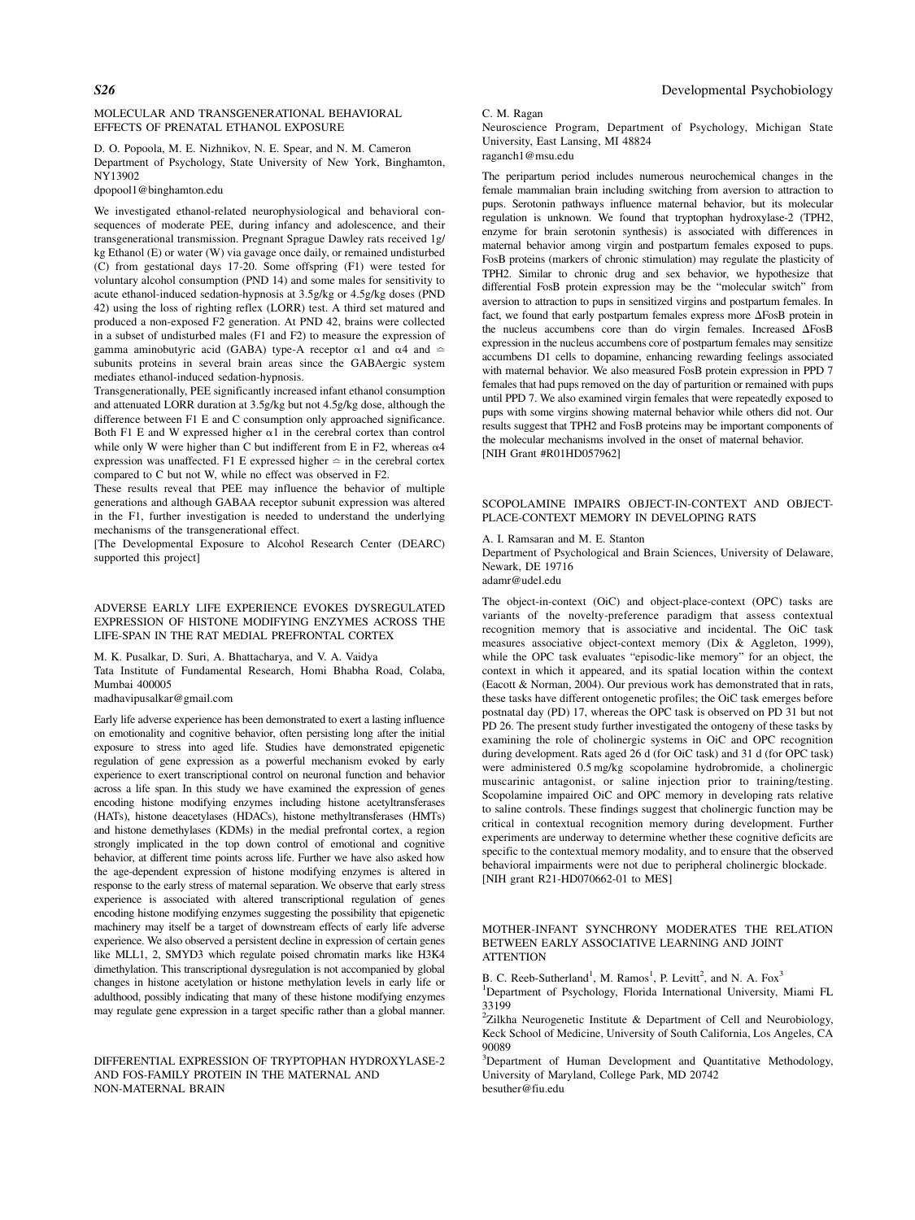## MOLECULAR AND TRANSGENERATIONAL BEHAVIORAL EFFECTS OF PRENATAL ETHANOL EXPOSURE

D. O. Popoola, M. E. Nizhnikov, N. E. Spear, and N. M. Cameron
Department of Psychology, State University of New York, Binghamton, NY13902
dpopool1@binghamton.edu

We investigated ethanol-related neurophysiological and behavioral consequences of moderate PEE, during infancy and adolescence, and their transgenerational transmission. Pregnant Sprague Dawley rats received 1g/kg Ethanol (E) or water (W) via gavage once daily, or remained undisturbed (C) from gestational days 17-20. Some offspring (F1) were tested for voluntary alcohol consumption (PND 14) and some males for sensitivity to acute ethanol-induced sedation-hypnosis at 3.5g/kg or 4.5g/kg doses (PND 42) using the loss of righting reflex (LORR) test. A third set matured and produced a non-exposed F2 generation. At PND 42, brains were collected in a subset of undisturbed males (F1 and F2) to measure the expression of gamma aminobutyric acid (GABA) type-A receptor α1 and α4 and ≏ subunits proteins in several brain areas since the GABAergic system mediates ethanol-induced sedation-hypnosis.

Transgenerationally, PEE significantly increased infant ethanol consumption and attenuated LORR duration at 3.5g/kg but not 4.5g/kg dose, although the difference between F1 E and C consumption only approached significance. Both F1 E and W expressed higher α1 in the cerebral cortex than control while only W were higher than C but indifferent from E in F2, whereas α4 expression was unaffected. F1 E expressed higher ≏ in the cerebral cortex compared to C but not W, while no effect was observed in F2.

These results reveal that PEE may influence the behavior of multiple generations and although GABAA receptor subunit expression was altered in the F1, further investigation is needed to understand the underlying mechanisms of the transgenerational effect.

[The Developmental Exposure to Alcohol Research Center (DEARC) supported this project]

## ADVERSE EARLY LIFE EXPERIENCE EVOKES DYSREGULATED EXPRESSION OF HISTONE MODIFYING ENZYMES ACROSS THE LIFE-SPAN IN THE RAT MEDIAL PREFRONTAL CORTEX

M. K. Pusalkar, D. Suri, A. Bhattacharya, and V. A. Vaidya
Tata Institute of Fundamental Research, Homi Bhabha Road, Colaba, Mumbai 400005
madhavipusalkar@gmail.com

Early life adverse experience has been demonstrated to exert a lasting influence on emotionality and cognitive behavior, often persisting long after the initial exposure to stress into aged life. Studies have demonstrated epigenetic regulation of gene expression as a powerful mechanism evoked by early experience to exert transcriptional control on neuronal function and behavior across a life span. In this study we have examined the expression of genes encoding histone modifying enzymes including histone acetyltransferases (HATs), histone deacetylases (HDACs), histone methyltransferases (HMTs) and histone demethylases (KDMs) in the medial prefrontal cortex, a region strongly implicated in the top down control of emotional and cognitive behavior, at different time points across life. Further we have also asked how the age-dependent expression of histone modifying enzymes is altered in response to the early stress of maternal separation. We observe that early stress experience is associated with altered transcriptional regulation of genes encoding histone modifying enzymes suggesting the possibility that epigenetic machinery may itself be a target of downstream effects of early life adverse experience. We also observed a persistent decline in expression of certain genes like MLL1, 2, SMYD3 which regulate poised chromatin marks like H3K4 dimethylation. This transcriptional dysregulation is not accompanied by global changes in histone acetylation or histone methylation levels in early life or adulthood, possibly indicating that many of these histone modifying enzymes may regulate gene expression in a target specific rather than a global manner.

## DIFFERENTIAL EXPRESSION OF TRYPTOPHAN HYDROXYLASE-2 AND FOS-FAMILY PROTEIN IN THE MATERNAL AND NON-MATERNAL BRAIN

C. M. Ragan
Neuroscience Program, Department of Psychology, Michigan State University, East Lansing, MI 48824
raganch1@msu.edu

The peripartum period includes numerous neurochemical changes in the female mammalian brain including switching from aversion to attraction to pups. Serotonin pathways influence maternal behavior, but its molecular regulation is unknown. We found that tryptophan hydroxylase-2 (TPH2, enzyme for brain serotonin synthesis) is associated with differences in maternal behavior among virgin and postpartum females exposed to pups. FosB proteins (markers of chronic stimulation) may regulate the plasticity of TPH2. Similar to chronic drug and sex behavior, we hypothesize that differential FosB protein expression may be the "molecular switch" from aversion to attraction to pups in sensitized virgins and postpartum females. In fact, we found that early postpartum females express more ΔFosB protein in the nucleus accumbens core than do virgin females. Increased ΔFosB expression in the nucleus accumbens core of postpartum females may sensitize accumbens D1 cells to dopamine, enhancing rewarding feelings associated with maternal behavior. We also measured FosB protein expression in PPD 7 females that had pups removed on the day of parturition or remained with pups until PPD 7. We also examined virgin females that were repeatedly exposed to pups with some virgins showing maternal behavior while others did not. Our results suggest that TPH2 and FosB proteins may be important components of the molecular mechanisms involved in the onset of maternal behavior.
[NIH Grant #R01HD057962]

## SCOPOLAMINE IMPAIRS OBJECT-IN-CONTEXT AND OBJECT-PLACE-CONTEXT MEMORY IN DEVELOPING RATS

A. I. Ramsaran and M. E. Stanton
Department of Psychological and Brain Sciences, University of Delaware, Newark, DE 19716
adamr@udel.edu

The object-in-context (OiC) and object-place-context (OPC) tasks are variants of the novelty-preference paradigm that assess contextual recognition memory that is associative and incidental. The OiC task measures associative object-context memory (Dix & Aggleton, 1999), while the OPC task evaluates "episodic-like memory" for an object, the context in which it appeared, and its spatial location within the context (Eacott & Norman, 2004). Our previous work has demonstrated that in rats, these tasks have different ontogenetic profiles; the OiC task emerges before postnatal day (PD) 17, whereas the OPC task is observed on PD 31 but not PD 26. The present study further investigated the ontogeny of these tasks by examining the role of cholinergic systems in OiC and OPC recognition during development. Rats aged 26 d (for OiC task) and 31 d (for OPC task) were administered 0.5 mg/kg scopolamine hydrobromide, a cholinergic muscarinic antagonist, or saline injection prior to training/testing. Scopolamine impaired OiC and OPC memory in developing rats relative to saline controls. These findings suggest that cholinergic function may be critical in contextual recognition memory during development. Further experiments are underway to determine whether these cognitive deficits are specific to the contextual memory modality, and to ensure that the observed behavioral impairments were not due to peripheral cholinergic blockade.
[NIH grant R21-HD070662-01 to MES]

## MOTHER-INFANT SYNCHRONY MODERATES THE RELATION BETWEEN EARLY ASSOCIATIVE LEARNING AND JOINT ATTENTION

B. C. Reeb-Sutherland[1], M. Ramos[1], P. Levitt[2], and N. A. Fox[3]
[1]Department of Psychology, Florida International University, Miami FL 33199
[2]Zilkha Neurogenetic Institute & Department of Cell and Neurobiology, Keck School of Medicine, University of South California, Los Angeles, CA 90089
[3]Department of Human Development and Quantitative Methodology, University of Maryland, College Park, MD 20742
besuther@fiu.edu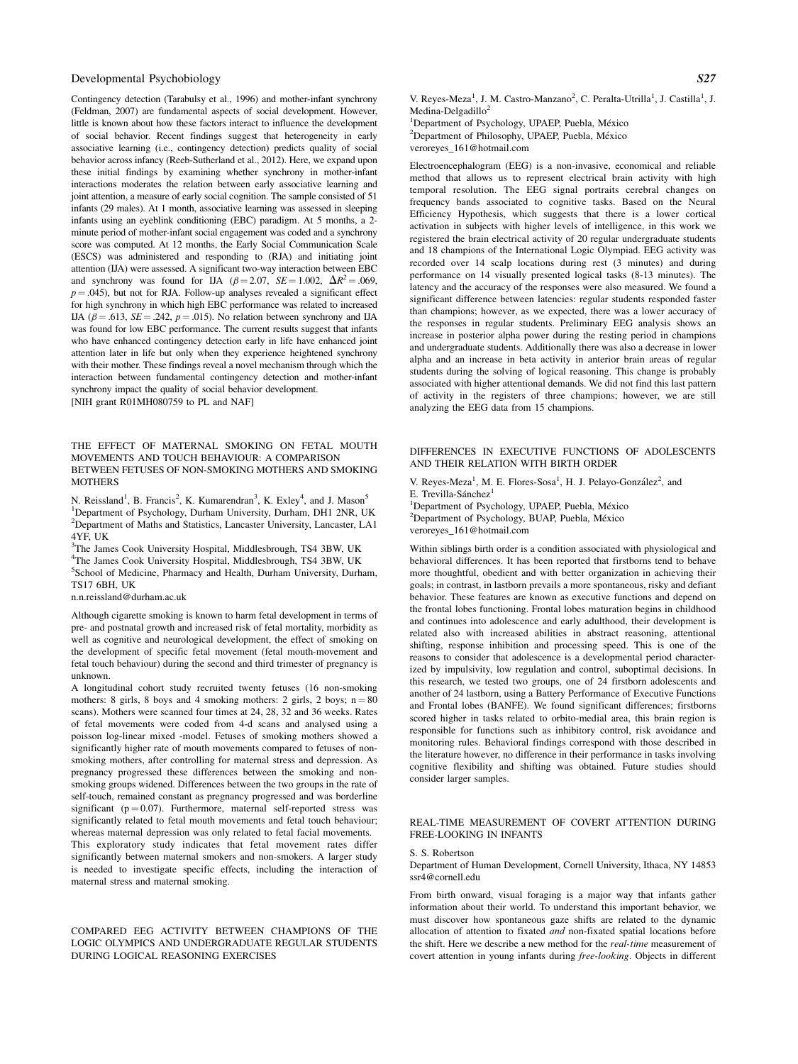Contingency detection (Tarabulsy et al., 1996) and mother-infant synchrony (Feldman, 2007) are fundamental aspects of social development. However, little is known about how these factors interact to influence the development of social behavior. Recent findings suggest that heterogeneity in early associative learning (i.e., contingency detection) predicts quality of social behavior across infancy (Reeb-Sutherland et al., 2012). Here, we expand upon these initial findings by examining whether synchrony in mother-infant interactions moderates the relation between early associative learning and joint attention, a measure of early social cognition. The sample consisted of 51 infants (29 males). At 1 month, associative learning was assessed in sleeping infants using an eyeblink conditioning (EBC) paradigm. At 5 months, a 2-minute period of mother-infant social engagement was coded and a synchrony score was computed. At 12 months, the Early Social Communication Scale (ESCS) was administered and responding to (RJA) and initiating joint attention (IJA) were assessed. A significant two-way interaction between EBC and synchrony was found for IJA ($\beta = 2.07$, $SE = 1.002$, $\Delta R^2 = .069$, $p = .045$), but not for RJA. Follow-up analyses revealed a significant effect for high synchrony in which high EBC performance was related to increased IJA ($\beta = .613$, $SE = .242$, $p = .015$). No relation between synchrony and IJA was found for low EBC performance. The current results suggest that infants who have enhanced contingency detection early in life have enhanced joint attention later in life but only when they experience heightened synchrony with their mother. These findings reveal a novel mechanism through which the interaction between fundamental contingency detection and mother-infant synchrony impact the quality of social behavior development.
[NIH grant R01MH080759 to PL and NAF]

## THE EFFECT OF MATERNAL SMOKING ON FETAL MOUTH MOVEMENTS AND TOUCH BEHAVIOUR: A COMPARISON BETWEEN FETUSES OF NON-SMOKING MOTHERS AND SMOKING MOTHERS

N. Reissland[1], B. Francis[2], K. Kumarendran[3], K. Exley[4], and J. Mason[5]
[1]Department of Psychology, Durham University, Durham, DH1 2NR, UK
[2]Department of Maths and Statistics, Lancaster University, Lancaster, LA1 4YF, UK
[3]The James Cook University Hospital, Middlesbrough, TS4 3BW, UK
[4]The James Cook University Hospital, Middlesbrough, TS4 3BW, UK
[5]School of Medicine, Pharmacy and Health, Durham University, Durham, TS17 6BH, UK
n.n.reissland@durham.ac.uk

Although cigarette smoking is known to harm fetal development in terms of pre- and postnatal growth and increased risk of fetal mortality, morbidity as well as cognitive and neurological development, the effect of smoking on the development of specific fetal movement (fetal mouth-movement and fetal touch behaviour) during the second and third trimester of pregnancy is unknown.

A longitudinal cohort study recruited twenty fetuses (16 non-smoking mothers: 8 girls, 8 boys and 4 smoking mothers: 2 girls, 2 boys; $n = 80$ scans). Mothers were scanned four times at 24, 28, 32 and 36 weeks. Rates of fetal movements were coded from 4-d scans and analysed using a poisson log-linear mixed -model. Fetuses of smoking mothers showed a significantly higher rate of mouth movements compared to fetuses of non-smoking mothers, after controlling for maternal stress and depression. As pregnancy progressed these differences between the smoking and non-smoking groups widened. Differences between the two groups in the rate of self-touch, remained constant as pregnancy progressed and was borderline significant ($p = 0.07$). Furthermore, maternal self-reported stress was significantly related to fetal mouth movements and fetal touch behaviour; whereas maternal depression was only related to fetal facial movements.

This exploratory study indicates that fetal movement rates differ significantly between maternal smokers and non-smokers. A larger study is needed to investigate specific effects, including the interaction of maternal stress and maternal smoking.

## COMPARED EEG ACTIVITY BETWEEN CHAMPIONS OF THE LOGIC OLYMPICS AND UNDERGRADUATE REGULAR STUDENTS DURING LOGICAL REASONING EXERCISES

V. Reyes-Meza[1], J. M. Castro-Manzano[2], C. Peralta-Utrilla[1], J. Castilla[1], J. Medina-Delgadillo[2]
[1]Department of Psychology, UPAEP, Puebla, México
[2]Department of Philosophy, UPAEP, Puebla, México
veroreyes_161@hotmail.com

Electroencephalogram (EEG) is a non-invasive, economical and reliable method that allows us to represent electrical brain activity with high temporal resolution. The EEG signal portraits cerebral changes on frequency bands associated to cognitive tasks. Based on the Neural Efficiency Hypothesis, which suggests that there is a lower cortical activation in subjects with higher levels of intelligence, in this work we registered the brain electrical activity of 20 regular undergraduate students and 18 champions of the International Logic Olympiad. EEG activity was recorded over 14 scalp locations during rest (3 minutes) and during performance on 14 visually presented logical tasks (8-13 minutes). The latency and the accuracy of the responses were also measured. We found a significant difference between latencies: regular students responded faster than champions; however, as we expected, there was a lower accuracy of the responses in regular students. Preliminary EEG analysis shows an increase in posterior alpha power during the resting period in champions and undergraduate students. Additionally there was also a decrease in lower alpha and an increase in beta activity in anterior brain areas of regular students during the solving of logical reasoning. This change is probably associated with higher attentional demands. We did not find this last pattern of activity in the registers of three champions; however, we are still analyzing the EEG data from 15 champions.

## DIFFERENCES IN EXECUTIVE FUNCTIONS OF ADOLESCENTS AND THEIR RELATION WITH BIRTH ORDER

V. Reyes-Meza[1], M. E. Flores-Sosa[1], H. J. Pelayo-González[2], and E. Trevilla-Sánchez[1]
[1]Department of Psychology, UPAEP, Puebla, México
[2]Department of Psychology, BUAP, Puebla, México
veroreyes_161@hotmail.com

Within siblings birth order is a condition associated with physiological and behavioral differences. It has been reported that firstborns tend to behave more thoughtful, obedient and with better organization in achieving their goals; in contrast, in lastborn prevails a more spontaneous, risky and defiant behavior. These features are known as executive functions and depend on the frontal lobes functioning. Frontal lobes maturation begins in childhood and continues into adolescence and early adulthood, their development is related also with increased abilities in abstract reasoning, attentional shifting, response inhibition and processing speed. This is one of the reasons to consider that adolescence is a developmental period characterized by impulsivity, low regulation and control, suboptimal decisions. In this research, we tested two groups, one of 24 firstborn adolescents and another of 24 lastborn, using a Battery Performance of Executive Functions and Frontal lobes (BANFE). We found significant differences; firstborns scored higher in tasks related to orbito-medial area, this brain region is responsible for functions such as inhibitory control, risk avoidance and monitoring rules. Behavioral findings correspond with those described in the literature however, no difference in their performance in tasks involving cognitive flexibility and shifting was obtained. Future studies should consider larger samples.

## REAL-TIME MEASUREMENT OF COVERT ATTENTION DURING FREE-LOOKING IN INFANTS

S. S. Robertson
Department of Human Development, Cornell University, Ithaca, NY 14853
ssr4@cornell.edu

From birth onward, visual foraging is a major way that infants gather information about their world. To understand this important behavior, we must discover how spontaneous gaze shifts are related to the dynamic allocation of attention to fixated *and* non-fixated spatial locations before the shift. Here we describe a new method for the *real-time* measurement of covert attention in young infants during *free-looking*. Objects in different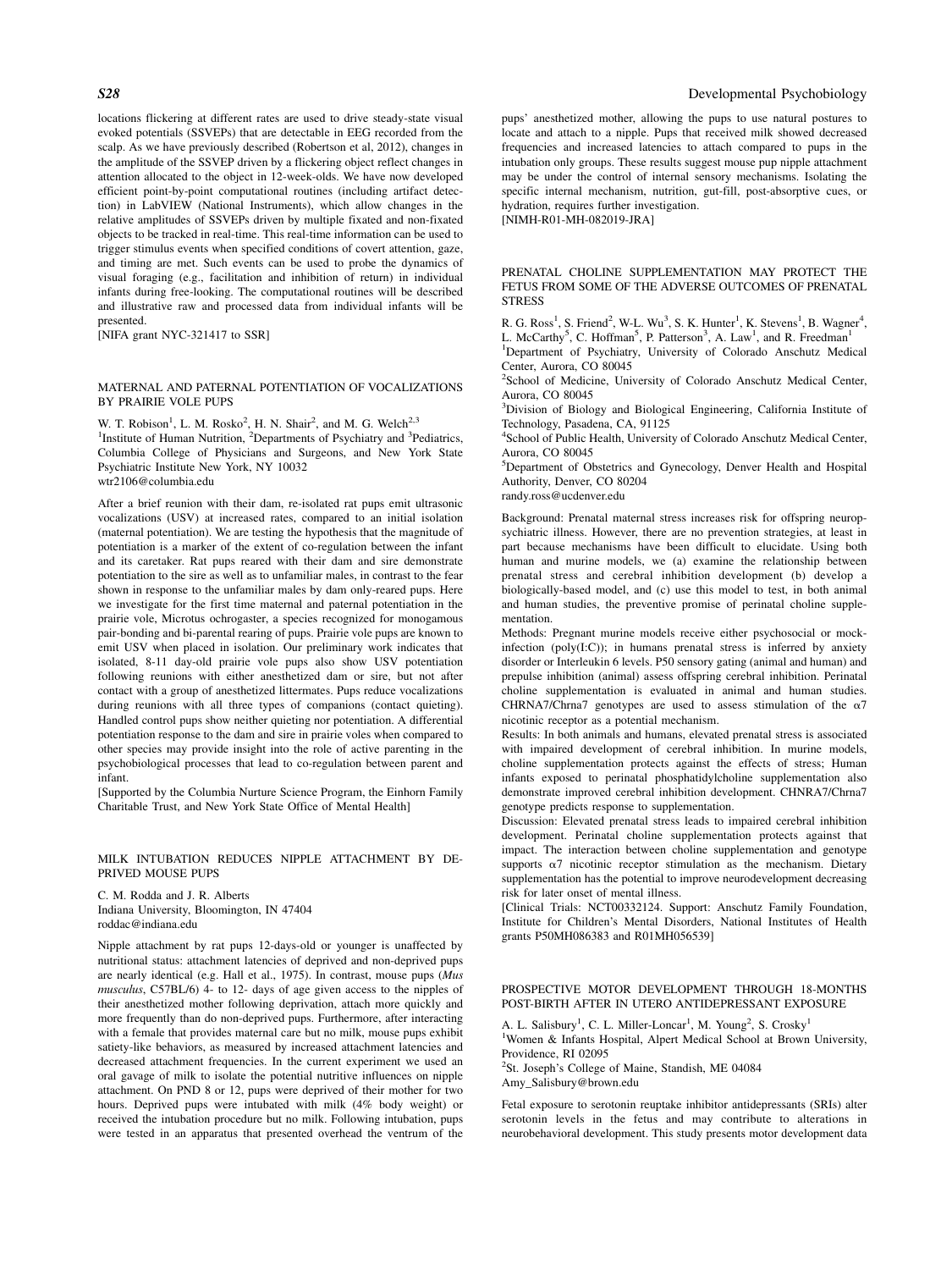locations flickering at different rates are used to drive steady-state visual evoked potentials (SSVEPs) that are detectable in EEG recorded from the scalp. As we have previously described (Robertson et al, 2012), changes in the amplitude of the SSVEP driven by a flickering object reflect changes in attention allocated to the object in 12-week-olds. We have now developed efficient point-by-point computational routines (including artifact detection) in LabVIEW (National Instruments), which allow changes in the relative amplitudes of SSVEPs driven by multiple fixated and non-fixated objects to be tracked in real-time. This real-time information can be used to trigger stimulus events when specified conditions of covert attention, gaze, and timing are met. Such events can be used to probe the dynamics of visual foraging (e.g., facilitation and inhibition of return) in individual infants during free-looking. The computational routines will be described and illustrative raw and processed data from individual infants will be presented.
[NIFA grant NYC-321417 to SSR]

## MATERNAL AND PATERNAL POTENTIATION OF VOCALIZATIONS BY PRAIRIE VOLE PUPS

W. T. Robison[1], L. M. Rosko[2], H. N. Shair[2], and M. G. Welch[2,3]
[1]Institute of Human Nutrition, [2]Departments of Psychiatry and [3]Pediatrics, Columbia College of Physicians and Surgeons, and New York State Psychiatric Institute New York, NY 10032
wtr2106@columbia.edu

After a brief reunion with their dam, re-isolated rat pups emit ultrasonic vocalizations (USV) at increased rates, compared to an initial isolation (maternal potentiation). We are testing the hypothesis that the magnitude of potentiation is a marker of the extent of co-regulation between the infant and its caretaker. Rat pups reared with their dam and sire demonstrate potentiation to the sire as well as to unfamiliar males, in contrast to the fear shown in response to the unfamiliar males by dam only-reared pups. Here we investigate for the first time maternal and paternal potentiation in the prairie vole, Microtus ochrogaster, a species recognized for monogamous pair-bonding and bi-parental rearing of pups. Prairie vole pups are known to emit USV when placed in isolation. Our preliminary work indicates that isolated, 8-11 day-old prairie vole pups also show USV potentiation following reunions with either anesthetized dam or sire, but not after contact with a group of anesthetized littermates. Pups reduce vocalizations during reunions with all three types of companions (contact quieting). Handled control pups show neither quieting nor potentiation. A differential potentiation response to the dam and sire in prairie voles when compared to other species may provide insight into the role of active parenting in the psychobiological processes that lead to co-regulation between parent and infant.
[Supported by the Columbia Nurture Science Program, the Einhorn Family Charitable Trust, and New York State Office of Mental Health]

## MILK INTUBATION REDUCES NIPPLE ATTACHMENT BY DEPRIVED MOUSE PUPS

C. M. Rodda and J. R. Alberts
Indiana University, Bloomington, IN 47404
roddac@indiana.edu

Nipple attachment by rat pups 12-days-old or younger is unaffected by nutritional status: attachment latencies of deprived and non-deprived pups are nearly identical (e.g. Hall et al., 1975). In contrast, mouse pups (*Mus musculus*, C57BL/6) 4- to 12- days of age given access to the nipples of their anesthetized mother following deprivation, attach more quickly and more frequently than do non-deprived pups. Furthermore, after interacting with a female that provides maternal care but no milk, mouse pups exhibit satiety-like behaviors, as measured by increased attachment latencies and decreased attachment frequencies. In the current experiment we used an oral gavage of milk to isolate the potential nutritive influences on nipple attachment. On PND 8 or 12, pups were deprived of their mother for two hours. Deprived pups were intubated with milk (4% body weight) or received the intubation procedure but no milk. Following intubation, pups were tested in an apparatus that presented overhead the ventrum of the pups' anesthetized mother, allowing the pups to use natural postures to locate and attach to a nipple. Pups that received milk showed decreased frequencies and increased latencies to attach compared to pups in the intubation only groups. These results suggest mouse pup nipple attachment may be under the control of internal sensory mechanisms. Isolating the specific internal mechanism, nutrition, gut-fill, post-absorptive cues, or hydration, requires further investigation.
[NIMH-R01-MH-082019-JRA]

## PRENATAL CHOLINE SUPPLEMENTATION MAY PROTECT THE FETUS FROM SOME OF THE ADVERSE OUTCOMES OF PRENATAL STRESS

R. G. Ross[1], S. Friend[2], W-L. Wu[3], S. K. Hunter[1], K. Stevens[1], B. Wagner[4], L. McCarthy[5], C. Hoffman[5], P. Patterson[3], A. Law[1], and R. Freedman[1]
[1]Department of Psychiatry, University of Colorado Anschutz Medical Center, Aurora, CO 80045
[2]School of Medicine, University of Colorado Anschutz Medical Center, Aurora, CO 80045
[3]Division of Biology and Biological Engineering, California Institute of Technology, Pasadena, CA, 91125
[4]School of Public Health, University of Colorado Anschutz Medical Center, Aurora, CO 80045
[5]Department of Obstetrics and Gynecology, Denver Health and Hospital Authority, Denver, CO 80204
randy.ross@ucdenver.edu

Background: Prenatal maternal stress increases risk for offspring neuropsychiatric illness. However, there are no prevention strategies, at least in part because mechanisms have been difficult to elucidate. Using both human and murine models, we (a) examine the relationship between prenatal stress and cerebral inhibition development (b) develop a biologically-based model, and (c) use this model to test, in both animal and human studies, the preventive promise of perinatal choline supplementation.

Methods: Pregnant murine models receive either psychosocial or mock-infection (poly(I:C)); in humans prenatal stress is inferred by anxiety disorder or Interleukin 6 levels. P50 sensory gating (animal and human) and prepulse inhibition (animal) assess offspring cerebral inhibition. Perinatal choline supplementation is evaluated in animal and human studies. CHRNA7/Chrna7 genotypes are used to assess stimulation of the $\alpha 7$ nicotinic receptor as a potential mechanism.

Results: In both animals and humans, elevated prenatal stress is associated with impaired development of cerebral inhibition. In murine models, choline supplementation protects against the effects of stress; Human infants exposed to perinatal phosphatidylcholine supplementation also demonstrate improved cerebral inhibition development. CHNRA7/Chrna7 genotype predicts response to supplementation.

Discussion: Elevated prenatal stress leads to impaired cerebral inhibition development. Perinatal choline supplementation protects against that impact. The interaction between choline supplementation and genotype supports $\alpha 7$ nicotinic receptor stimulation as the mechanism. Dietary supplementation has the potential to improve neurodevelopment decreasing risk for later onset of mental illness.
[Clinical Trials: NCT00332124. Support: Anschutz Family Foundation, Institute for Children's Mental Disorders, National Institutes of Health grants P50MH086383 and R01MH056539]

## PROSPECTIVE MOTOR DEVELOPMENT THROUGH 18-MONTHS POST-BIRTH AFTER IN UTERO ANTIDEPRESSANT EXPOSURE

A. L. Salisbury[1], C. L. Miller-Loncar[1], M. Young[2], S. Crosky[1]
[1]Women & Infants Hospital, Alpert Medical School at Brown University, Providence, RI 02095
[2]St. Joseph's College of Maine, Standish, ME 04084
Amy_Salisbury@brown.edu

Fetal exposure to serotonin reuptake inhibitor antidepressants (SRIs) alter serotonin levels in the fetus and may contribute to alterations in neurobehavioral development. This study presents motor development data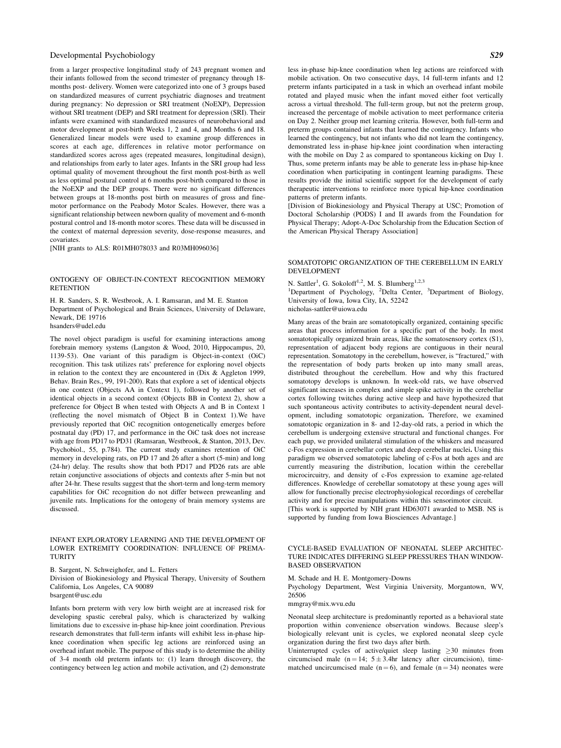from a larger prospective longitudinal study of 243 pregnant women and their infants followed from the second trimester of pregnancy through 18-months post- delivery. Women were categorized into one of 3 groups based on standardized measures of current psychiatric diagnoses and treatment during pregnancy: No depression or SRI treatment (NoEXP), Depression without SRI treatment (DEP) and SRI treatment for depression (SRI). Their infants were examined with standardized measures of neurobehavioral and motor development at post-birth Weeks 1, 2 and 4, and Months 6 and 18. Generalized linear models were used to examine group differences in scores at each age, differences in relative motor performance on standardized scores across ages (repeated measures, longitudinal design), and relationships from early to later ages. Infants in the SRI group had less optimal quality of movement throughout the first month post-birth as well as less optimal postural control at 6 months post-birth compared to those in the NoEXP and the DEP groups. There were no significant differences between groups at 18-months post birth on measures of gross and fine-motor performance on the Peabody Motor Scales. However, there was a significant relationship between newborn quality of movement and 6-month postural control and 18-month motor scores. These data will be discussed in the context of maternal depression severity, dose-response measures, and covariates.

[NIH grants to ALS: R01MH078033 and R03MH096036]

## ONTOGENY OF OBJECT-IN-CONTEXT RECOGNITION MEMORY RETENTION

H. R. Sanders, S. R. Westbrook, A. I. Ramsaran, and M. E. Stanton
Department of Psychological and Brain Sciences, University of Delaware, Newark, DE 19716
hsanders@udel.edu

The novel object paradigm is useful for examining interactions among forebrain memory systems (Langston & Wood, 2010, Hippocampus, 20, 1139-53). One variant of this paradigm is Object-in-context (OiC) recognition. This task utilizes rats' preference for exploring novel objects in relation to the context they are encountered in (Dix & Aggleton 1999, Behav. Brain Res., 99, 191-200). Rats that explore a set of identical objects in one context (Objects AA in Context 1), followed by another set of identical objects in a second context (Objects BB in Context 2), show a preference for Object B when tested with Objects A and B in Context 1 (reflecting the novel mismatch of Object B in Context 1).We have previously reported that OiC recognition ontogenetically emerges before postnatal day (PD) 17, and performance in the OiC task does not increase with age from PD17 to PD31 (Ramsaran, Westbrook, & Stanton, 2013, Dev. Psychobiol., 55, p.784). The current study examines retention of OiC memory in developing rats, on PD 17 and 26 after a short (5-min) and long (24-hr) delay. The results show that both PD17 and PD26 rats are able retain conjunctive associations of objects and contexts after 5-min but not after 24-hr. These results suggest that the short-term and long-term memory capabilities for OiC recognition do not differ between preweanling and juvenile rats. Implications for the ontogeny of brain memory systems are discussed.

## INFANT EXPLORATORY LEARNING AND THE DEVELOPMENT OF LOWER EXTREMITY COORDINATION: INFLUENCE OF PREMATURITY

B. Sargent, N. Schweighofer, and L. Fetters
Division of Biokinesiology and Physical Therapy, University of Southern California, Los Angeles, CA 90089
bsargent@usc.edu

Infants born preterm with very low birth weight are at increased risk for developing spastic cerebral palsy, which is characterized by walking limitations due to excessive in-phase hip-knee joint coordination. Previous research demonstrates that full-term infants will exhibit less in-phase hip-knee coordination when specific leg actions are reinforced using an overhead infant mobile. The purpose of this study is to determine the ability of 3-4 month old preterm infants to: (1) learn through discovery, the contingency between leg action and mobile activation, and (2) demonstrate less in-phase hip-knee coordination when leg actions are reinforced with mobile activation. On two consecutive days, 14 full-term infants and 12 preterm infants participated in a task in which an overhead infant mobile rotated and played music when the infant moved either foot vertically across a virtual threshold. The full-term group, but not the preterm group, increased the percentage of mobile activation to meet performance criteria on Day 2. Neither group met learning criteria. However, both full-term and preterm groups contained infants that learned the contingency. Infants who learned the contingency, but not infants who did not learn the contingency, demonstrated less in-phase hip-knee joint coordination when interacting with the mobile on Day 2 as compared to spontaneous kicking on Day 1. Thus, some preterm infants may be able to generate less in-phase hip-knee coordination when participating in contingent learning paradigms. These results provide the initial scientific support for the development of early therapeutic interventions to reinforce more typical hip-knee coordination patterns of preterm infants.

[Division of Biokinesiology and Physical Therapy at USC; Promotion of Doctoral Scholarship (PODS) I and II awards from the Foundation for Physical Therapy; Adopt-A-Doc Scholarship from the Education Section of the American Physical Therapy Association]

## SOMATOTOPIC ORGANIZATION OF THE CEREBELLUM IN EARLY DEVELOPMENT

N. Sattler[1], G. Sokoloff[1,2], M. S. Blumberg[1,2,3]
[1]Department of Psychology, [2]Delta Center, [3]Department of Biology, University of Iowa, Iowa City, IA, 52242
nicholas-sattler@uiowa.edu

Many areas of the brain are somatotopically organized, containing specific areas that process information for a specific part of the body. In most somatotopically organized brain areas, like the somatosensory cortex (S1), representation of adjacent body regions are contiguous in their neural representation. Somatotopy in the cerebellum, however, is "fractured," with the representation of body parts broken up into many small areas, distributed throughout the cerebellum. How and why this fractured somatotopy develops is unknown. In week-old rats, we have observed significant increases in complex and simple spike activity in the cerebellar cortex following twitches during active sleep and have hypothesized that such spontaneous activity contributes to activity-dependent neural development, including somatotopic organization**.** Therefore, we examined somatotopic organization in 8- and 12-day-old rats, a period in which the cerebellum is undergoing extensive structural and functional changes. For each pup, we provided unilateral stimulation of the whiskers and measured c-Fos expression in cerebellar cortex and deep cerebellar nuclei**.** Using this paradigm we observed somatotopic labeling of c-Fos at both ages and are currently measuring the distribution, location within the cerebellar microcircuitry, and density of c-Fos expression to examine age-related differences. Knowledge of cerebellar somatotopy at these young ages will allow for functionally precise electrophysiological recordings of cerebellar activity and for precise manipulations within this sensorimotor circuit.

[This work is supported by NIH grant HD63071 awarded to MSB. NS is supported by funding from Iowa Biosciences Advantage.]

## CYCLE-BASED EVALUATION OF NEONATAL SLEEP ARCHITECTURE INDICATES DIFFERING SLEEP PRESSURES THAN WINDOW-BASED OBSERVATION

M. Schade and H. E. Montgomery-Downs
Psychology Department, West Virginia University, Morgantown, WV, 26506
mmgray@mix.wvu.edu

Neonatal sleep architecture is predominantly reported as a behavioral state proportion within convenience observation windows. Because sleep's biologically relevant unit is cycles, we explored neonatal sleep cycle organization during the first two days after birth.

Uninterrupted cycles of active/quiet sleep lasting $\geq$30 minutes from circumcised male ($n = 14$; $5 \pm 3.4$hr latency after circumcision), time-matched uncircumcised male ($n = 6$), and female ($n = 34$) neonates were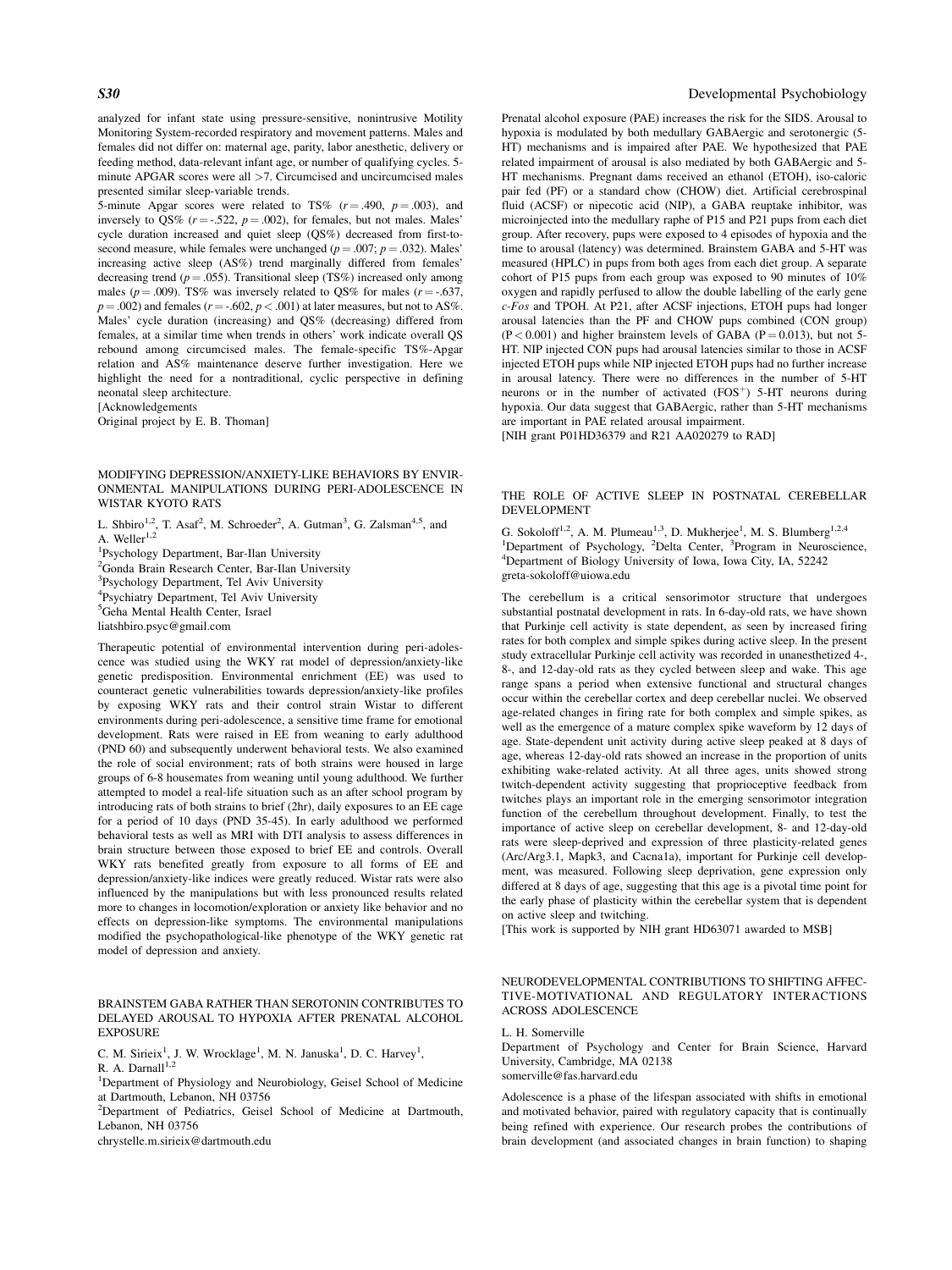analyzed for infant state using pressure-sensitive, nontrusive Motility Monitoring System-recorded respiratory and movement patterns. Males and females did not differ on: maternal age, parity, labor anesthetic, delivery or feeding method, data-relevant infant age, or number of qualifying cycles. 5-minute APGAR scores were all >7. Circumcised and uncircumcised males presented similar sleep-variable trends.

5-minute Apgar scores were related to TS% ($r = .490$, $p = .003$), and inversely to QS% ($r = -.522$, $p = .002$), for females, but not males. Males' cycle duration increased and quiet sleep (QS%) decreased from first-to-second measure, while females were unchanged ($p = .007$; $p = .032$). Males' increasing active sleep (AS%) trend marginally differed from females' decreasing trend ($p = .055$). Transitional sleep (TS%) increased only among males ($p = .009$). TS% was inversely related to QS% for males ($r = -.637$, $p = .002$) and females ($r = -.602$, $p < .001$) at later measures, but not to AS%. Males' cycle duration (increasing) and QS% (decreasing) differed from females, at a similar time when trends in others' work indicate overall QS rebound among circumcised males. The female-specific TS%-Apgar relation and AS% maintenance deserve further investigation. Here we highlight the need for a nontraditional, cyclic perspective in defining neonatal sleep architecture.

[Acknowledgements

Original project by E. B. Thoman]

## MODIFYING DEPRESSION/ANXIETY-LIKE BEHAVIORS BY ENVIRONMENTAL MANIPULATIONS DURING PERI-ADOLESCENCE IN WISTAR KYOTO RATS

L. Shbiro[1,2], T. Asaf[2], M. Schroeder[2], A. Gutman[3], G. Zalsman[4,5], and A. Weller[1,2]

[1]Psychology Department, Bar-Ilan University
[2]Gonda Brain Research Center, Bar-Ilan University
[3]Psychology Department, Tel Aviv University
[4]Psychiatry Department, Tel Aviv University
[5]Geha Mental Health Center, Israel
liatshbiro.psyc@gmail.com

Therapeutic potential of environmental intervention during peri-adolescence was studied using the WKY rat model of depression/anxiety-like genetic predisposition. Environmental enrichment (EE) was used to counteract genetic vulnerabilities towards depression/anxiety-like profiles by exposing WKY rats and their control strain Wistar to different environments during peri-adolescence, a sensitive time frame for emotional development. Rats were raised in EE from weaning to early adulthood (PND 60) and subsequently underwent behavioral tests. We also examined the role of social environment; rats of both strains were housed in large groups of 6-8 housemates from weaning until young adulthood. We further attempted to model a real-life situation such as an after school program by introducing rats of both strains to brief (2hr), daily exposures to an EE cage for a period of 10 days (PND 35-45). In early adulthood we performed behavioral tests as well as MRI with DTI analysis to assess differences in brain structure between those exposed to brief EE and controls. Overall WKY rats benefited greatly from exposure to all forms of EE and depression/anxiety-like indices were greatly reduced. Wistar rats were also influenced by the manipulations but with less pronounced results related more to changes in locomotion/exploration or anxiety like behavior and no effects on depression-like symptoms. The environmental manipulations modified the psychopathological-like phenotype of the WKY genetic rat model of depression and anxiety.

## BRAINSTEM GABA RATHER THAN SEROTONIN CONTRIBUTES TO DELAYED AROUSAL TO HYPOXIA AFTER PRENATAL ALCOHOL EXPOSURE

C. M. Sirieix[1], J. W. Wrocklage[1], M. N. Januska[1], D. C. Harvey[1], R. A. Darnall[1,2]

[1]Department of Physiology and Neurobiology, Geisel School of Medicine at Dartmouth, Lebanon, NH 03756
[2]Department of Pediatrics, Geisel School of Medicine at Dartmouth, Lebanon, NH 03756
chrystelle.m.sirieix@dartmouth.edu

Prenatal alcohol exposure (PAE) increases the risk for the SIDS. Arousal to hypoxia is modulated by both medullary GABAergic and serotonergic (5-HT) mechanisms and is impaired after PAE. We hypothesized that PAE related impairment of arousal is also mediated by both GABAergic and 5-HT mechanisms. Pregnant dams received an ethanol (ETOH), iso-caloric pair fed (PF) or a standard chow (CHOW) diet. Artificial cerebrospinal fluid (ACSF) or nipecotic acid (NIP), a GABA reuptake inhibitor, was microinjected into the medullary raphe of P15 and P21 pups from each diet group. After recovery, pups were exposed to 4 episodes of hypoxia and the time to arousal (latency) was determined. Brainstem GABA and 5-HT was measured (HPLC) in pups from both ages from each diet group. A separate cohort of P15 pups from each group was exposed to 90 minutes of 10% oxygen and rapidly perfused to allow the double labelling of the early gene *c-Fos* and TPOH. At P21, after ACSF injections, ETOH pups had longer arousal latencies than the PF and CHOW pups combined (CON group) ($P < 0.001$) and higher brainstem levels of GABA ($P = 0.013$), but not 5-HT. NIP injected CON pups had arousal latencies similar to those in ACSF injected ETOH pups while NIP injected ETOH pups had no further increase in arousal latency. There were no differences in the number of 5-HT neurons or in the number of activated ($FOS^+$) 5-HT neurons during hypoxia. Our data suggest that GABAergic, rather than 5-HT mechanisms are important in PAE related arousal impairment.

[NIH grant P01HD36379 and R21 AA020279 to RAD]

## THE ROLE OF ACTIVE SLEEP IN POSTNATAL CEREBELLAR DEVELOPMENT

G. Sokoloff[1,2], A. M. Plumeau[1,3], D. Mukherjee[1], M. S. Blumberg[1,2,4]

[1]Department of Psychology, [2]Delta Center, [3]Program in Neuroscience, [4]Department of Biology University of Iowa, Iowa City, IA, 52242
greta-sokoloff@uiowa.edu

The cerebellum is a critical sensorimotor structure that undergoes substantial postnatal development in rats. In 6-day-old rats, we have shown that Purkinje cell activity is state dependent, as seen by increased firing rates for both complex and simple spikes during active sleep. In the present study extracellular Purkinje cell activity was recorded in unanesthetized 4-, 8-, and 12-day-old rats as they cycled between sleep and wake. This age range spans a period when extensive functional and structural changes occur within the cerebellar cortex and deep cerebellar nuclei. We observed age-related changes in firing rate for both complex and simple spikes, as well as the emergence of a mature complex spike waveform by 12 days of age. State-dependent unit activity during active sleep peaked at 8 days of age, whereas 12-day-old rats showed an increase in the proportion of units exhibiting wake-related activity. At all three ages, units showed strong twitch-dependent activity suggesting that proprioceptive feedback from twitches plays an important role in the emerging sensorimotor integration function of the cerebellum throughout development. Finally, to test the importance of active sleep on cerebellar development, 8- and 12-day-old rats were sleep-deprived and expression of three plasticity-related genes (Arc/Arg3.1, Mapk3, and Cacna1a), important for Purkinje cell development, was measured. Following sleep deprivation, gene expression only differed at 8 days of age, suggesting that this age is a pivotal time point for the early phase of plasticity within the cerebellar system that is dependent on active sleep and twitching.

[This work is supported by NIH grant HD63071 awarded to MSB]

## NEURODEVELOPMENTAL CONTRIBUTIONS TO SHIFTING AFFECTIVE-MOTIVATIONAL AND REGULATORY INTERACTIONS ACROSS ADOLESCENCE

L. H. Somerville

Department of Psychology and Center for Brain Science, Harvard University, Cambridge, MA 02138
somerville@fas.harvard.edu

Adolescence is a phase of the lifespan associated with shifts in emotional and motivated behavior, paired with regulatory capacity that is continually being refined with experience. Our research probes the contributions of brain development (and associated changes in brain function) to shaping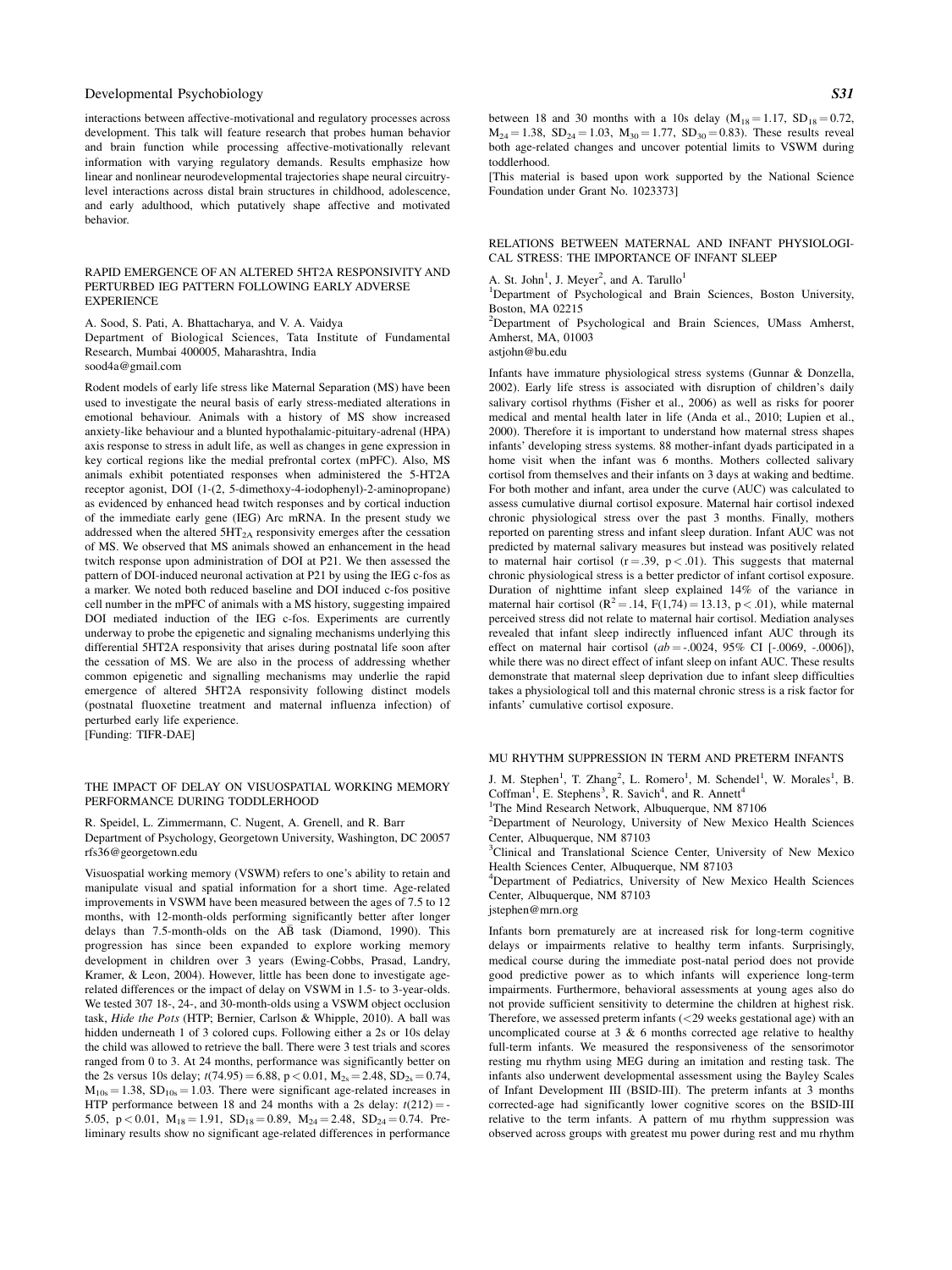interactions between affective-motivational and regulatory processes across development. This talk will feature research that probes human behavior and brain function while processing affective-motivationally relevant information with varying regulatory demands. Results emphasize how linear and nonlinear neurodevelopmental trajectories shape neural circuitry-level interactions across distal brain structures in childhood, adolescence, and early adulthood, which putatively shape affective and motivated behavior.

## RAPID EMERGENCE OF AN ALTERED 5HT2A RESPONSIVITY AND PERTURBED IEG PATTERN FOLLOWING EARLY ADVERSE EXPERIENCE

A. Sood, S. Pati, A. Bhattacharya, and V. A. Vaidya
Department of Biological Sciences, Tata Institute of Fundamental Research, Mumbai 400005, Maharashtra, India
sood4a@gmail.com

Rodent models of early life stress like Maternal Separation (MS) have been used to investigate the neural basis of early stress-mediated alterations in emotional behaviour. Animals with a history of MS show increased anxiety-like behaviour and a blunted hypothalamic-pituitary-adrenal (HPA) axis response to stress in adult life, as well as changes in gene expression in key cortical regions like the medial prefrontal cortex (mPFC). Also, MS animals exhibit potentiated responses when administered the 5-HT2A receptor agonist, DOI (1-(2, 5-dimethoxy-4-iodophenyl)-2-aminopropane) as evidenced by enhanced head twitch responses and by cortical induction of the immediate early gene (IEG) Arc mRNA. In the present study we addressed when the altered $5HT_{2A}$ responsivity emerges after the cessation of MS. We observed that MS animals showed an enhancement in the head twitch response upon administration of DOI at P21. We then assessed the pattern of DOI-induced neuronal activation at P21 by using the IEG c-fos as a marker. We noted both reduced baseline and DOI induced c-fos positive cell number in the mPFC of animals with a MS history, suggesting impaired DOI mediated induction of the IEG c-fos. Experiments are currently underway to probe the epigenetic and signaling mechanisms underlying this differential 5HT2A responsivity that arises during postnatal life soon after the cessation of MS. We are also in the process of addressing whether common epigenetic and signalling mechanisms may underlie the rapid emergence of altered 5HT2A responsivity following distinct models (postnatal fluoxetine treatment and maternal influenza infection) of perturbed early life experience.
[Funding: TIFR-DAE]

## THE IMPACT OF DELAY ON VISUOSPATIAL WORKING MEMORY PERFORMANCE DURING TODDLERHOOD

R. Speidel, L. Zimmermann, C. Nugent, A. Grenell, and R. Barr
Department of Psychology, Georgetown University, Washington, DC 20057
rfs36@georgetown.edu

Visuospatial working memory (VSWM) refers to one's ability to retain and manipulate visual and spatial information for a short time. Age-related improvements in VSWM have been measured between the ages of 7.5 to 12 months, with 12-month-olds performing significantly better after longer delays than 7.5-month-olds on the AB̄ task (Diamond, 1990). This progression has since been expanded to explore working memory development in children over 3 years (Ewing-Cobbs, Prasad, Landry, Kramer, & Leon, 2004). However, little has been done to investigate age-related differences or the impact of delay on VSWM in 1.5- to 3-year-olds. We tested 307 18-, 24-, and 30-month-olds using a VSWM object occlusion task, *Hide the Pots* (HTP; Bernier, Carlson & Whipple, 2010). A ball was hidden underneath 1 of 3 colored cups. Following either a 2s or 10s delay the child was allowed to retrieve the ball. There were 3 test trials and scores ranged from 0 to 3. At 24 months, performance was significantly better on the 2s versus 10s delay; $t(74.95) = 6.88$, $p < 0.01$, $M_{2s} = 2.48$, $SD_{2s} = 0.74$, $M_{10s} = 1.38$, $SD_{10s} = 1.03$. There were significant age-related increases in HTP performance between 18 and 24 months with a 2s delay: $t(212) = -5.05$, $p < 0.01$, $M_{18} = 1.91$, $SD_{18} = 0.89$, $M_{24} = 2.48$, $SD_{24} = 0.74$. Preliminary results show no significant age-related differences in performance between 18 and 30 months with a 10s delay ($M_{18} = 1.17$, $SD_{18} = 0.72$, $M_{24} = 1.38$, $SD_{24} = 1.03$, $M_{30} = 1.77$, $SD_{30} = 0.83$). These results reveal both age-related changes and uncover potential limits to VSWM during toddlerhood.
[This material is based upon work supported by the National Science Foundation under Grant No. 1023373]

## RELATIONS BETWEEN MATERNAL AND INFANT PHYSIOLOGICAL STRESS: THE IMPORTANCE OF INFANT SLEEP

A. St. John[1], J. Meyer[2], and A. Tarullo[1]
[1]Department of Psychological and Brain Sciences, Boston University, Boston, MA 02215
[2]Department of Psychological and Brain Sciences, UMass Amherst, Amherst, MA, 01003
astjohn@bu.edu

Infants have immature physiological stress systems (Gunnar & Donzella, 2002). Early life stress is associated with disruption of children's daily salivary cortisol rhythms (Fisher et al., 2006) as well as risks for poorer medical and mental health later in life (Anda et al., 2010; Lupien et al., 2000). Therefore it is important to understand how maternal stress shapes infants' developing stress systems. 88 mother-infant dyads participated in a home visit when the infant was 6 months. Mothers collected salivary cortisol from themselves and their infants on 3 days at waking and bedtime. For both mother and infant, area under the curve (AUC) was calculated to assess cumulative diurnal cortisol exposure. Maternal hair cortisol indexed chronic physiological stress over the past 3 months. Finally, mothers reported on parenting stress and infant sleep duration. Infant AUC was not predicted by maternal salivary measures but instead was positively related to maternal hair cortisol ($r = .39$, $p < .01$). This suggests that maternal chronic physiological stress is a better predictor of infant cortisol exposure. Duration of nighttime infant sleep explained 14% of the variance in maternal hair cortisol ($R^2 = .14$, $F(1,74) = 13.13$, $p < .01$), while maternal perceived stress did not relate to maternal hair cortisol. Mediation analyses revealed that infant sleep indirectly influenced infant AUC through its effect on maternal hair cortisol ($ab = -.0024$, 95% CI [-.0069, -.0006]), while there was no direct effect of infant sleep on infant AUC. These results demonstrate that maternal sleep deprivation due to infant sleep difficulties takes a physiological toll and this maternal chronic stress is a risk factor for infants' cumulative cortisol exposure.

## MU RHYTHM SUPPRESSION IN TERM AND PRETERM INFANTS

J. M. Stephen[1], T. Zhang[2], L. Romero[1], M. Schendel[1], W. Morales[1], B. Coffman[1], E. Stephens[3], R. Savich[4], and R. Annett[4]
[1]The Mind Research Network, Albuquerque, NM 87106
[2]Department of Neurology, University of New Mexico Health Sciences Center, Albuquerque, NM 87103
[3]Clinical and Translational Science Center, University of New Mexico Health Sciences Center, Albuquerque, NM 87103
[4]Department of Pediatrics, University of New Mexico Health Sciences Center, Albuquerque, NM 87103
jstephen@mrn.org

Infants born prematurely are at increased risk for long-term cognitive delays or impairments relative to healthy term infants. Surprisingly, medical course during the immediate post-natal period does not provide good predictive power as to which infants will experience long-term impairments. Furthermore, behavioral assessments at young ages also do not provide sufficient sensitivity to determine the children at highest risk. Therefore, we assessed preterm infants (<29 weeks gestational age) with an uncomplicated course at 3 & 6 months corrected age relative to healthy full-term infants. We measured the responsiveness of the sensorimotor resting mu rhythm using MEG during an imitation and resting task. The infants also underwent developmental assessment using the Bayley Scales of Infant Development III (BSID-III). The preterm infants at 3 months corrected-age had significantly lower cognitive scores on the BSID-III relative to the term infants. A pattern of mu rhythm suppression was observed across groups with greatest mu power during rest and mu rhythm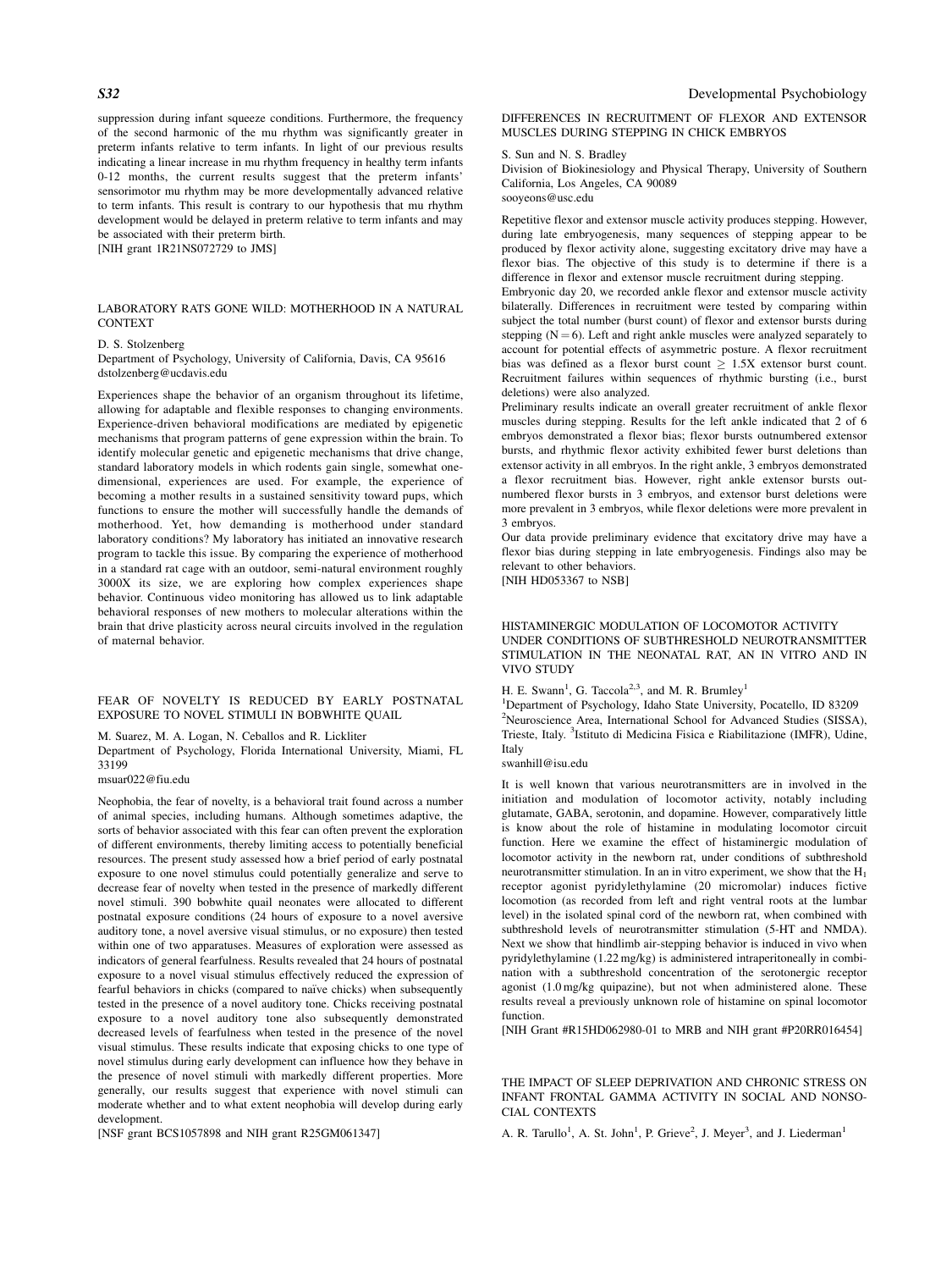suppression during infant squeeze conditions. Furthermore, the frequency of the second harmonic of the mu rhythm was significantly greater in preterm infants relative to term infants. In light of our previous results indicating a linear increase in mu rhythm frequency in healthy term infants 0-12 months, the current results suggest that the preterm infants' sensorimotor mu rhythm may be more developmentally advanced relative to term infants. This result is contrary to our hypothesis that mu rhythm development would be delayed in preterm relative to term infants and may be associated with their preterm birth.
[NIH grant 1R21NS072729 to JMS]

## LABORATORY RATS GONE WILD: MOTHERHOOD IN A NATURAL CONTEXT

D. S. Stolzenberg
Department of Psychology, University of California, Davis, CA 95616
dstolzenberg@ucdavis.edu

Experiences shape the behavior of an organism throughout its lifetime, allowing for adaptable and flexible responses to changing environments. Experience-driven behavioral modifications are mediated by epigenetic mechanisms that program patterns of gene expression within the brain. To identify molecular genetic and epigenetic mechanisms that drive change, standard laboratory models in which rodents gain single, somewhat one-dimensional, experiences are used. For example, the experience of becoming a mother results in a sustained sensitivity toward pups, which functions to ensure the mother will successfully handle the demands of motherhood. Yet, how demanding is motherhood under standard laboratory conditions? My laboratory has initiated an innovative research program to tackle this issue. By comparing the experience of motherhood in a standard rat cage with an outdoor, semi-natural environment roughly 3000X its size, we are exploring how complex experiences shape behavior. Continuous video monitoring has allowed us to link adaptable behavioral responses of new mothers to molecular alterations within the brain that drive plasticity across neural circuits involved in the regulation of maternal behavior.

## FEAR OF NOVELTY IS REDUCED BY EARLY POSTNATAL EXPOSURE TO NOVEL STIMULI IN BOBWHITE QUAIL

M. Suarez, M. A. Logan, N. Ceballos and R. Lickliter
Department of Psychology, Florida International University, Miami, FL 33199
msuar022@fiu.edu

Neophobia, the fear of novelty, is a behavioral trait found across a number of animal species, including humans. Although sometimes adaptive, the sorts of behavior associated with this fear can often prevent the exploration of different environments, thereby limiting access to potentially beneficial resources. The present study assessed how a brief period of early postnatal exposure to one novel stimulus could potentially generalize and serve to decrease fear of novelty when tested in the presence of markedly different novel stimuli. 390 bobwhite quail neonates were allocated to different postnatal exposure conditions (24 hours of exposure to a novel aversive auditory tone, a novel aversive visual stimulus, or no exposure) then tested within one of two apparatuses. Measures of exploration were assessed as indicators of general fearfulness. Results revealed that 24 hours of postnatal exposure to a novel visual stimulus effectively reduced the expression of fearful behaviors in chicks (compared to naïve chicks) when subsequently tested in the presence of a novel auditory tone. Chicks receiving postnatal exposure to a novel auditory tone also subsequently demonstrated decreased levels of fearfulness when tested in the presence of the novel visual stimulus. These results indicate that exposing chicks to one type of novel stimulus during early development can influence how they behave in the presence of novel stimuli with markedly different properties. More generally, our results suggest that experience with novel stimuli can moderate whether and to what extent neophobia will develop during early development.
[NSF grant BCS1057898 and NIH grant R25GM061347]

## DIFFERENCES IN RECRUITMENT OF FLEXOR AND EXTENSOR MUSCLES DURING STEPPING IN CHICK EMBRYOS

S. Sun and N. S. Bradley
Division of Biokinesiology and Physical Therapy, University of Southern California, Los Angeles, CA 90089
sooyeons@usc.edu

Repetitive flexor and extensor muscle activity produces stepping. However, during late embryogenesis, many sequences of stepping appear to be produced by flexor activity alone, suggesting excitatory drive may have a flexor bias. The objective of this study is to determine if there is a difference in flexor and extensor muscle recruitment during stepping.
Embryonic day 20, we recorded ankle flexor and extensor muscle activity bilaterally. Differences in recruitment were tested by comparing within subject the total number (burst count) of flexor and extensor bursts during stepping ($N = 6$). Left and right ankle muscles were analyzed separately to account for potential effects of asymmetric posture. A flexor recruitment bias was defined as a flexor burst count $\geq$ 1.5X extensor burst count. Recruitment failures within sequences of rhythmic bursting (i.e., burst deletions) were also analyzed.
Preliminary results indicate an overall greater recruitment of ankle flexor muscles during stepping. Results for the left ankle indicated that 2 of 6 embryos demonstrated a flexor bias; flexor bursts outnumbered extensor bursts, and rhythmic flexor activity exhibited fewer burst deletions than extensor activity in all embryos. In the right ankle, 3 embryos demonstrated a flexor recruitment bias. However, right ankle extensor bursts outnumbered flexor bursts in 3 embryos, and extensor burst deletions were more prevalent in 3 embryos, while flexor deletions were more prevalent in 3 embryos.
Our data provide preliminary evidence that excitatory drive may have a flexor bias during stepping in late embryogenesis. Findings also may be relevant to other behaviors.
[NIH HD053367 to NSB]

## HISTAMINERGIC MODULATION OF LOCOMOTOR ACTIVITY UNDER CONDITIONS OF SUBTHRESHOLD NEUROTRANSMITTER STIMULATION IN THE NEONATAL RAT, AN IN VITRO AND IN VIVO STUDY

H. E. Swann[1], G. Taccola[2,3], and M. R. Brumley[1]
[1]Department of Psychology, Idaho State University, Pocatello, ID 83209
[2]Neuroscience Area, International School for Advanced Studies (SISSA), Trieste, Italy. [3]Istituto di Medicina Fisica e Riabilitazione (IMFR), Udine, Italy
swanhill@isu.edu

It is well known that various neurotransmitters are in involved in the initiation and modulation of locomotor activity, notably including glutamate, GABA, serotonin, and dopamine. However, comparatively little is know about the role of histamine in modulating locomotor circuit function. Here we examine the effect of histaminergic modulation of locomotor activity in the newborn rat, under conditions of subthreshold neurotransmitter stimulation. In an in vitro experiment, we show that the $H_1$ receptor agonist pyridylethylamine (20 micromolar) induces fictive locomotion (as recorded from left and right ventral roots at the lumbar level) in the isolated spinal cord of the newborn rat, when combined with subthreshold levels of neurotransmitter stimulation (5-HT and NMDA). Next we show that hindlimb air-stepping behavior is induced in vivo when pyridylethylamine (1.22 mg/kg) is administered intraperitoneally in combination with a subthreshold concentration of the serotonergic receptor agonist (1.0 mg/kg quipazine), but not when administered alone. These results reveal a previously unknown role of histamine on spinal locomotor function.
[NIH Grant #R15HD062980-01 to MRB and NIH grant #P20RR016454]

## THE IMPACT OF SLEEP DEPRIVATION AND CHRONIC STRESS ON INFANT FRONTAL GAMMA ACTIVITY IN SOCIAL AND NONSOCIAL CONTEXTS

A. R. Tarullo[1], A. St. John[1], P. Grieve[2], J. Meyer[3], and J. Liederman[1]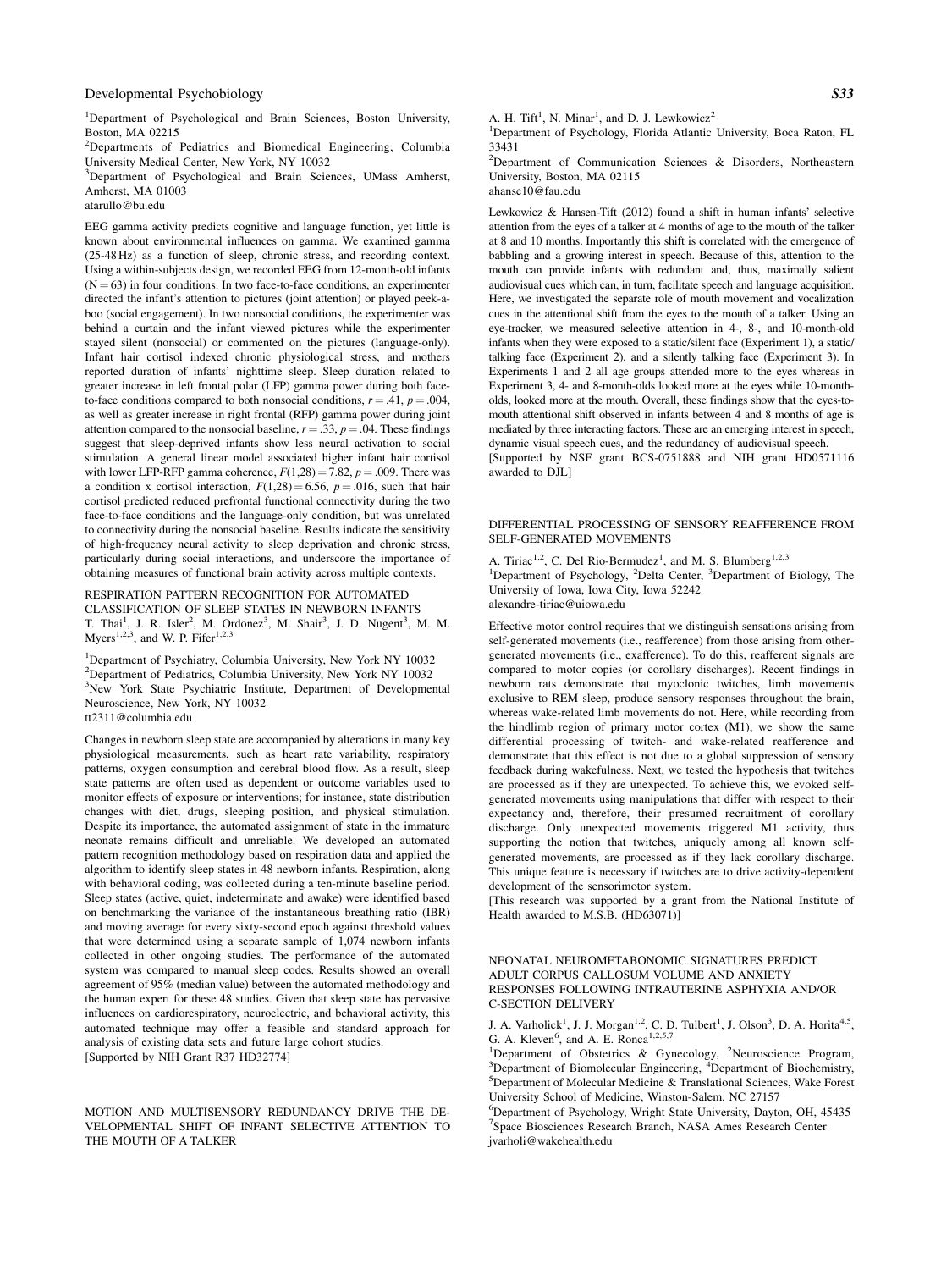[1]Department of Psychological and Brain Sciences, Boston University, Boston, MA 02215

[2]Departments of Pediatrics and Biomedical Engineering, Columbia University Medical Center, New York, NY 10032

[3]Department of Psychological and Brain Sciences, UMass Amherst, Amherst, MA 01003

atarullo@bu.edu

EEG gamma activity predicts cognitive and language function, yet little is known about environmental influences on gamma. We examined gamma (25-48 Hz) as a function of sleep, chronic stress, and recording context. Using a within-subjects design, we recorded EEG from 12-month-old infants ($N = 63$) in four conditions. In two face-to-face conditions, an experimenter directed the infant's attention to pictures (joint attention) or played peek-a-boo (social engagement). In two nonsocial conditions, the experimenter was behind a curtain and the infant viewed pictures while the experimenter stayed silent (nonsocial) or commented on the pictures (language-only). Infant hair cortisol indexed chronic physiological stress, and mothers reported duration of infants' nighttime sleep. Sleep duration related to greater increase in left frontal polar (LFP) gamma power during both face-to-face conditions compared to both nonsocial conditions, $r = .41$, $p = .004$, as well as greater increase in right frontal (RFP) gamma power during joint attention compared to the nonsocial baseline, $r = .33$, $p = .04$. These findings suggest that sleep-deprived infants show less neural activation to social stimulation. A general linear model associated higher infant hair cortisol with lower LFP-RFP gamma coherence, $F(1,28) = 7.82$, $p = .009$. There was a condition x cortisol interaction, $F(1,28) = 6.56$, $p = .016$, such that hair cortisol predicted reduced prefrontal functional connectivity during the two face-to-face conditions and the language-only condition, but was unrelated to connectivity during the nonsocial baseline. Results indicate the sensitivity of high-frequency neural activity to sleep deprivation and chronic stress, particularly during social interactions, and underscore the importance of obtaining measures of functional brain activity across multiple contexts.

## RESPIRATION PATTERN RECOGNITION FOR AUTOMATED CLASSIFICATION OF SLEEP STATES IN NEWBORN INFANTS

T. Thai[1], J. R. Isler[2], M. Ordonez[3], M. Shair[3], J. D. Nugent[3], M. M. Myers[1,2,3], and W. P. Fifer[1,2,3]

[1]Department of Psychiatry, Columbia University, New York NY 10032

[2]Department of Pediatrics, Columbia University, New York NY 10032

[3]New York State Psychiatric Institute, Department of Developmental Neuroscience, New York, NY 10032

tt2311@columbia.edu

Changes in newborn sleep state are accompanied by alterations in many key physiological measurements, such as heart rate variability, respiratory patterns, oxygen consumption and cerebral blood flow. As a result, sleep state patterns are often used as dependent or outcome variables used to monitor effects of exposure or interventions; for instance, state distribution changes with diet, drugs, sleeping position, and physical stimulation. Despite its importance, the automated assignment of state in the immature neonate remains difficult and unreliable. We developed an automated pattern recognition methodology based on respiration data and applied the algorithm to identify sleep states in 48 newborn infants. Respiration, along with behavioral coding, was collected during a ten-minute baseline period. Sleep states (active, quiet, indeterminate and awake) were identified based on benchmarking the variance of the instantaneous breathing ratio (IBR) and moving average for every sixty-second epoch against threshold values that were determined using a separate sample of 1,074 newborn infants collected in other ongoing studies. The performance of the automated system was compared to manual sleep codes. Results showed an overall agreement of 95% (median value) between the automated methodology and the human expert for these 48 studies. Given that sleep state has pervasive influences on cardiorespiratory, neuroelectric, and behavioral activity, this automated technique may offer a feasible and standard approach for analysis of existing data sets and future large cohort studies.

[Supported by NIH Grant R37 HD32774]

## MOTION AND MULTISENSORY REDUNDANCY DRIVE THE DEVELOPMENTAL SHIFT OF INFANT SELECTIVE ATTENTION TO THE MOUTH OF A TALKER

A. H. Tift[1], N. Minar[1], and D. J. Lewkowicz[2]

[1]Department of Psychology, Florida Atlantic University, Boca Raton, FL 33431

[2]Department of Communication Sciences & Disorders, Northeastern University, Boston, MA 02115

ahanse10@fau.edu

Lewkowicz & Hansen-Tift (2012) found a shift in human infants' selective attention from the eyes of a talker at 4 months of age to the mouth of the talker at 8 and 10 months. Importantly this shift is correlated with the emergence of babbling and a growing interest in speech. Because of this, attention to the mouth can provide infants with redundant and, thus, maximally salient audiovisual cues which can, in turn, facilitate speech and language acquisition. Here, we investigated the separate role of mouth movement and vocalization cues in the attentional shift from the eyes to the mouth of a talker. Using an eye-tracker, we measured selective attention in 4-, 8-, and 10-month-old infants when they were exposed to a static/silent face (Experiment 1), a static/talking face (Experiment 2), and a silently talking face (Experiment 3). In Experiments 1 and 2 all age groups attended more to the eyes whereas in Experiment 3, 4- and 8-month-olds looked more at the eyes while 10-month-olds, looked more at the mouth. Overall, these findings show that the eyes-to-mouth attentional shift observed in infants between 4 and 8 months of age is mediated by three interacting factors. These are an emerging interest in speech, dynamic visual speech cues, and the redundancy of audiovisual speech.

[Supported by NSF grant BCS-0751888 and NIH grant HD0571116 awarded to DJL]

## DIFFERENTIAL PROCESSING OF SENSORY REAFFERENCE FROM SELF-GENERATED MOVEMENTS

A. Tiriac[1,2], C. Del Rio-Bermudez[1], and M. S. Blumberg[1,2,3]

[1]Department of Psychology, [2]Delta Center, [3]Department of Biology, The University of Iowa, Iowa City, Iowa 52242

alexandre-tiriac@uiowa.edu

Effective motor control requires that we distinguish sensations arising from self-generated movements (i.e., reafference) from those arising from other-generated movements (i.e., exafference). To do this, reafferent signals are compared to motor copies (or corollary discharges). Recent findings in newborn rats demonstrate that myoclonic twitches, limb movements exclusive to REM sleep, produce sensory responses throughout the brain, whereas wake-related limb movements do not. Here, while recording from the hindlimb region of primary motor cortex (M1), we show the same differential processing of twitch- and wake-related reafference and demonstrate that this effect is not due to a global suppression of sensory feedback during wakefulness. Next, we tested the hypothesis that twitches are processed as if they are unexpected. To achieve this, we evoked self-generated movements using manipulations that differ with respect to their expectancy and, therefore, their presumed recruitment of corollary discharge. Only unexpected movements triggered M1 activity, thus supporting the notion that twitches, uniquely among all known self-generated movements, are processed as if they lack corollary discharge. This unique feature is necessary if twitches are to drive activity-dependent development of the sensorimotor system.

[This research was supported by a grant from the National Institute of Health awarded to M.S.B. (HD63071)]

## NEONATAL NEUROMETABONOMIC SIGNATURES PREDICT ADULT CORPUS CALLOSUM VOLUME AND ANXIETY RESPONSES FOLLOWING INTRAUTERINE ASPHYXIA AND/OR C-SECTION DELIVERY

J. A. Varholick[1], J. J. Morgan[1,2], C. D. Tulbert[1], J. Olson[3], D. A. Horita[4,5], G. A. Kleven[6], and A. E. Ronca[1,2,5,7]

[1]Department of Obstetrics & Gynecology, [2]Neuroscience Program, [3]Department of Biomolecular Engineering, [4]Department of Biochemistry, [5]Department of Molecular Medicine & Translational Sciences, Wake Forest University School of Medicine, Winston-Salem, NC 27157

[6]Department of Psychology, Wright State University, Dayton, OH, 45435

[7]Space Biosciences Research Branch, NASA Ames Research Center

jvarholi@wakehealth.edu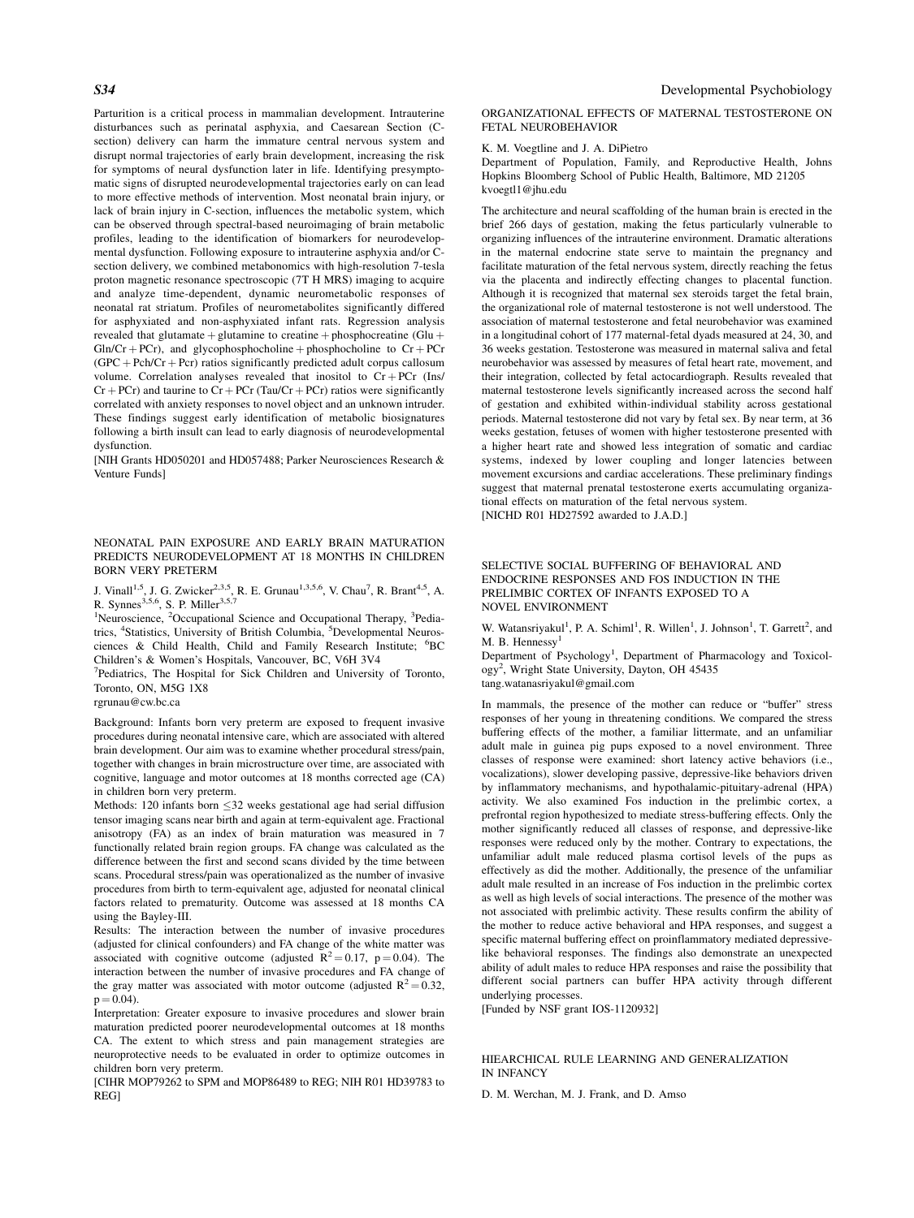Parturition is a critical process in mammalian development. Intrauterine disturbances such as perinatal asphyxia, and Caesarean Section (C-section) delivery can harm the immature central nervous system and disrupt normal trajectories of early brain development, increasing the risk for symptoms of neural dysfunction later in life. Identifying presymptomatic signs of disrupted neurodevelopmental trajectories early on can lead to more effective methods of intervention. Most neonatal brain injury, or lack of brain injury in C-section, influences the metabolic system, which can be observed through spectral-based neuroimaging of brain metabolic profiles, leading to the identification of biomarkers for neurodevelopmental dysfunction. Following exposure to intrauterine asphyxia and/or C-section delivery, we combined metabonomics with high-resolution 7-tesla proton magnetic resonance spectroscopic (7T H MRS) imaging to acquire and analyze time-dependent, dynamic neurometabolic responses of neonatal rat striatum. Profiles of neurometabolites significantly differed for asphyxiated and non-asphyxiated infant rats. Regression analysis revealed that glutamate + glutamine to creatine + phosphocreatine (Glu + Gln/Cr + PCr), and glycophosphocholine + phosphocholine to Cr + PCr (GPC + Pch/Cr + Pcr) ratios significantly predicted adult corpus callosum volume. Correlation analyses revealed that inositol to Cr + PCr (Ins/Cr + PCr) and taurine to Cr + PCr (Tau/Cr + PCr) ratios were significantly correlated with anxiety responses to novel object and an unknown intruder. These findings suggest early identification of metabolic biosignatures following a birth insult can lead to early diagnosis of neurodevelopmental dysfunction.

[NIH Grants HD050201 and HD057488; Parker Neurosciences Research & Venture Funds]

## NEONATAL PAIN EXPOSURE AND EARLY BRAIN MATURATION PREDICTS NEURODEVELOPMENT AT 18 MONTHS IN CHILDREN BORN VERY PRETERM

J. Vinall[1,5], J. G. Zwicker[2,3,5], R. E. Grunau[1,3,5,6], V. Chau[7], R. Brant[4,5], A. R. Synnes[3,5,6], S. P. Miller[3,5,7]

[1]Neuroscience, [2]Occupational Science and Occupational Therapy, [3]Pediatrics, [4]Statistics, University of British Columbia, [5]Developmental Neurosciences & Child Health, Child and Family Research Institute; [6]BC Children's & Women's Hospitals, Vancouver, BC, V6H 3V4

[7]Pediatrics, The Hospital for Sick Children and University of Toronto, Toronto, ON, M5G 1X8

rgrunau@cw.bc.ca

Background: Infants born very preterm are exposed to frequent invasive procedures during neonatal intensive care, which are associated with altered brain development. Our aim was to examine whether procedural stress/pain, together with changes in brain microstructure over time, are associated with cognitive, language and motor outcomes at 18 months corrected age (CA) in children born very preterm.

Methods: 120 infants born ≤32 weeks gestational age had serial diffusion tensor imaging scans near birth and again at term-equivalent age. Fractional anisotropy (FA) as an index of brain maturation was measured in 7 functionally related brain region groups. FA change was calculated as the difference between the first and second scans divided by the time between scans. Procedural stress/pain was operationalized as the number of invasive procedures from birth to term-equivalent age, adjusted for neonatal clinical factors related to prematurity. Outcome was assessed at 18 months CA using the Bayley-III.

Results: The interaction between the number of invasive procedures (adjusted for clinical confounders) and FA change of the white matter was associated with cognitive outcome (adjusted $R^2 = 0.17$, $p = 0.04$). The interaction between the number of invasive procedures and FA change of the gray matter was associated with motor outcome (adjusted $R^2 = 0.32$, $p = 0.04$).

Interpretation: Greater exposure to invasive procedures and slower brain maturation predicted poorer neurodevelopmental outcomes at 18 months CA. The extent to which stress and pain management strategies are neuroprotective needs to be evaluated in order to optimize outcomes in children born very preterm.

[CIHR MOP79262 to SPM and MOP86489 to REG; NIH R01 HD39783 to REG]

## ORGANIZATIONAL EFFECTS OF MATERNAL TESTOSTERONE ON FETAL NEUROBEHAVIOR

K. M. Voegtline and J. A. DiPietro

Department of Population, Family, and Reproductive Health, Johns Hopkins Bloomberg School of Public Health, Baltimore, MD 21205

kvoegtl1@jhu.edu

The architecture and neural scaffolding of the human brain is erected in the brief 266 days of gestation, making the fetus particularly vulnerable to organizing influences of the intrauterine environment. Dramatic alterations in the maternal endocrine state serve to maintain the pregnancy and facilitate maturation of the fetal nervous system, directly reaching the fetus via the placenta and indirectly effecting changes to placental function. Although it is recognized that maternal sex steroids target the fetal brain, the organizational role of maternal testosterone is not well understood. The association of maternal testosterone and fetal neurobehavior was examined in a longitudinal cohort of 177 maternal-fetal dyads measured at 24, 30, and 36 weeks gestation. Testosterone was measured in maternal saliva and fetal neurobehavior was assessed by measures of fetal heart rate, movement, and their integration, collected by fetal actocardiograph. Results revealed that maternal testosterone levels significantly increased across the second half of gestation and exhibited within-individual stability across gestational periods. Maternal testosterone did not vary by fetal sex. By near term, at 36 weeks gestation, fetuses of women with higher testosterone presented with a higher heart rate and showed less integration of somatic and cardiac systems, indexed by lower coupling and longer latencies between movement excursions and cardiac accelerations. These preliminary findings suggest that maternal prenatal testosterone exerts accumulating organizational effects on maturation of the fetal nervous system.

[NICHD R01 HD27592 awarded to J.A.D.]

## SELECTIVE SOCIAL BUFFERING OF BEHAVIORAL AND ENDOCRINE RESPONSES AND FOS INDUCTION IN THE PRELIMBIC CORTEX OF INFANTS EXPOSED TO A NOVEL ENVIRONMENT

W. Watansriyakul[1], P. A. Schiml[1], R. Willen[1], J. Johnson[1], T. Garrett[2], and M. B. Hennessy[1]

Department of Psychology[1], Department of Pharmacology and Toxicology[2], Wright State University, Dayton, OH 45435

tang.watanasriyakul@gmail.com

In mammals, the presence of the mother can reduce or "buffer" stress responses of her young in threatening conditions. We compared the stress buffering effects of the mother, a familiar littermate, and an unfamiliar adult male in guinea pig pups exposed to a novel environment. Three classes of response were examined: short latency active behaviors (i.e., vocalizations), slower developing passive, depressive-like behaviors driven by inflammatory mechanisms, and hypothalamic-pituitary-adrenal (HPA) activity. We also examined Fos induction in the prelimbic cortex, a prefrontal region hypothesized to mediate stress-buffering effects. Only the mother significantly reduced all classes of response, and depressive-like responses were reduced only by the mother. Contrary to expectations, the unfamiliar adult male reduced plasma cortisol levels of the pups as effectively as did the mother. Additionally, the presence of the unfamiliar adult male resulted in an increase of Fos induction in the prelimbic cortex as well as high levels of social interactions. The presence of the mother was not associated with prelimbic activity. These results confirm the ability of the mother to reduce active behavioral and HPA responses, and suggest a specific maternal buffering effect on proinflammatory mediated depressive-like behavioral responses. The findings also demonstrate an unexpected ability of adult males to reduce HPA responses and raise the possibility that different social partners can buffer HPA activity through different underlying processes.

[Funded by NSF grant IOS-1120932]

## HIEARCHICAL RULE LEARNING AND GENERALIZATION IN INFANCY

D. M. Werchan, M. J. Frank, and D. Amso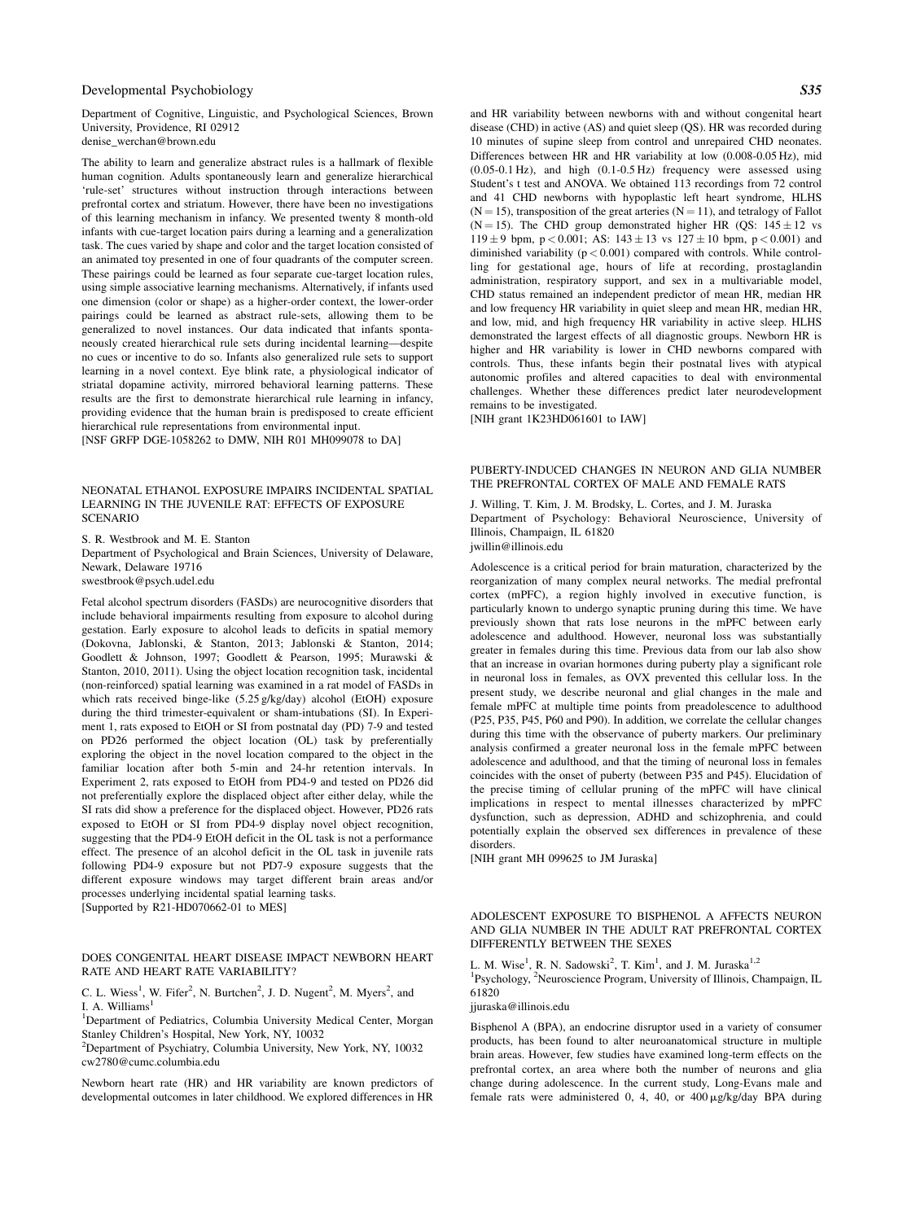Department of Cognitive, Linguistic, and Psychological Sciences, Brown University, Providence, RI 02912
denise_werchan@brown.edu

The ability to learn and generalize abstract rules is a hallmark of flexible human cognition. Adults spontaneously learn and generalize hierarchical 'rule-set' structures without instruction through interactions between prefrontal cortex and striatum. However, there have been no investigations of this learning mechanism in infancy. We presented twenty 8 month-old infants with cue-target location pairs during a learning and a generalization task. The cues varied by shape and color and the target location consisted of an animated toy presented in one of four quadrants of the computer screen. These pairings could be learned as four separate cue-target location rules, using simple associative learning mechanisms. Alternatively, if infants used one dimension (color or shape) as a higher-order context, the lower-order pairings could be learned as abstract rule-sets, allowing them to be generalized to novel instances. Our data indicated that infants spontaneously created hierarchical rule sets during incidental learning—despite no cues or incentive to do so. Infants also generalized rule sets to support learning in a novel context. Eye blink rate, a physiological indicator of striatal dopamine activity, mirrored behavioral learning patterns. These results are the first to demonstrate hierarchical rule learning in infancy, providing evidence that the human brain is predisposed to create efficient hierarchical rule representations from environmental input.
[NSF GRFP DGE-1058262 to DMW, NIH R01 MH099078 to DA]

## NEONATAL ETHANOL EXPOSURE IMPAIRS INCIDENTAL SPATIAL LEARNING IN THE JUVENILE RAT: EFFECTS OF EXPOSURE SCENARIO

S. R. Westbrook and M. E. Stanton
Department of Psychological and Brain Sciences, University of Delaware, Newark, Delaware 19716
swestbrook@psych.udel.edu

Fetal alcohol spectrum disorders (FASDs) are neurocognitive disorders that include behavioral impairments resulting from exposure to alcohol during gestation. Early exposure to alcohol leads to deficits in spatial memory (Dokovna, Jablonski, & Stanton, 2013; Jablonski & Stanton, 2014; Goodlett & Johnson, 1997; Goodlett & Pearson, 1995; Murawski & Stanton, 2010, 2011). Using the object location recognition task, incidental (non-reinforced) spatial learning was examined in a rat model of FASDs in which rats received binge-like (5.25 g/kg/day) alcohol (EtOH) exposure during the third trimester-equivalent or sham-intubations (SI). In Experiment 1, rats exposed to EtOH or SI from postnatal day (PD) 7-9 and tested on PD26 performed the object location (OL) task by preferentially exploring the object in the novel location compared to the object in the familiar location after both 5-min and 24-hr retention intervals. In Experiment 2, rats exposed to EtOH from PD4-9 and tested on PD26 did not preferentially explore the displaced object after either delay, while the SI rats did show a preference for the displaced object. However, PD26 rats exposed to EtOH or SI from PD4-9 display novel object recognition, suggesting that the PD4-9 EtOH deficit in the OL task is not a performance effect. The presence of an alcohol deficit in the OL task in juvenile rats following PD4-9 exposure but not PD7-9 exposure suggests that the different exposure windows may target different brain areas and/or processes underlying incidental spatial learning tasks.
[Supported by R21-HD070662-01 to MES]

## DOES CONGENITAL HEART DISEASE IMPACT NEWBORN HEART RATE AND HEART RATE VARIABILITY?

C. L. Wiess[1], W. Fifer[2], N. Burtchen[2], J. D. Nugent[2], M. Myers[2], and I. A. Williams[1]
[1]Department of Pediatrics, Columbia University Medical Center, Morgan Stanley Children's Hospital, New York, NY, 10032
[2]Department of Psychiatry, Columbia University, New York, NY, 10032
cw2780@cumc.columbia.edu

Newborn heart rate (HR) and HR variability are known predictors of developmental outcomes in later childhood. We explored differences in HR and HR variability between newborns with and without congenital heart disease (CHD) in active (AS) and quiet sleep (QS). HR was recorded during 10 minutes of supine sleep from control and unrepaired CHD neonates. Differences between HR and HR variability at low (0.008-0.05 Hz), mid (0.05-0.1 Hz), and high (0.1-0.5 Hz) frequency were assessed using Student's t test and ANOVA. We obtained 113 recordings from 72 control and 41 CHD newborns with hypoplastic left heart syndrome, HLHS ($N = 15$), transposition of the great arteries ($N = 11$), and tetralogy of Fallot ($N = 15$). The CHD group demonstrated higher HR (QS: $145 \pm 12$ vs $119 \pm 9$ bpm, $p < 0.001$; AS: $143 \pm 13$ vs $127 \pm 10$ bpm, $p < 0.001$) and diminished variability ($p < 0.001$) compared with controls. While controlling for gestational age, hours of life at recording, prostaglandin administration, respiratory support, and sex in a multivariable model, CHD status remained an independent predictor of mean HR, median HR and low frequency HR variability in quiet sleep and mean HR, median HR, and low, mid, and high frequency HR variability in active sleep. HLHS demonstrated the largest effects of all diagnostic groups. Newborn HR is higher and HR variability is lower in CHD newborns compared with controls. Thus, these infants begin their postnatal lives with atypical autonomic profiles and altered capacities to deal with environmental challenges. Whether these differences predict later neurodevelopment remains to be investigated.
[NIH grant 1K23HD061601 to IAW]

## PUBERTY-INDUCED CHANGES IN NEURON AND GLIA NUMBER THE PREFRONTAL CORTEX OF MALE AND FEMALE RATS

J. Willing, T. Kim, J. M. Brodsky, L. Cortes, and J. M. Juraska
Department of Psychology: Behavioral Neuroscience, University of Illinois, Champaign, IL 61820
jwillin@illinois.edu

Adolescence is a critical period for brain maturation, characterized by the reorganization of many complex neural networks. The medial prefrontal cortex (mPFC), a region highly involved in executive function, is particularly known to undergo synaptic pruning during this time. We have previously shown that rats lose neurons in the mPFC between early adolescence and adulthood. However, neuronal loss was substantially greater in females during this time. Previous data from our lab also show that an increase in ovarian hormones during puberty play a significant role in neuronal loss in females, as OVX prevented this cellular loss. In the present study, we describe neuronal and glial changes in the male and female mPFC at multiple time points from preadolescence to adulthood (P25, P35, P45, P60 and P90). In addition, we correlate the cellular changes during this time with the observance of puberty markers. Our preliminary analysis confirmed a greater neuronal loss in the female mPFC between adolescence and adulthood, and that the timing of neuronal loss in females coincides with the onset of puberty (between P35 and P45). Elucidation of the precise timing of cellular pruning of the mPFC will have clinical implications in respect to mental illnesses characterized by mPFC dysfunction, such as depression, ADHD and schizophrenia, and could potentially explain the observed sex differences in prevalence of these disorders.
[NIH grant MH 099625 to JM Juraska]

## ADOLESCENT EXPOSURE TO BISPHENOL A AFFECTS NEURON AND GLIA NUMBER IN THE ADULT RAT PREFRONTAL CORTEX DIFFERENTLY BETWEEN THE SEXES

L. M. Wise[1], R. N. Sadowski[2], T. Kim[1], and J. M. Juraska[1,2]
[1]Psychology, [2]Neuroscience Program, University of Illinois, Champaign, IL 61820
jjuraska@illinois.edu

Bisphenol A (BPA), an endocrine disruptor used in a variety of consumer products, has been found to alter neuroanatomical structure in multiple brain areas. However, few studies have examined long-term effects on the prefrontal cortex, an area where both the number of neurons and glia change during adolescence. In the current study, Long-Evans male and female rats were administered 0, 4, 40, or 400 μg/kg/day BPA during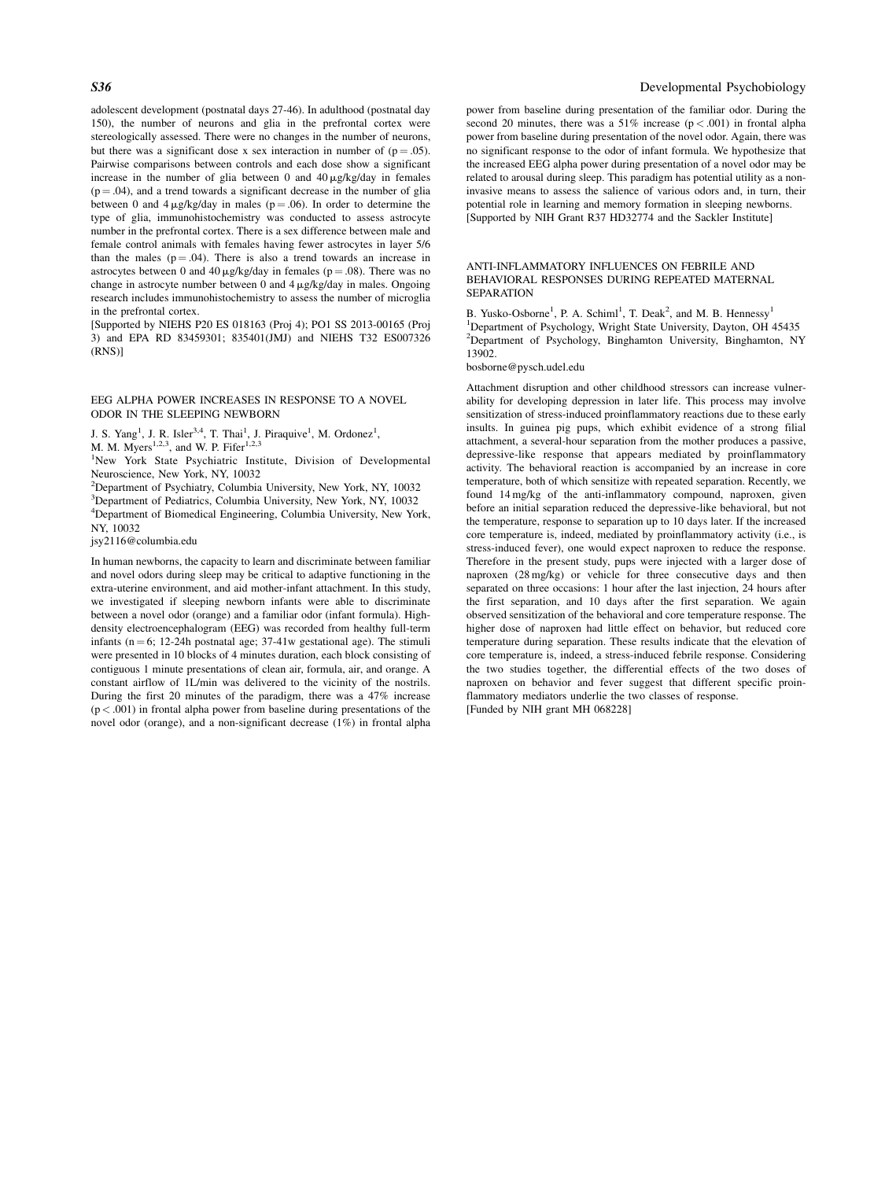adolescent development (postnatal days 27-46). In adulthood (postnatal day 150), the number of neurons and glia in the prefrontal cortex were stereologically assessed. There were no changes in the number of neurons, but there was a significant dose x sex interaction in number of ($p = .05$). Pairwise comparisons between controls and each dose show a significant increase in the number of glia between 0 and 40 μg/kg/day in females ($p = .04$), and a trend towards a significant decrease in the number of glia between 0 and 4 μg/kg/day in males ($p = .06$). In order to determine the type of glia, immunohistochemistry was conducted to assess astrocyte number in the prefrontal cortex. There is a sex difference between male and female control animals with females having fewer astrocytes in layer 5/6 than the males ($p = .04$). There is also a trend towards an increase in astrocytes between 0 and 40 μg/kg/day in females ($p = .08$). There was no change in astrocyte number between 0 and 4 μg/kg/day in males. Ongoing research includes immunohistochemistry to assess the number of microglia in the prefrontal cortex.
[Supported by NIEHS P20 ES 018163 (Proj 4); PO1 SS 2013-00165 (Proj 3) and EPA RD 83459301; 835401(JMJ) and NIEHS T32 ES007326 (RNS)]

## EEG ALPHA POWER INCREASES IN RESPONSE TO A NOVEL ODOR IN THE SLEEPING NEWBORN

J. S. Yang[1], J. R. Isler[3,4], T. Thai[1], J. Piraquive[1], M. Ordonez[1], M. M. Myers[1,2,3], and W. P. Fifer[1,2,3]

[1]New York State Psychiatric Institute, Division of Developmental Neuroscience, New York, NY, 10032
[2]Department of Psychiatry, Columbia University, New York, NY, 10032
[3]Department of Pediatrics, Columbia University, New York, NY, 10032
[4]Department of Biomedical Engineering, Columbia University, New York, NY, 10032
jsy2116@columbia.edu

In human newborns, the capacity to learn and discriminate between familiar and novel odors during sleep may be critical to adaptive functioning in the extra-uterine environment, and aid mother-infant attachment. In this study, we investigated if sleeping newborn infants were able to discriminate between a novel odor (orange) and a familiar odor (infant formula). High-density electroencephalogram (EEG) was recorded from healthy full-term infants ($n = 6$; 12-24h postnatal age; 37-41w gestational age). The stimuli were presented in 10 blocks of 4 minutes duration, each block consisting of contiguous 1 minute presentations of clean air, formula, air, and orange. A constant airflow of 1L/min was delivered to the vicinity of the nostrils. During the first 20 minutes of the paradigm, there was a 47% increase ($p < .001$) in frontal alpha power from baseline during presentations of the novel odor (orange), and a non-significant decrease (1%) in frontal alpha power from baseline during presentation of the familiar odor. During the second 20 minutes, there was a 51% increase ($p < .001$) in frontal alpha power from baseline during presentation of the novel odor. Again, there was no significant response to the odor of infant formula. We hypothesize that the increased EEG alpha power during presentation of a novel odor may be related to arousal during sleep. This paradigm has potential utility as a non-invasive means to assess the salience of various odors and, in turn, their potential role in learning and memory formation in sleeping newborns.
[Supported by NIH Grant R37 HD32774 and the Sackler Institute]

## ANTI-INFLAMMATORY INFLUENCES ON FEBRILE AND BEHAVIORAL RESPONSES DURING REPEATED MATERNAL SEPARATION

B. Yusko-Osborne[1], P. A. Schiml[1], T. Deak[2], and M. B. Hennessy[1]

[1]Department of Psychology, Wright State University, Dayton, OH 45435
[2]Department of Psychology, Binghamton University, Binghamton, NY 13902.
bosborne@pysch.udel.edu

Attachment disruption and other childhood stressors can increase vulnerability for developing depression in later life. This process may involve sensitization of stress-induced proinflammatory reactions due to these early insults. In guinea pig pups, which exhibit evidence of a strong filial attachment, a several-hour separation from the mother produces a passive, depressive-like response that appears mediated by proinflammatory activity. The behavioral reaction is accompanied by an increase in core temperature, both of which sensitize with repeated separation. Recently, we found 14 mg/kg of the anti-inflammatory compound, naproxen, given before an initial separation reduced the depressive-like behavioral, but not the temperature, response to separation up to 10 days later. If the increased core temperature is, indeed, mediated by proinflammatory activity (i.e., is stress-induced fever), one would expect naproxen to reduce the response. Therefore in the present study, pups were injected with a larger dose of naproxen (28 mg/kg) or vehicle for three consecutive days and then separated on three occasions: 1 hour after the last injection, 24 hours after the first separation, and 10 days after the first separation. We again observed sensitization of the behavioral and core temperature response. The higher dose of naproxen had little effect on behavior, but reduced core temperature during separation. These results indicate that the elevation of core temperature is, indeed, a stress-induced febrile response. Considering the two studies together, the differential effects of the two doses of naproxen on behavior and fever suggest that different specific proinflammatory mediators underlie the two classes of response.
[Funded by NIH grant MH 068228]